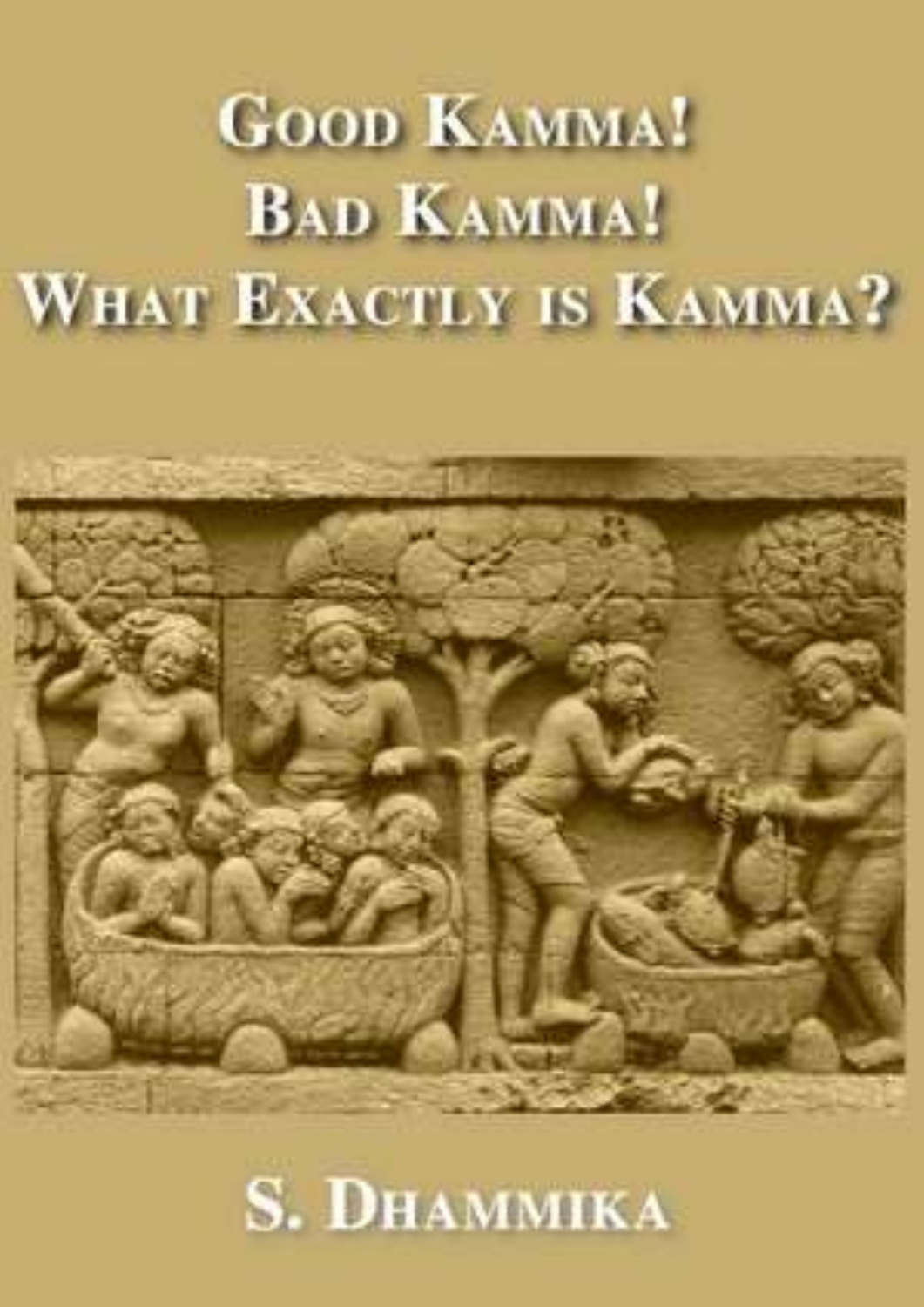# Good Kamma!
# Bad Kamma!
# What Exactly is Kamma?

S. Dhammika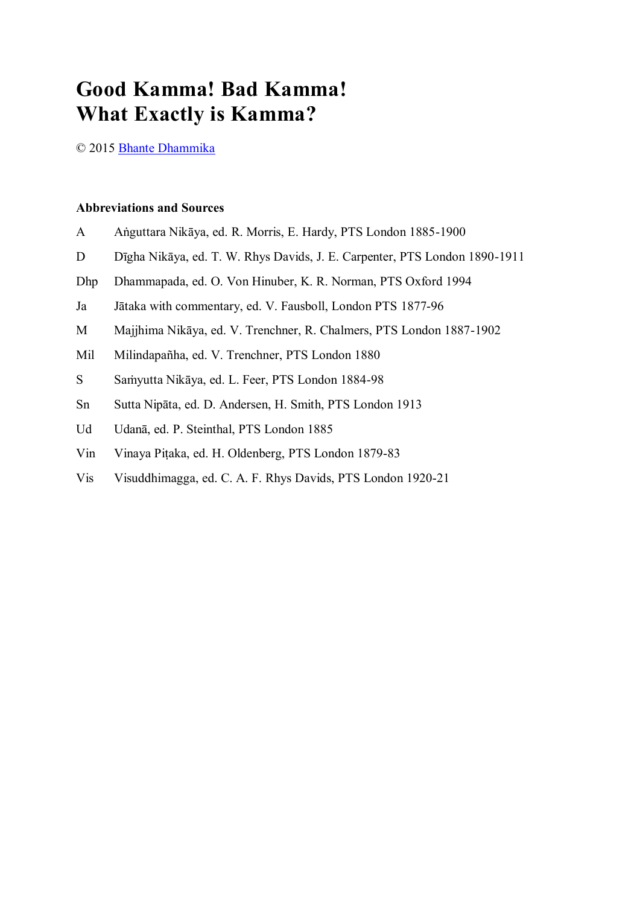# Good Kamma! Bad Kamma!
# What Exactly is Kamma?

© 2015 Bhante Dhammika

**Abbreviations and Sources**

| | |
|---|---|
| A | Aṅguttara Nikāya, ed. R. Morris, E. Hardy, PTS London 1885-1900 |
| D | Dīgha Nikāya, ed. T. W. Rhys Davids, J. E. Carpenter, PTS London 1890-1911 |
| Dhp | Dhammapada, ed. O. Von Hinuber, K. R. Norman, PTS Oxford 1994 |
| Ja | Jātaka with commentary, ed. V. Fausboll, London PTS 1877-96 |
| M | Majjhima Nikāya, ed. V. Trenchner, R. Chalmers, PTS London 1887-1902 |
| Mil | Milindapañha, ed. V. Trenchner, PTS London 1880 |
| S | Saṁyutta Nikāya, ed. L. Feer, PTS London 1884-98 |
| Sn | Sutta Nipāta, ed. D. Andersen, H. Smith, PTS London 1913 |
| Ud | Udanā, ed. P. Steinthal, PTS London 1885 |
| Vin | Vinaya Piṭaka, ed. H. Oldenberg, PTS London 1879-83 |
| Vis | Visuddhimagga, ed. C. A. F. Rhys Davids, PTS London 1920-21 |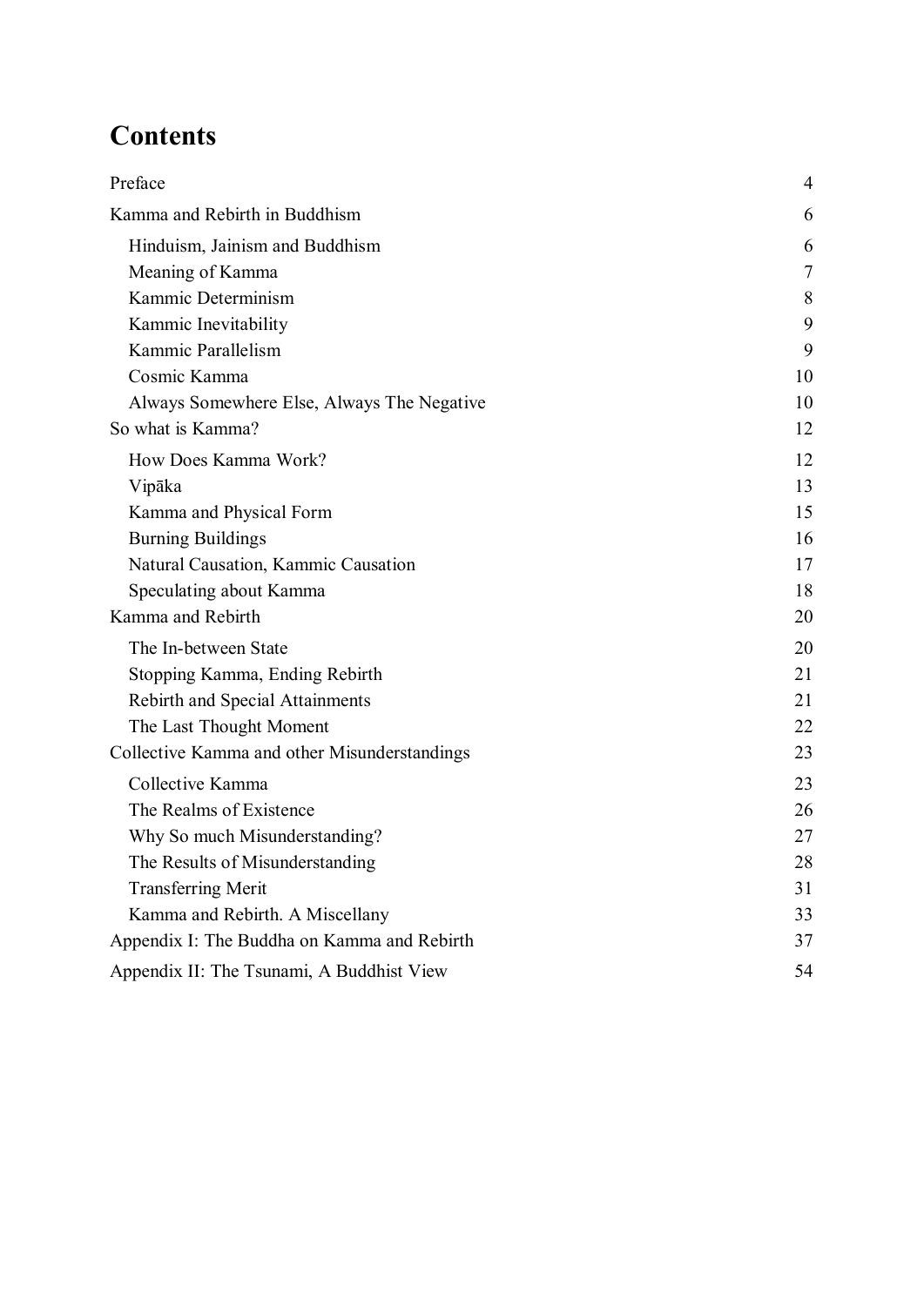# Contents

| | |
|---|---|
| Preface | 4 |
| Kamma and Rebirth in Buddhism | 6 |
| &nbsp;&nbsp;&nbsp;&nbsp;Hinduism, Jainism and Buddhism | 6 |
| &nbsp;&nbsp;&nbsp;&nbsp;Meaning of Kamma | 7 |
| &nbsp;&nbsp;&nbsp;&nbsp;Kammic Determinism | 8 |
| &nbsp;&nbsp;&nbsp;&nbsp;Kammic Inevitability | 9 |
| &nbsp;&nbsp;&nbsp;&nbsp;Kammic Parallelism | 9 |
| &nbsp;&nbsp;&nbsp;&nbsp;Cosmic Kamma | 10 |
| &nbsp;&nbsp;&nbsp;&nbsp;Always Somewhere Else, Always The Negative | 10 |
| So what is Kamma? | 12 |
| &nbsp;&nbsp;&nbsp;&nbsp;How Does Kamma Work? | 12 |
| &nbsp;&nbsp;&nbsp;&nbsp;Vipāka | 13 |
| &nbsp;&nbsp;&nbsp;&nbsp;Kamma and Physical Form | 15 |
| &nbsp;&nbsp;&nbsp;&nbsp;Burning Buildings | 16 |
| &nbsp;&nbsp;&nbsp;&nbsp;Natural Causation, Kammic Causation | 17 |
| &nbsp;&nbsp;&nbsp;&nbsp;Speculating about Kamma | 18 |
| Kamma and Rebirth | 20 |
| &nbsp;&nbsp;&nbsp;&nbsp;The In-between State | 20 |
| &nbsp;&nbsp;&nbsp;&nbsp;Stopping Kamma, Ending Rebirth | 21 |
| &nbsp;&nbsp;&nbsp;&nbsp;Rebirth and Special Attainments | 21 |
| &nbsp;&nbsp;&nbsp;&nbsp;The Last Thought Moment | 22 |
| Collective Kamma and other Misunderstandings | 23 |
| &nbsp;&nbsp;&nbsp;&nbsp;Collective Kamma | 23 |
| &nbsp;&nbsp;&nbsp;&nbsp;The Realms of Existence | 26 |
| &nbsp;&nbsp;&nbsp;&nbsp;Why So much Misunderstanding? | 27 |
| &nbsp;&nbsp;&nbsp;&nbsp;The Results of Misunderstanding | 28 |
| &nbsp;&nbsp;&nbsp;&nbsp;Transferring Merit | 31 |
| &nbsp;&nbsp;&nbsp;&nbsp;Kamma and Rebirth. A Miscellany | 33 |
| Appendix I: The Buddha on Kamma and Rebirth | 37 |
| Appendix II: The Tsunami, A Buddhist View | 54 |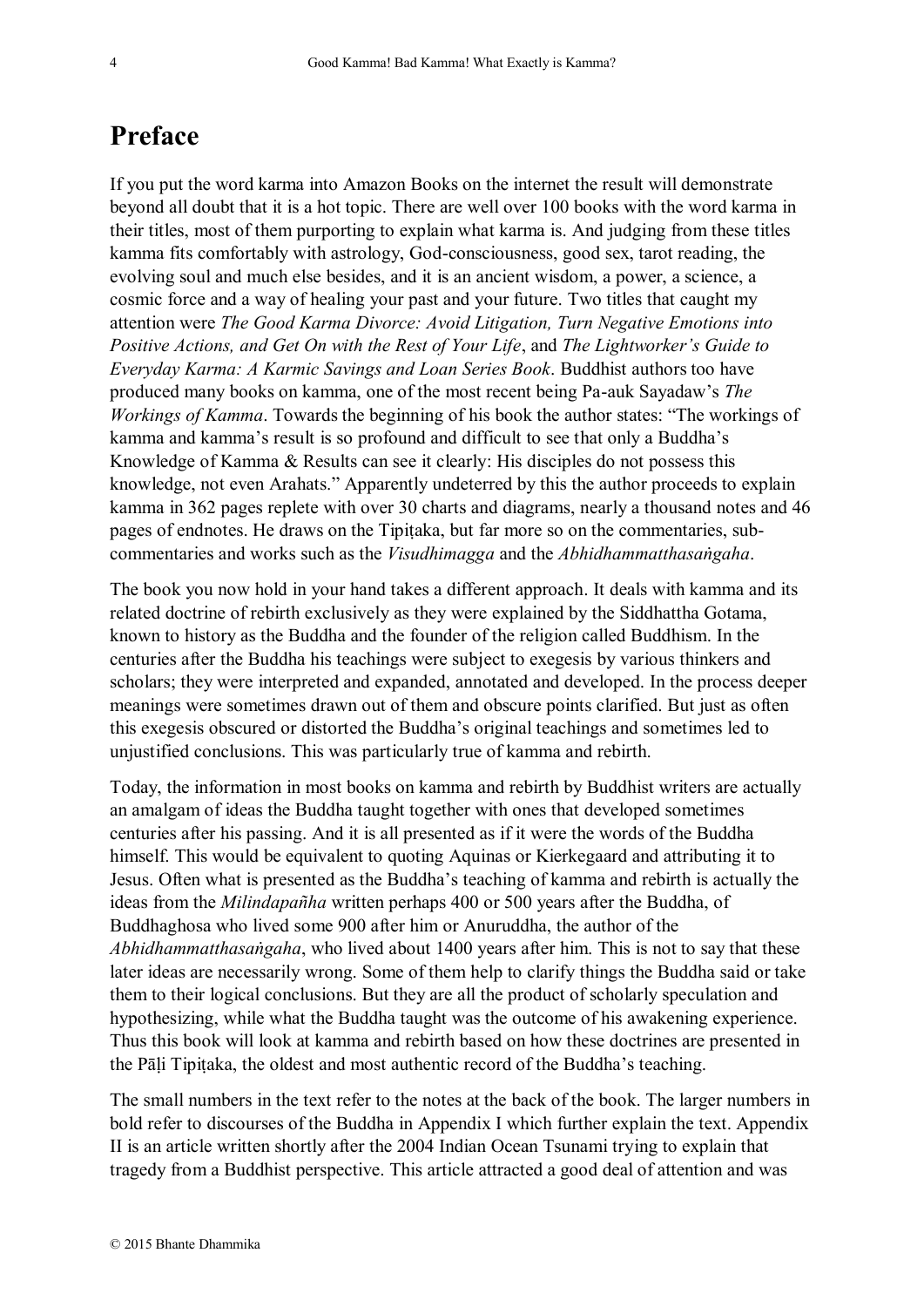# Preface

If you put the word karma into Amazon Books on the internet the result will demonstrate beyond all doubt that it is a hot topic. There are well over 100 books with the word karma in their titles, most of them purporting to explain what karma is. And judging from these titles kamma fits comfortably with astrology, God-consciousness, good sex, tarot reading, the evolving soul and much else besides, and it is an ancient wisdom, a power, a science, a cosmic force and a way of healing your past and your future. Two titles that caught my attention were *The Good Karma Divorce: Avoid Litigation, Turn Negative Emotions into Positive Actions, and Get On with the Rest of Your Life*, and *The Lightworker's Guide to Everyday Karma: A Karmic Savings and Loan Series Book*. Buddhist authors too have produced many books on kamma, one of the most recent being Pa-auk Sayadaw's *The Workings of Kamma*. Towards the beginning of his book the author states: "The workings of kamma and kamma's result is so profound and difficult to see that only a Buddha's Knowledge of Kamma & Results can see it clearly: His disciples do not possess this knowledge, not even Arahats." Apparently undeterred by this the author proceeds to explain kamma in 362 pages replete with over 30 charts and diagrams, nearly a thousand notes and 46 pages of endnotes. He draws on the Tipiṭaka, but far more so on the commentaries, sub-commentaries and works such as the *Visudhimagga* and the *Abhidhammatthasaṅgaha*.

The book you now hold in your hand takes a different approach. It deals with kamma and its related doctrine of rebirth exclusively as they were explained by the Siddhattha Gotama, known to history as the Buddha and the founder of the religion called Buddhism. In the centuries after the Buddha his teachings were subject to exegesis by various thinkers and scholars; they were interpreted and expanded, annotated and developed. In the process deeper meanings were sometimes drawn out of them and obscure points clarified. But just as often this exegesis obscured or distorted the Buddha's original teachings and sometimes led to unjustified conclusions. This was particularly true of kamma and rebirth.

Today, the information in most books on kamma and rebirth by Buddhist writers are actually an amalgam of ideas the Buddha taught together with ones that developed sometimes centuries after his passing. And it is all presented as if it were the words of the Buddha himself. This would be equivalent to quoting Aquinas or Kierkegaard and attributing it to Jesus. Often what is presented as the Buddha's teaching of kamma and rebirth is actually the ideas from the *Milindapañha* written perhaps 400 or 500 years after the Buddha, of Buddhaghosa who lived some 900 after him or Anuruddha, the author of the *Abhidhammatthasaṅgaha*, who lived about 1400 years after him. This is not to say that these later ideas are necessarily wrong. Some of them help to clarify things the Buddha said or take them to their logical conclusions. But they are all the product of scholarly speculation and hypothesizing, while what the Buddha taught was the outcome of his awakening experience. Thus this book will look at kamma and rebirth based on how these doctrines are presented in the Pāḷi Tipiṭaka, the oldest and most authentic record of the Buddha's teaching.

The small numbers in the text refer to the notes at the back of the book. The larger numbers in bold refer to discourses of the Buddha in Appendix I which further explain the text. Appendix II is an article written shortly after the 2004 Indian Ocean Tsunami trying to explain that tragedy from a Buddhist perspective. This article attracted a good deal of attention and was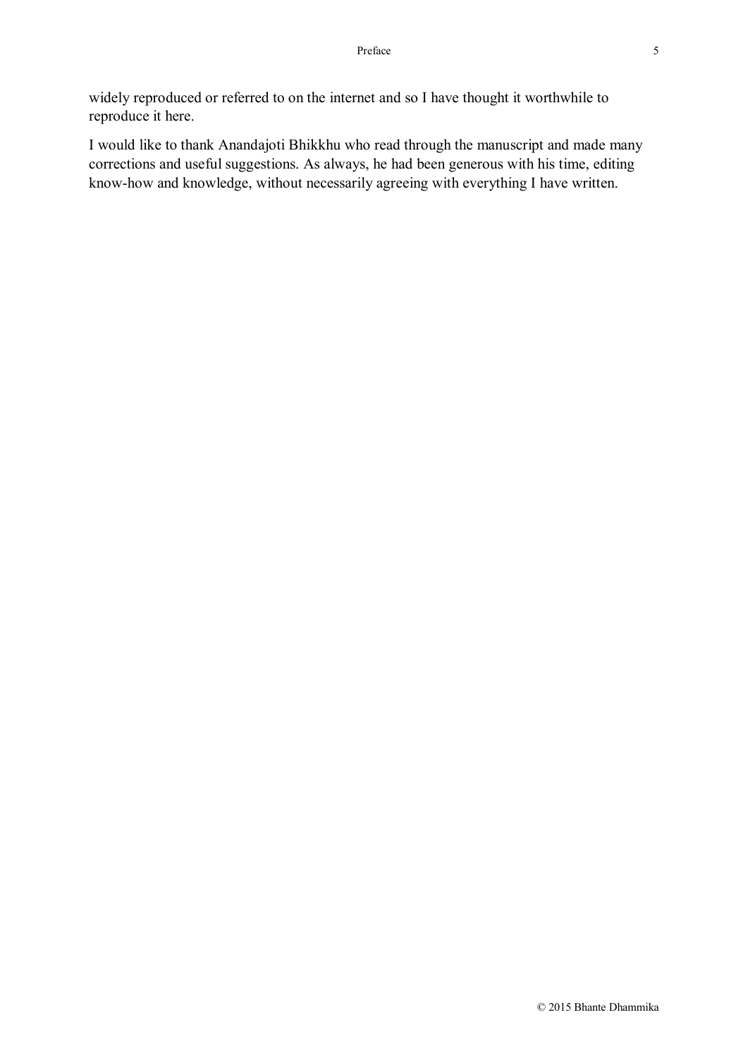widely reproduced or referred to on the internet and so I have thought it worthwhile to reproduce it here.

I would like to thank Anandajoti Bhikkhu who read through the manuscript and made many corrections and useful suggestions. As always, he had been generous with his time, editing know-how and knowledge, without necessarily agreeing with everything I have written.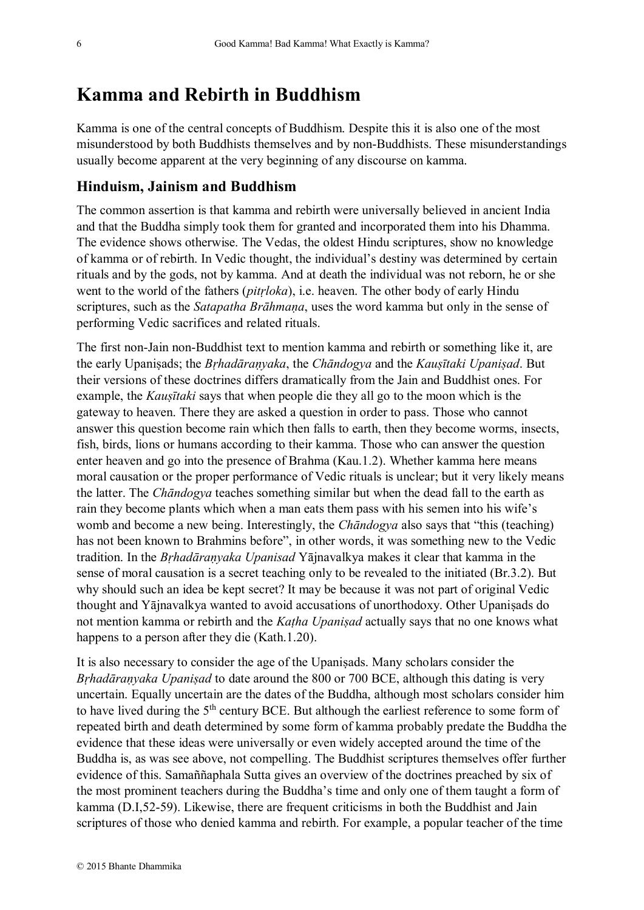# Kamma and Rebirth in Buddhism

Kamma is one of the central concepts of Buddhism. Despite this it is also one of the most misunderstood by both Buddhists themselves and by non-Buddhists. These misunderstandings usually become apparent at the very beginning of any discourse on kamma.

## Hinduism, Jainism and Buddhism

The common assertion is that kamma and rebirth were universally believed in ancient India and that the Buddha simply took them for granted and incorporated them into his Dhamma. The evidence shows otherwise. The Vedas, the oldest Hindu scriptures, show no knowledge of kamma or of rebirth. In Vedic thought, the individual's destiny was determined by certain rituals and by the gods, not by kamma. And at death the individual was not reborn, he or she went to the world of the fathers (*pitṛloka*), i.e. heaven. The other body of early Hindu scriptures, such as the *Satapatha Brāhmaṇa*, uses the word kamma but only in the sense of performing Vedic sacrifices and related rituals.

The first non-Jain non-Buddhist text to mention kamma and rebirth or something like it, are the early Upaniṣads; the *Bṛhadāraṇyaka*, the *Chāndogya* and the *Kauṣītaki Upaniṣad*. But their versions of these doctrines differs dramatically from the Jain and Buddhist ones. For example, the *Kauṣītaki* says that when people die they all go to the moon which is the gateway to heaven. There they are asked a question in order to pass. Those who cannot answer this question become rain which then falls to earth, then they become worms, insects, fish, birds, lions or humans according to their kamma. Those who can answer the question enter heaven and go into the presence of Brahma (Kau.1.2). Whether kamma here means moral causation or the proper performance of Vedic rituals is unclear; but it very likely means the latter. The *Chāndogya* teaches something similar but when the dead fall to the earth as rain they become plants which when a man eats them pass with his semen into his wife's womb and become a new being. Interestingly, the *Chāndogya* also says that "this (teaching) has not been known to Brahmins before", in other words, it was something new to the Vedic tradition. In the *Bṛhadāraṇyaka Upanisad* Yājnavalkya makes it clear that kamma in the sense of moral causation is a secret teaching only to be revealed to the initiated (Br.3.2). But why should such an idea be kept secret? It may be because it was not part of original Vedic thought and Yājnavalkya wanted to avoid accusations of unorthodoxy. Other Upaniṣads do not mention kamma or rebirth and the *Kaṭha Upaniṣad* actually says that no one knows what happens to a person after they die (Kath.1.20).

It is also necessary to consider the age of the Upaniṣads. Many scholars consider the *Bṛhadāraṇyaka Upaniṣad* to date around the 800 or 700 BCE, although this dating is very uncertain. Equally uncertain are the dates of the Buddha, although most scholars consider him to have lived during the 5th century BCE. But although the earliest reference to some form of repeated birth and death determined by some form of kamma probably predate the Buddha the evidence that these ideas were universally or even widely accepted around the time of the Buddha is, as was see above, not compelling. The Buddhist scriptures themselves offer further evidence of this. Samaññaphala Sutta gives an overview of the doctrines preached by six of the most prominent teachers during the Buddha's time and only one of them taught a form of kamma (D.I,52-59). Likewise, there are frequent criticisms in both the Buddhist and Jain scriptures of those who denied kamma and rebirth. For example, a popular teacher of the time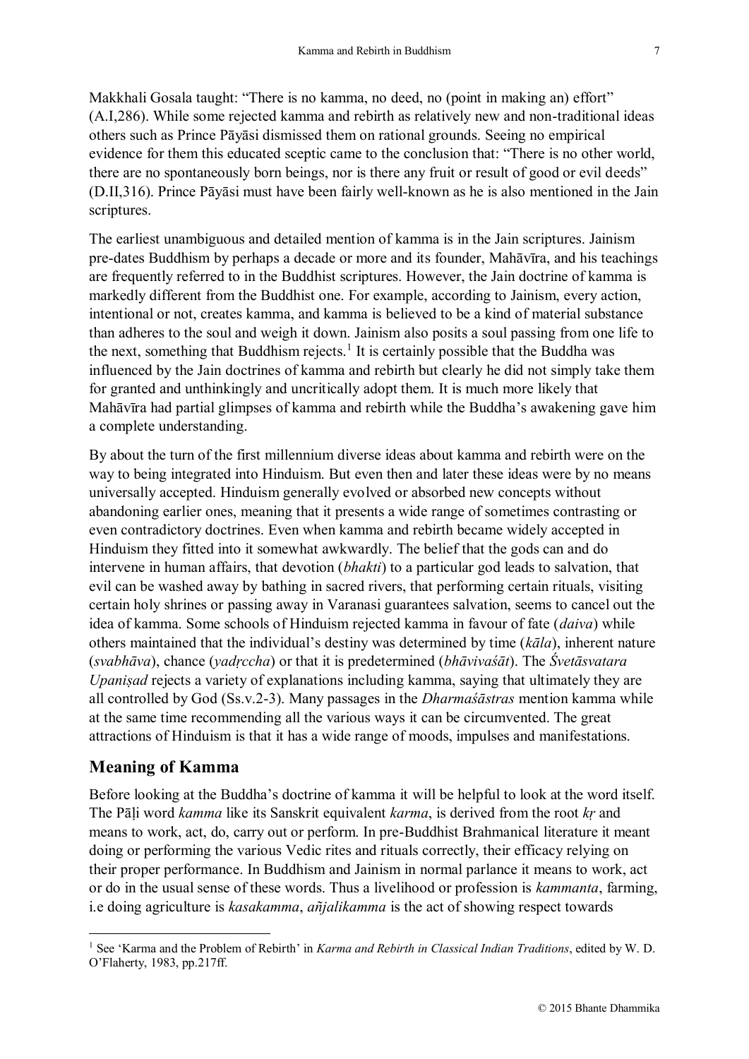Makkhali Gosala taught: "There is no kamma, no deed, no (point in making an) effort" (A.I,286). While some rejected kamma and rebirth as relatively new and non-traditional ideas others such as Prince Pāyāsi dismissed them on rational grounds. Seeing no empirical evidence for them this educated sceptic came to the conclusion that: "There is no other world, there are no spontaneously born beings, nor is there any fruit or result of good or evil deeds" (D.II,316). Prince Pāyāsi must have been fairly well-known as he is also mentioned in the Jain scriptures.

The earliest unambiguous and detailed mention of kamma is in the Jain scriptures. Jainism pre-dates Buddhism by perhaps a decade or more and its founder, Mahāvīra, and his teachings are frequently referred to in the Buddhist scriptures. However, the Jain doctrine of kamma is markedly different from the Buddhist one. For example, according to Jainism, every action, intentional or not, creates kamma, and kamma is believed to be a kind of material substance than adheres to the soul and weigh it down. Jainism also posits a soul passing from one life to the next, something that Buddhism rejects.[1] It is certainly possible that the Buddha was influenced by the Jain doctrines of kamma and rebirth but clearly he did not simply take them for granted and unthinkingly and uncritically adopt them. It is much more likely that Mahāvīra had partial glimpses of kamma and rebirth while the Buddha's awakening gave him a complete understanding.

By about the turn of the first millennium diverse ideas about kamma and rebirth were on the way to being integrated into Hinduism. But even then and later these ideas were by no means universally accepted. Hinduism generally evolved or absorbed new concepts without abandoning earlier ones, meaning that it presents a wide range of sometimes contrasting or even contradictory doctrines. Even when kamma and rebirth became widely accepted in Hinduism they fitted into it somewhat awkwardly. The belief that the gods can and do intervene in human affairs, that devotion (*bhakti*) to a particular god leads to salvation, that evil can be washed away by bathing in sacred rivers, that performing certain rituals, visiting certain holy shrines or passing away in Varanasi guarantees salvation, seems to cancel out the idea of kamma. Some schools of Hinduism rejected kamma in favour of fate (*daiva*) while others maintained that the individual's destiny was determined by time (*kāla*), inherent nature (*svabhāva*), chance (*yadṛccha*) or that it is predetermined (*bhāvivaśāt*). The *Śvetāsvatara Upaniṣad* rejects a variety of explanations including kamma, saying that ultimately they are all controlled by God (Ss.v.2-3). Many passages in the *Dharmaśāstras* mention kamma while at the same time recommending all the various ways it can be circumvented. The great attractions of Hinduism is that it has a wide range of moods, impulses and manifestations.

## Meaning of Kamma

Before looking at the Buddha's doctrine of kamma it will be helpful to look at the word itself. The Pāḷi word *kamma* like its Sanskrit equivalent *karma*, is derived from the root *kṛ* and means to work, act, do, carry out or perform. In pre-Buddhist Brahmanical literature it meant doing or performing the various Vedic rites and rituals correctly, their efficacy relying on their proper performance. In Buddhism and Jainism in normal parlance it means to work, act or do in the usual sense of these words. Thus a livelihood or profession is *kammanta*, farming, i.e doing agriculture is *kasakamma*, *añjalikamma* is the act of showing respect towards

---

[1] See 'Karma and the Problem of Rebirth' in *Karma and Rebirth in Classical Indian Traditions*, edited by W. D. O'Flaherty, 1983, pp.217ff.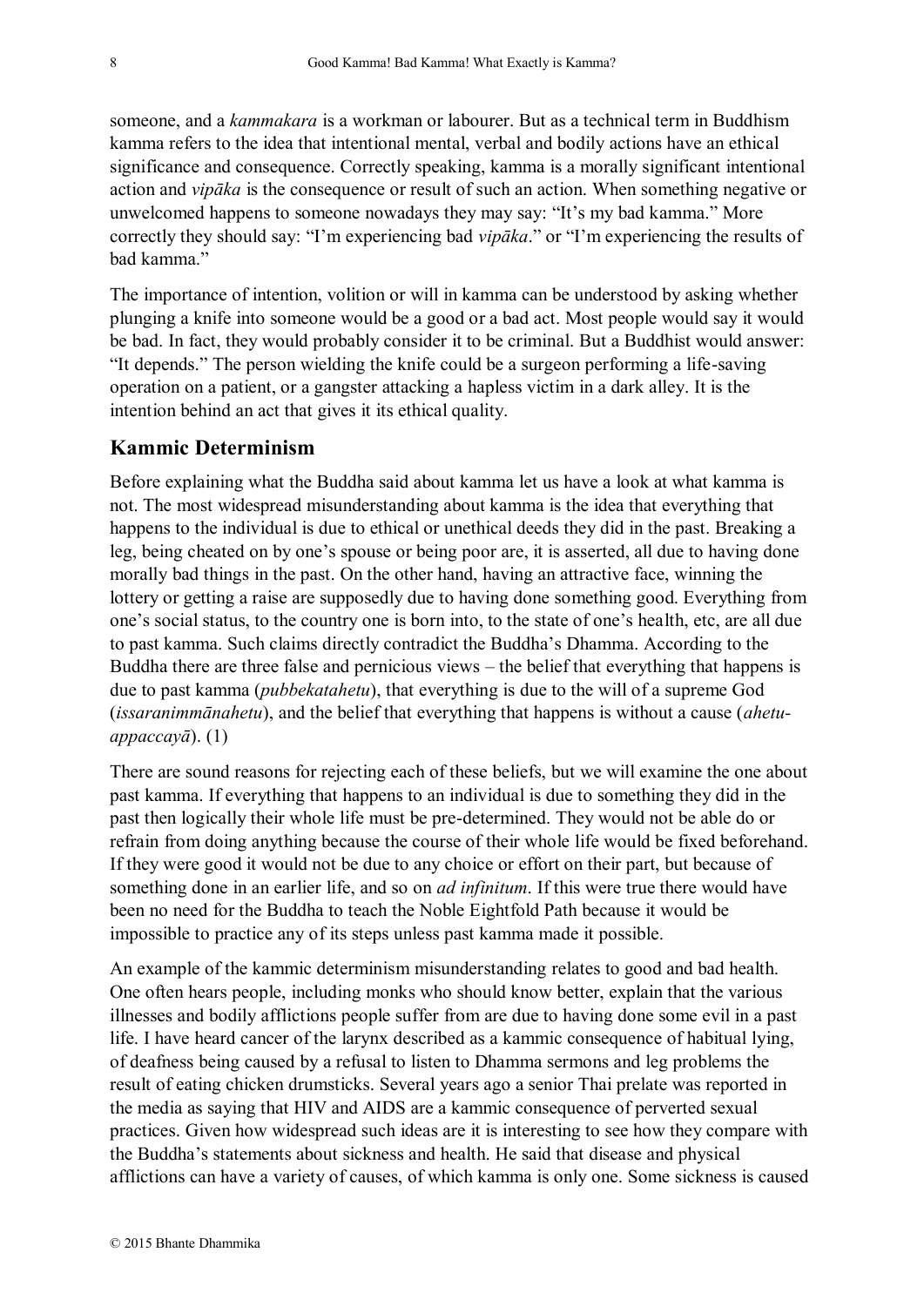someone, and a *kammakara* is a workman or labourer. But as a technical term in Buddhism kamma refers to the idea that intentional mental, verbal and bodily actions have an ethical significance and consequence. Correctly speaking, kamma is a morally significant intentional action and *vipāka* is the consequence or result of such an action. When something negative or unwelcomed happens to someone nowadays they may say: "It's my bad kamma." More correctly they should say: "I'm experiencing bad *vipāka*." or "I'm experiencing the results of bad kamma."

The importance of intention, volition or will in kamma can be understood by asking whether plunging a knife into someone would be a good or a bad act. Most people would say it would be bad. In fact, they would probably consider it to be criminal. But a Buddhist would answer: "It depends." The person wielding the knife could be a surgeon performing a life-saving operation on a patient, or a gangster attacking a hapless victim in a dark alley. It is the intention behind an act that gives it its ethical quality.

## Kammic Determinism

Before explaining what the Buddha said about kamma let us have a look at what kamma is not. The most widespread misunderstanding about kamma is the idea that everything that happens to the individual is due to ethical or unethical deeds they did in the past. Breaking a leg, being cheated on by one's spouse or being poor are, it is asserted, all due to having done morally bad things in the past. On the other hand, having an attractive face, winning the lottery or getting a raise are supposedly due to having done something good. Everything from one's social status, to the country one is born into, to the state of one's health, etc, are all due to past kamma. Such claims directly contradict the Buddha's Dhamma. According to the Buddha there are three false and pernicious views – the belief that everything that happens is due to past kamma (*pubbekatahetu*), that everything is due to the will of a supreme God (*issaranimmānahetu*), and the belief that everything that happens is without a cause (*ahetu-appaccayā*). (1)

There are sound reasons for rejecting each of these beliefs, but we will examine the one about past kamma. If everything that happens to an individual is due to something they did in the past then logically their whole life must be pre-determined. They would not be able do or refrain from doing anything because the course of their whole life would be fixed beforehand. If they were good it would not be due to any choice or effort on their part, but because of something done in an earlier life, and so on *ad infinitum*. If this were true there would have been no need for the Buddha to teach the Noble Eightfold Path because it would be impossible to practice any of its steps unless past kamma made it possible.

An example of the kammic determinism misunderstanding relates to good and bad health. One often hears people, including monks who should know better, explain that the various illnesses and bodily afflictions people suffer from are due to having done some evil in a past life. I have heard cancer of the larynx described as a kammic consequence of habitual lying, of deafness being caused by a refusal to listen to Dhamma sermons and leg problems the result of eating chicken drumsticks. Several years ago a senior Thai prelate was reported in the media as saying that HIV and AIDS are a kammic consequence of perverted sexual practices. Given how widespread such ideas are it is interesting to see how they compare with the Buddha's statements about sickness and health. He said that disease and physical afflictions can have a variety of causes, of which kamma is only one. Some sickness is caused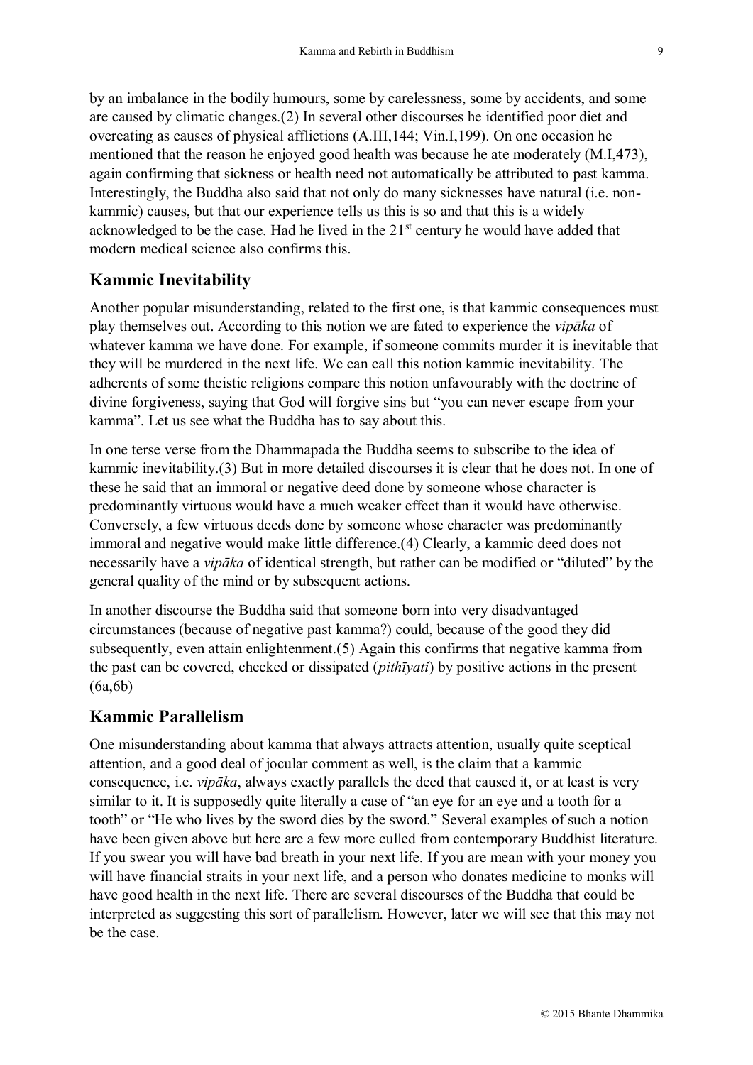by an imbalance in the bodily humours, some by carelessness, some by accidents, and some are caused by climatic changes.(2) In several other discourses he identified poor diet and overeating as causes of physical afflictions (A.III,144; Vin.I,199). On one occasion he mentioned that the reason he enjoyed good health was because he ate moderately (M.I,473), again confirming that sickness or health need not automatically be attributed to past kamma. Interestingly, the Buddha also said that not only do many sicknesses have natural (i.e. non-kammic) causes, but that our experience tells us this is so and that this is a widely acknowledged to be the case. Had he lived in the 21st century he would have added that modern medical science also confirms this.

## Kammic Inevitability

Another popular misunderstanding, related to the first one, is that kammic consequences must play themselves out. According to this notion we are fated to experience the *vipāka* of whatever kamma we have done. For example, if someone commits murder it is inevitable that they will be murdered in the next life. We can call this notion kammic inevitability. The adherents of some theistic religions compare this notion unfavourably with the doctrine of divine forgiveness, saying that God will forgive sins but "you can never escape from your kamma". Let us see what the Buddha has to say about this.

In one terse verse from the Dhammapada the Buddha seems to subscribe to the idea of kammic inevitability.(3) But in more detailed discourses it is clear that he does not. In one of these he said that an immoral or negative deed done by someone whose character is predominantly virtuous would have a much weaker effect than it would have otherwise. Conversely, a few virtuous deeds done by someone whose character was predominantly immoral and negative would make little difference.(4) Clearly, a kammic deed does not necessarily have a *vipāka* of identical strength, but rather can be modified or "diluted" by the general quality of the mind or by subsequent actions.

In another discourse the Buddha said that someone born into very disadvantaged circumstances (because of negative past kamma?) could, because of the good they did subsequently, even attain enlightenment.(5) Again this confirms that negative kamma from the past can be covered, checked or dissipated (*pithīyati*) by positive actions in the present (6a,6b)

## Kammic Parallelism

One misunderstanding about kamma that always attracts attention, usually quite sceptical attention, and a good deal of jocular comment as well, is the claim that a kammic consequence, i.e. *vipāka*, always exactly parallels the deed that caused it, or at least is very similar to it. It is supposedly quite literally a case of "an eye for an eye and a tooth for a tooth" or "He who lives by the sword dies by the sword." Several examples of such a notion have been given above but here are a few more culled from contemporary Buddhist literature. If you swear you will have bad breath in your next life. If you are mean with your money you will have financial straits in your next life, and a person who donates medicine to monks will have good health in the next life. There are several discourses of the Buddha that could be interpreted as suggesting this sort of parallelism. However, later we will see that this may not be the case.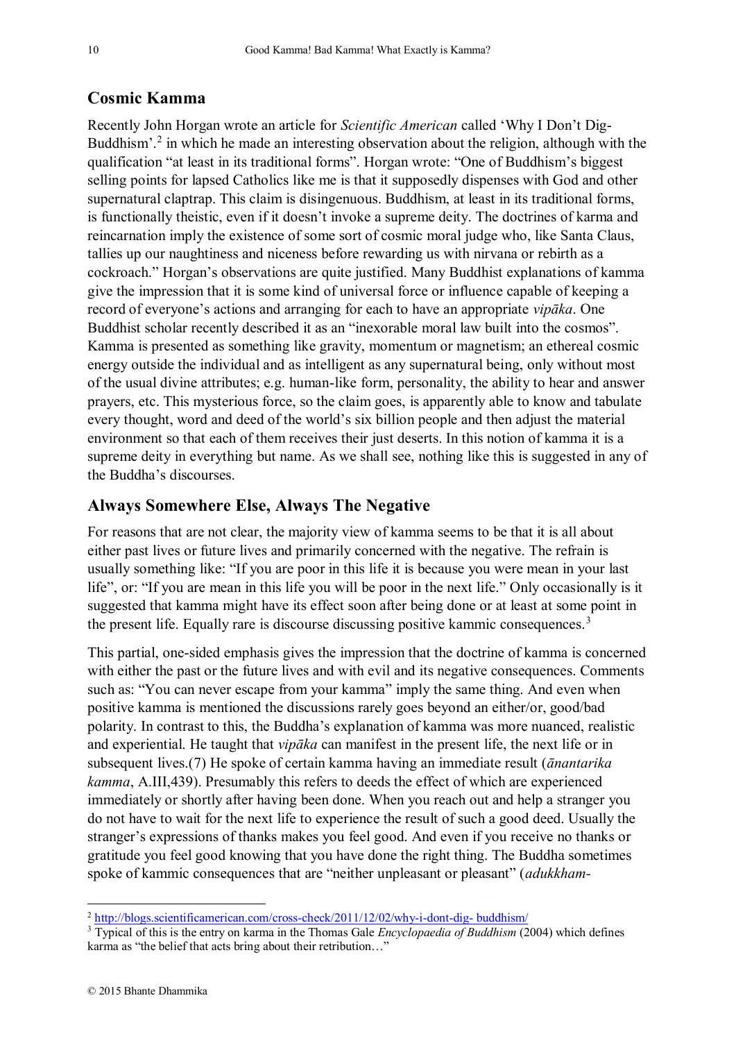## Cosmic Kamma

Recently John Horgan wrote an article for *Scientific American* called 'Why I Don't Dig-Buddhism'.[2] in which he made an interesting observation about the religion, although with the qualification "at least in its traditional forms". Horgan wrote: "One of Buddhism's biggest selling points for lapsed Catholics like me is that it supposedly dispenses with God and other supernatural claptrap. This claim is disingenuous. Buddhism, at least in its traditional forms, is functionally theistic, even if it doesn't invoke a supreme deity. The doctrines of karma and reincarnation imply the existence of some sort of cosmic moral judge who, like Santa Claus, tallies up our naughtiness and niceness before rewarding us with nirvana or rebirth as a cockroach." Horgan's observations are quite justified. Many Buddhist explanations of kamma give the impression that it is some kind of universal force or influence capable of keeping a record of everyone's actions and arranging for each to have an appropriate *vipāka*. One Buddhist scholar recently described it as an "inexorable moral law built into the cosmos". Kamma is presented as something like gravity, momentum or magnetism; an ethereal cosmic energy outside the individual and as intelligent as any supernatural being, only without most of the usual divine attributes; e.g. human-like form, personality, the ability to hear and answer prayers, etc. This mysterious force, so the claim goes, is apparently able to know and tabulate every thought, word and deed of the world's six billion people and then adjust the material environment so that each of them receives their just deserts. In this notion of kamma it is a supreme deity in everything but name. As we shall see, nothing like this is suggested in any of the Buddha's discourses.

## Always Somewhere Else, Always The Negative

For reasons that are not clear, the majority view of kamma seems to be that it is all about either past lives or future lives and primarily concerned with the negative. The refrain is usually something like: "If you are poor in this life it is because you were mean in your last life", or: "If you are mean in this life you will be poor in the next life." Only occasionally is it suggested that kamma might have its effect soon after being done or at least at some point in the present life. Equally rare is discourse discussing positive kammic consequences.[3]

This partial, one-sided emphasis gives the impression that the doctrine of kamma is concerned with either the past or the future lives and with evil and its negative consequences. Comments such as: "You can never escape from your kamma" imply the same thing. And even when positive kamma is mentioned the discussions rarely goes beyond an either/or, good/bad polarity. In contrast to this, the Buddha's explanation of kamma was more nuanced, realistic and experiential. He taught that *vipāka* can manifest in the present life, the next life or in subsequent lives.(7) He spoke of certain kamma having an immediate result (*ānantarika kamma*, A.III,439). Presumably this refers to deeds the effect of which are experienced immediately or shortly after having been done. When you reach out and help a stranger you do not have to wait for the next life to experience the result of such a good deed. Usually the stranger's expressions of thanks makes you feel good. And even if you receive no thanks or gratitude you feel good knowing that you have done the right thing. The Buddha sometimes spoke of kammic consequences that are "neither unpleasant or pleasant" (*adukkham-*

---

[2] http://blogs.scientificamerican.com/cross-check/2011/12/02/why-i-dont-dig- buddhism/

[3] Typical of this is the entry on karma in the Thomas Gale *Encyclopaedia of Buddhism* (2004) which defines karma as "the belief that acts bring about their retribution…"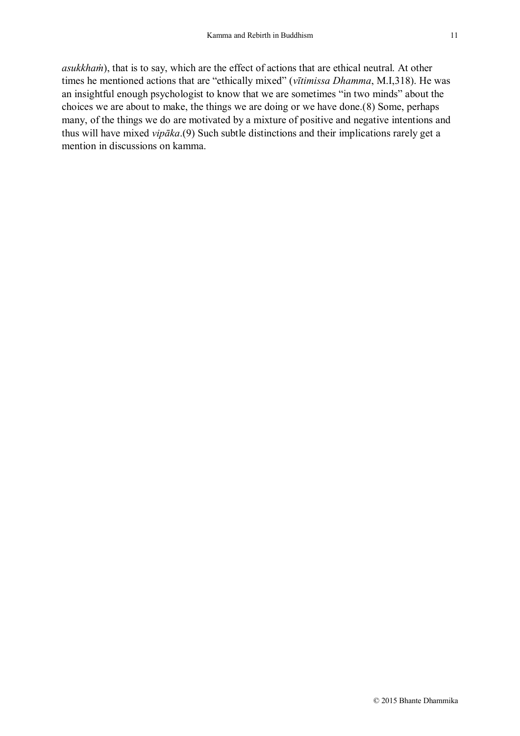*asukkhaṁ*), that is to say, which are the effect of actions that are ethical neutral. At other times he mentioned actions that are "ethically mixed" (*vītimissa Dhamma*, M.I,318). He was an insightful enough psychologist to know that we are sometimes "in two minds" about the choices we are about to make, the things we are doing or we have done.(8) Some, perhaps many, of the things we do are motivated by a mixture of positive and negative intentions and thus will have mixed *vipāka*.(9) Such subtle distinctions and their implications rarely get a mention in discussions on kamma.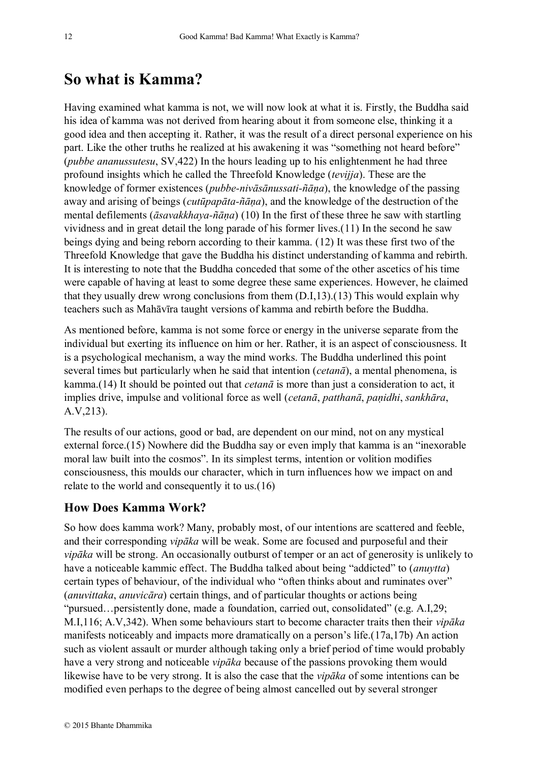## So what is Kamma?

Having examined what kamma is not, we will now look at what it is. Firstly, the Buddha said his idea of kamma was not derived from hearing about it from someone else, thinking it a good idea and then accepting it. Rather, it was the result of a direct personal experience on his part. Like the other truths he realized at his awakening it was "something not heard before" (*pubbe ananussutesu*, SV,422) In the hours leading up to his enlightenment he had three profound insights which he called the Threefold Knowledge (*tevijja*). These are the knowledge of former existences (*pubbe-nivāsānussati-ñāṇa*), the knowledge of the passing away and arising of beings (*cutūpapāta-ñāṇa*), and the knowledge of the destruction of the mental defilements (*āsavakkhaya-ñāṇa*) (10) In the first of these three he saw with startling vividness and in great detail the long parade of his former lives.(11) In the second he saw beings dying and being reborn according to their kamma. (12) It was these first two of the Threefold Knowledge that gave the Buddha his distinct understanding of kamma and rebirth. It is interesting to note that the Buddha conceded that some of the other ascetics of his time were capable of having at least to some degree these same experiences. However, he claimed that they usually drew wrong conclusions from them (D.I,13).(13) This would explain why teachers such as Mahāvīra taught versions of kamma and rebirth before the Buddha.

As mentioned before, kamma is not some force or energy in the universe separate from the individual but exerting its influence on him or her. Rather, it is an aspect of consciousness. It is a psychological mechanism, a way the mind works. The Buddha underlined this point several times but particularly when he said that intention (*cetanā*), a mental phenomena, is kamma.(14) It should be pointed out that *cetanā* is more than just a consideration to act, it implies drive, impulse and volitional force as well (*cetanā*, *patthanā*, *paṇidhi*, *sankhāra*, A.V,213).

The results of our actions, good or bad, are dependent on our mind, not on any mystical external force.(15) Nowhere did the Buddha say or even imply that kamma is an "inexorable moral law built into the cosmos". In its simplest terms, intention or volition modifies consciousness, this moulds our character, which in turn influences how we impact on and relate to the world and consequently it to us.(16)

### How Does Kamma Work?

So how does kamma work? Many, probably most, of our intentions are scattered and feeble, and their corresponding *vipāka* will be weak. Some are focused and purposeful and their *vipāka* will be strong. An occasionally outburst of temper or an act of generosity is unlikely to have a noticeable kammic effect. The Buddha talked about being "addicted" to (*anuytta*) certain types of behaviour, of the individual who "often thinks about and ruminates over" (*anuvittaka*, *anuvicāra*) certain things, and of particular thoughts or actions being "pursued…persistently done, made a foundation, carried out, consolidated" (e.g. A.I,29; M.I,116; A.V,342). When some behaviours start to become character traits then their *vipāka* manifests noticeably and impacts more dramatically on a person's life.(17a,17b) An action such as violent assault or murder although taking only a brief period of time would probably have a very strong and noticeable *vipāka* because of the passions provoking them would likewise have to be very strong. It is also the case that the *vipāka* of some intentions can be modified even perhaps to the degree of being almost cancelled out by several stronger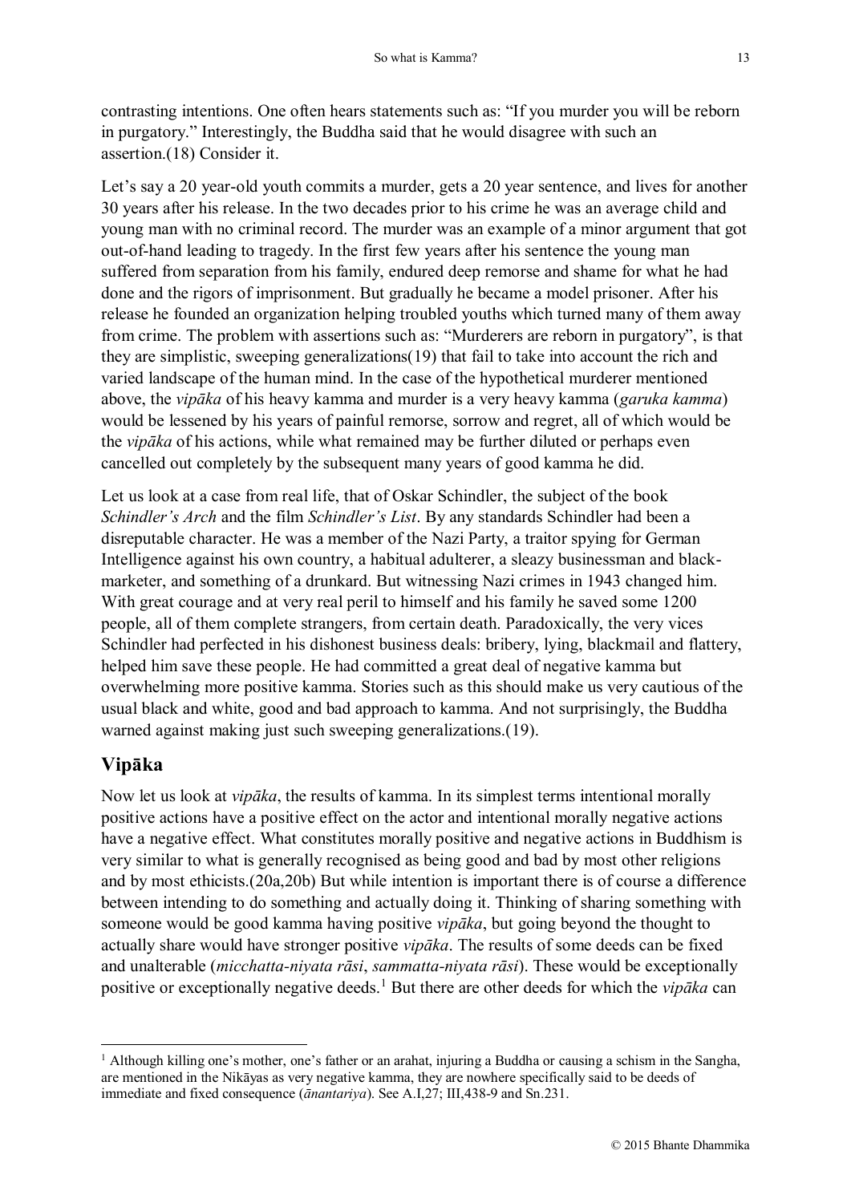contrasting intentions. One often hears statements such as: "If you murder you will be reborn in purgatory." Interestingly, the Buddha said that he would disagree with such an assertion.(18) Consider it.

Let's say a 20 year-old youth commits a murder, gets a 20 year sentence, and lives for another 30 years after his release. In the two decades prior to his crime he was an average child and young man with no criminal record. The murder was an example of a minor argument that got out-of-hand leading to tragedy. In the first few years after his sentence the young man suffered from separation from his family, endured deep remorse and shame for what he had done and the rigors of imprisonment. But gradually he became a model prisoner. After his release he founded an organization helping troubled youths which turned many of them away from crime. The problem with assertions such as: "Murderers are reborn in purgatory", is that they are simplistic, sweeping generalizations(19) that fail to take into account the rich and varied landscape of the human mind. In the case of the hypothetical murderer mentioned above, the *vipāka* of his heavy kamma and murder is a very heavy kamma (*garuka kamma*) would be lessened by his years of painful remorse, sorrow and regret, all of which would be the *vipāka* of his actions, while what remained may be further diluted or perhaps even cancelled out completely by the subsequent many years of good kamma he did.

Let us look at a case from real life, that of Oskar Schindler, the subject of the book *Schindler's Arch* and the film *Schindler's List*. By any standards Schindler had been a disreputable character. He was a member of the Nazi Party, a traitor spying for German Intelligence against his own country, a habitual adulterer, a sleazy businessman and black-marketer, and something of a drunkard. But witnessing Nazi crimes in 1943 changed him. With great courage and at very real peril to himself and his family he saved some 1200 people, all of them complete strangers, from certain death. Paradoxically, the very vices Schindler had perfected in his dishonest business deals: bribery, lying, blackmail and flattery, helped him save these people. He had committed a great deal of negative kamma but overwhelming more positive kamma. Stories such as this should make us very cautious of the usual black and white, good and bad approach to kamma. And not surprisingly, the Buddha warned against making just such sweeping generalizations.(19).

## Vipāka

Now let us look at *vipāka*, the results of kamma. In its simplest terms intentional morally positive actions have a positive effect on the actor and intentional morally negative actions have a negative effect. What constitutes morally positive and negative actions in Buddhism is very similar to what is generally recognised as being good and bad by most other religions and by most ethicists.(20a,20b) But while intention is important there is of course a difference between intending to do something and actually doing it. Thinking of sharing something with someone would be good kamma having positive *vipāka*, but going beyond the thought to actually share would have stronger positive *vipāka*. The results of some deeds can be fixed and unalterable (*micchatta-niyata rāsi*, *sammatta-niyata rāsi*). These would be exceptionally positive or exceptionally negative deeds.[1] But there are other deeds for which the *vipāka* can

[1] Although killing one's mother, one's father or an arahat, injuring a Buddha or causing a schism in the Sangha, are mentioned in the Nikāyas as very negative kamma, they are nowhere specifically said to be deeds of immediate and fixed consequence (*ānantariya*). See A.I,27; III,438-9 and Sn.231.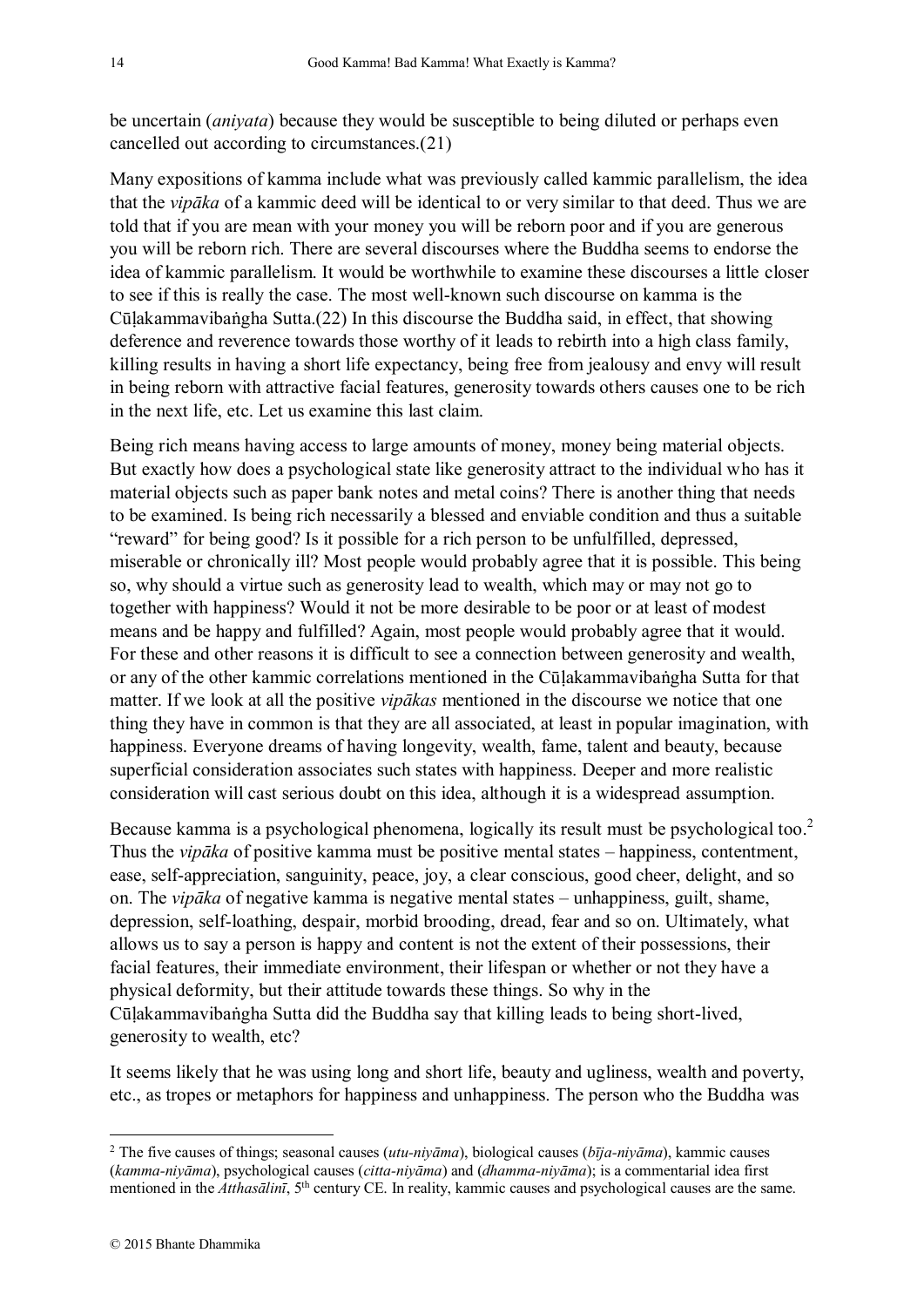be uncertain (*aniyata*) because they would be susceptible to being diluted or perhaps even cancelled out according to circumstances.(21)

Many expositions of kamma include what was previously called kammic parallelism, the idea that the *vipāka* of a kammic deed will be identical to or very similar to that deed. Thus we are told that if you are mean with your money you will be reborn poor and if you are generous you will be reborn rich. There are several discourses where the Buddha seems to endorse the idea of kammic parallelism. It would be worthwhile to examine these discourses a little closer to see if this is really the case. The most well-known such discourse on kamma is the Cūḷakammavibaṅgha Sutta.(22) In this discourse the Buddha said, in effect, that showing deference and reverence towards those worthy of it leads to rebirth into a high class family, killing results in having a short life expectancy, being free from jealousy and envy will result in being reborn with attractive facial features, generosity towards others causes one to be rich in the next life, etc. Let us examine this last claim.

Being rich means having access to large amounts of money, money being material objects. But exactly how does a psychological state like generosity attract to the individual who has it material objects such as paper bank notes and metal coins? There is another thing that needs to be examined. Is being rich necessarily a blessed and enviable condition and thus a suitable "reward" for being good? Is it possible for a rich person to be unfulfilled, depressed, miserable or chronically ill? Most people would probably agree that it is possible. This being so, why should a virtue such as generosity lead to wealth, which may or may not go to together with happiness? Would it not be more desirable to be poor or at least of modest means and be happy and fulfilled? Again, most people would probably agree that it would. For these and other reasons it is difficult to see a connection between generosity and wealth, or any of the other kammic correlations mentioned in the Cūḷakammavibaṅgha Sutta for that matter. If we look at all the positive *vipākas* mentioned in the discourse we notice that one thing they have in common is that they are all associated, at least in popular imagination, with happiness. Everyone dreams of having longevity, wealth, fame, talent and beauty, because superficial consideration associates such states with happiness. Deeper and more realistic consideration will cast serious doubt on this idea, although it is a widespread assumption.

Because kamma is a psychological phenomena, logically its result must be psychological too.[2] Thus the *vipāka* of positive kamma must be positive mental states – happiness, contentment, ease, self-appreciation, sanguinity, peace, joy, a clear conscious, good cheer, delight, and so on. The *vipāka* of negative kamma is negative mental states – unhappiness, guilt, shame, depression, self-loathing, despair, morbid brooding, dread, fear and so on. Ultimately, what allows us to say a person is happy and content is not the extent of their possessions, their facial features, their immediate environment, their lifespan or whether or not they have a physical deformity, but their attitude towards these things. So why in the Cūḷakammavibaṅgha Sutta did the Buddha say that killing leads to being short-lived, generosity to wealth, etc?

It seems likely that he was using long and short life, beauty and ugliness, wealth and poverty, etc., as tropes or metaphors for happiness and unhappiness. The person who the Buddha was

---

[2] The five causes of things; seasonal causes (*utu-niyāma*), biological causes (*bīja-niyāma*), kammic causes (*kamma-niyāma*), psychological causes (*citta-niyāma*) and (*dhamma-niyāma*); is a commentarial idea first mentioned in the *Atthasālinī*, 5th century CE. In reality, kammic causes and psychological causes are the same.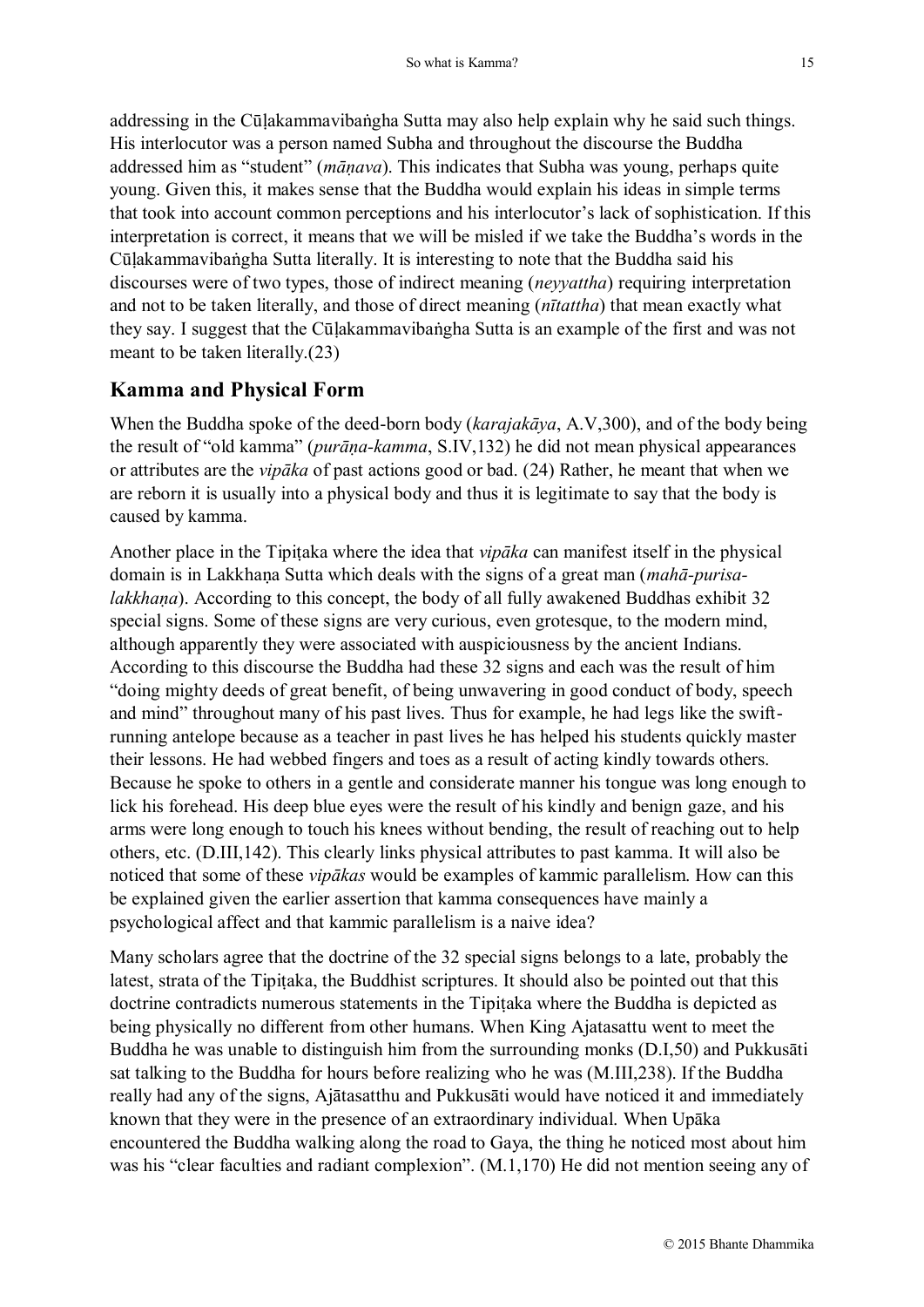addressing in the Cūḷakammavibaṅgha Sutta may also help explain why he said such things. His interlocutor was a person named Subha and throughout the discourse the Buddha addressed him as "student" (*māṇava*). This indicates that Subha was young, perhaps quite young. Given this, it makes sense that the Buddha would explain his ideas in simple terms that took into account common perceptions and his interlocutor's lack of sophistication. If this interpretation is correct, it means that we will be misled if we take the Buddha's words in the Cūḷakammavibaṅgha Sutta literally. It is interesting to note that the Buddha said his discourses were of two types, those of indirect meaning (*neyyattha*) requiring interpretation and not to be taken literally, and those of direct meaning (*nītattha*) that mean exactly what they say. I suggest that the Cūḷakammavibaṅgha Sutta is an example of the first and was not meant to be taken literally.(23)

## Kamma and Physical Form

When the Buddha spoke of the deed-born body (*karajakāya*, A.V,300), and of the body being the result of "old kamma" (*purāṇa-kamma*, S.IV,132) he did not mean physical appearances or attributes are the *vipāka* of past actions good or bad. (24) Rather, he meant that when we are reborn it is usually into a physical body and thus it is legitimate to say that the body is caused by kamma.

Another place in the Tipiṭaka where the idea that *vipāka* can manifest itself in the physical domain is in Lakkhaṇa Sutta which deals with the signs of a great man (*mahā-purisa-lakkhaṇa*). According to this concept, the body of all fully awakened Buddhas exhibit 32 special signs. Some of these signs are very curious, even grotesque, to the modern mind, although apparently they were associated with auspiciousness by the ancient Indians. According to this discourse the Buddha had these 32 signs and each was the result of him "doing mighty deeds of great benefit, of being unwavering in good conduct of body, speech and mind" throughout many of his past lives. Thus for example, he had legs like the swift-running antelope because as a teacher in past lives he has helped his students quickly master their lessons. He had webbed fingers and toes as a result of acting kindly towards others. Because he spoke to others in a gentle and considerate manner his tongue was long enough to lick his forehead. His deep blue eyes were the result of his kindly and benign gaze, and his arms were long enough to touch his knees without bending, the result of reaching out to help others, etc. (D.III,142). This clearly links physical attributes to past kamma. It will also be noticed that some of these *vipākas* would be examples of kammic parallelism. How can this be explained given the earlier assertion that kamma consequences have mainly a psychological affect and that kammic parallelism is a naive idea?

Many scholars agree that the doctrine of the 32 special signs belongs to a late, probably the latest, strata of the Tipiṭaka, the Buddhist scriptures. It should also be pointed out that this doctrine contradicts numerous statements in the Tipiṭaka where the Buddha is depicted as being physically no different from other humans. When King Ajatasattu went to meet the Buddha he was unable to distinguish him from the surrounding monks (D.I,50) and Pukkusāti sat talking to the Buddha for hours before realizing who he was (M.III,238). If the Buddha really had any of the signs, Ajātasatthu and Pukkusāti would have noticed it and immediately known that they were in the presence of an extraordinary individual. When Upāka encountered the Buddha walking along the road to Gaya, the thing he noticed most about him was his "clear faculties and radiant complexion". (M.1,170) He did not mention seeing any of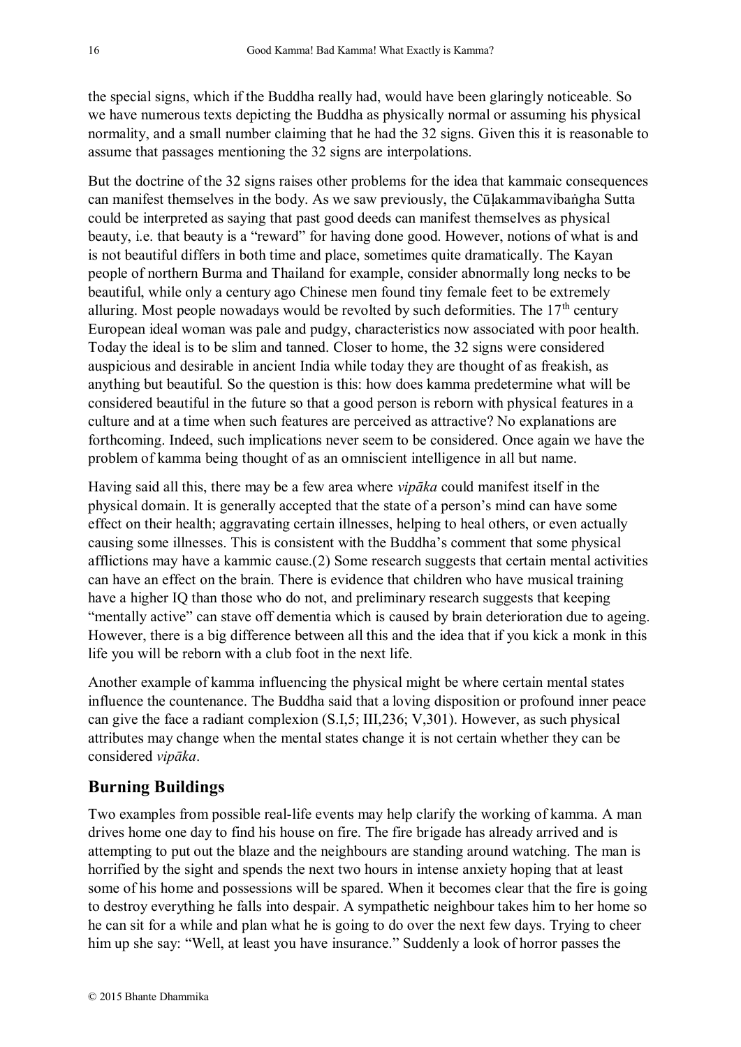the special signs, which if the Buddha really had, would have been glaringly noticeable. So we have numerous texts depicting the Buddha as physically normal or assuming his physical normality, and a small number claiming that he had the 32 signs. Given this it is reasonable to assume that passages mentioning the 32 signs are interpolations.

But the doctrine of the 32 signs raises other problems for the idea that kammaic consequences can manifest themselves in the body. As we saw previously, the Cūḷakammavibaṅgha Sutta could be interpreted as saying that past good deeds can manifest themselves as physical beauty, i.e. that beauty is a "reward" for having done good. However, notions of what is and is not beautiful differs in both time and place, sometimes quite dramatically. The Kayan people of northern Burma and Thailand for example, consider abnormally long necks to be beautiful, while only a century ago Chinese men found tiny female feet to be extremely alluring. Most people nowadays would be revolted by such deformities. The 17th century European ideal woman was pale and pudgy, characteristics now associated with poor health. Today the ideal is to be slim and tanned. Closer to home, the 32 signs were considered auspicious and desirable in ancient India while today they are thought of as freakish, as anything but beautiful. So the question is this: how does kamma predetermine what will be considered beautiful in the future so that a good person is reborn with physical features in a culture and at a time when such features are perceived as attractive? No explanations are forthcoming. Indeed, such implications never seem to be considered. Once again we have the problem of kamma being thought of as an omniscient intelligence in all but name.

Having said all this, there may be a few area where *vipāka* could manifest itself in the physical domain. It is generally accepted that the state of a person's mind can have some effect on their health; aggravating certain illnesses, helping to heal others, or even actually causing some illnesses. This is consistent with the Buddha's comment that some physical afflictions may have a kammic cause.(2) Some research suggests that certain mental activities can have an effect on the brain. There is evidence that children who have musical training have a higher IQ than those who do not, and preliminary research suggests that keeping "mentally active" can stave off dementia which is caused by brain deterioration due to ageing. However, there is a big difference between all this and the idea that if you kick a monk in this life you will be reborn with a club foot in the next life.

Another example of kamma influencing the physical might be where certain mental states influence the countenance. The Buddha said that a loving disposition or profound inner peace can give the face a radiant complexion (S.I,5; III,236; V,301). However, as such physical attributes may change when the mental states change it is not certain whether they can be considered *vipāka*.

## Burning Buildings

Two examples from possible real-life events may help clarify the working of kamma. A man drives home one day to find his house on fire. The fire brigade has already arrived and is attempting to put out the blaze and the neighbours are standing around watching. The man is horrified by the sight and spends the next two hours in intense anxiety hoping that at least some of his home and possessions will be spared. When it becomes clear that the fire is going to destroy everything he falls into despair. A sympathetic neighbour takes him to her home so he can sit for a while and plan what he is going to do over the next few days. Trying to cheer him up she say: "Well, at least you have insurance." Suddenly a look of horror passes the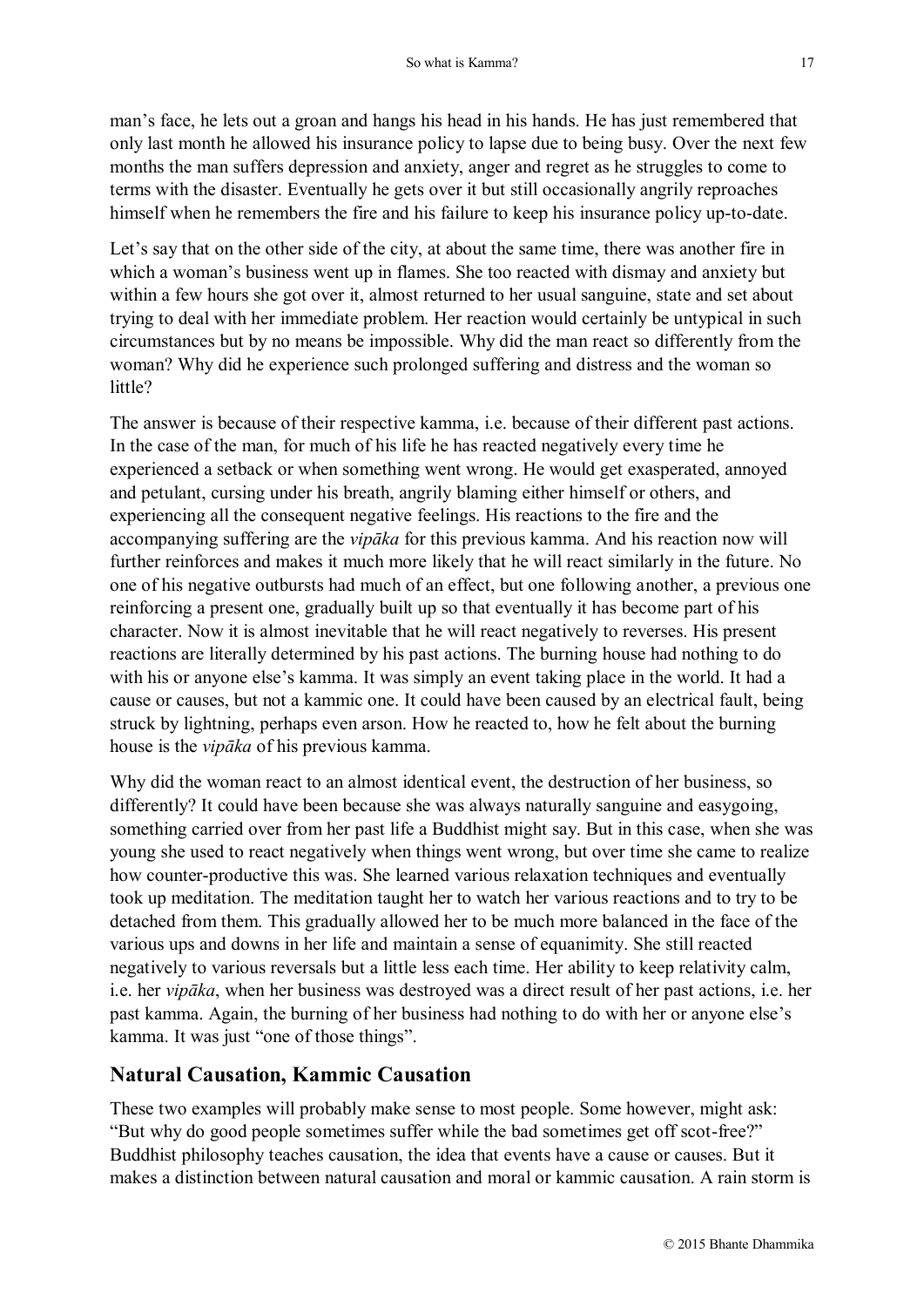man's face, he lets out a groan and hangs his head in his hands. He has just remembered that only last month he allowed his insurance policy to lapse due to being busy. Over the next few months the man suffers depression and anxiety, anger and regret as he struggles to come to terms with the disaster. Eventually he gets over it but still occasionally angrily reproaches himself when he remembers the fire and his failure to keep his insurance policy up-to-date.

Let's say that on the other side of the city, at about the same time, there was another fire in which a woman's business went up in flames. She too reacted with dismay and anxiety but within a few hours she got over it, almost returned to her usual sanguine, state and set about trying to deal with her immediate problem. Her reaction would certainly be untypical in such circumstances but by no means be impossible. Why did the man react so differently from the woman? Why did he experience such prolonged suffering and distress and the woman so little?

The answer is because of their respective kamma, i.e. because of their different past actions. In the case of the man, for much of his life he has reacted negatively every time he experienced a setback or when something went wrong. He would get exasperated, annoyed and petulant, cursing under his breath, angrily blaming either himself or others, and experiencing all the consequent negative feelings. His reactions to the fire and the accompanying suffering are the *vipāka* for this previous kamma. And his reaction now will further reinforces and makes it much more likely that he will react similarly in the future. No one of his negative outbursts had much of an effect, but one following another, a previous one reinforcing a present one, gradually built up so that eventually it has become part of his character. Now it is almost inevitable that he will react negatively to reverses. His present reactions are literally determined by his past actions. The burning house had nothing to do with his or anyone else's kamma. It was simply an event taking place in the world. It had a cause or causes, but not a kammic one. It could have been caused by an electrical fault, being struck by lightning, perhaps even arson. How he reacted to, how he felt about the burning house is the *vipāka* of his previous kamma.

Why did the woman react to an almost identical event, the destruction of her business, so differently? It could have been because she was always naturally sanguine and easygoing, something carried over from her past life a Buddhist might say. But in this case, when she was young she used to react negatively when things went wrong, but over time she came to realize how counter-productive this was. She learned various relaxation techniques and eventually took up meditation. The meditation taught her to watch her various reactions and to try to be detached from them. This gradually allowed her to be much more balanced in the face of the various ups and downs in her life and maintain a sense of equanimity. She still reacted negatively to various reversals but a little less each time. Her ability to keep relativity calm, i.e. her *vipāka*, when her business was destroyed was a direct result of her past actions, i.e. her past kamma. Again, the burning of her business had nothing to do with her or anyone else's kamma. It was just "one of those things".

## Natural Causation, Kammic Causation

These two examples will probably make sense to most people. Some however, might ask: "But why do good people sometimes suffer while the bad sometimes get off scot-free?" Buddhist philosophy teaches causation, the idea that events have a cause or causes. But it makes a distinction between natural causation and moral or kammic causation. A rain storm is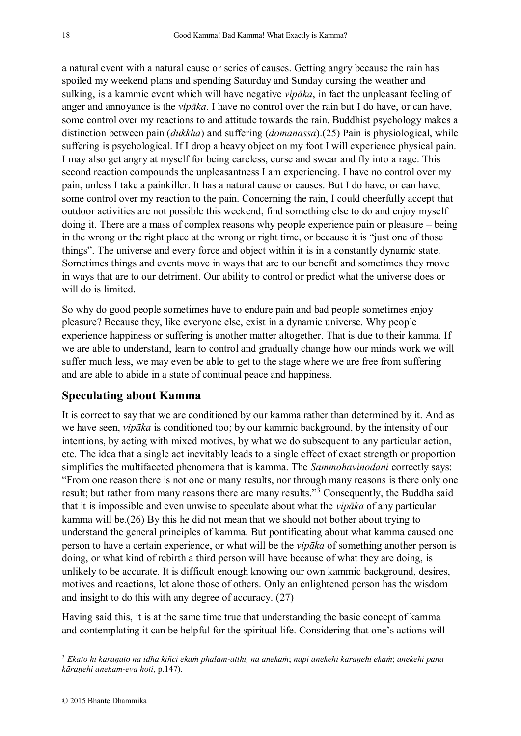a natural event with a natural cause or series of causes. Getting angry because the rain has spoiled my weekend plans and spending Saturday and Sunday cursing the weather and sulking, is a kammic event which will have negative *vipāka*, in fact the unpleasant feeling of anger and annoyance is the *vipāka*. I have no control over the rain but I do have, or can have, some control over my reactions to and attitude towards the rain. Buddhist psychology makes a distinction between pain (*dukkha*) and suffering (*domanassa*).(25) Pain is physiological, while suffering is psychological. If I drop a heavy object on my foot I will experience physical pain. I may also get angry at myself for being careless, curse and swear and fly into a rage. This second reaction compounds the unpleasantness I am experiencing. I have no control over my pain, unless I take a painkiller. It has a natural cause or causes. But I do have, or can have, some control over my reaction to the pain. Concerning the rain, I could cheerfully accept that outdoor activities are not possible this weekend, find something else to do and enjoy myself doing it. There are a mass of complex reasons why people experience pain or pleasure – being in the wrong or the right place at the wrong or right time, or because it is "just one of those things". The universe and every force and object within it is in a constantly dynamic state. Sometimes things and events move in ways that are to our benefit and sometimes they move in ways that are to our detriment. Our ability to control or predict what the universe does or will do is limited.

So why do good people sometimes have to endure pain and bad people sometimes enjoy pleasure? Because they, like everyone else, exist in a dynamic universe. Why people experience happiness or suffering is another matter altogether. That is due to their kamma. If we are able to understand, learn to control and gradually change how our minds work we will suffer much less, we may even be able to get to the stage where we are free from suffering and are able to abide in a state of continual peace and happiness.

## Speculating about Kamma

It is correct to say that we are conditioned by our kamma rather than determined by it. And as we have seen, *vipāka* is conditioned too; by our kammic background, by the intensity of our intentions, by acting with mixed motives, by what we do subsequent to any particular action, etc. The idea that a single act inevitably leads to a single effect of exact strength or proportion simplifies the multifaceted phenomena that is kamma. The *Sammohavinodani* correctly says: "From one reason there is not one or many results, nor through many reasons is there only one result; but rather from many reasons there are many results."[3] Consequently, the Buddha said that it is impossible and even unwise to speculate about what the *vipāka* of any particular kamma will be.(26) By this he did not mean that we should not bother about trying to understand the general principles of kamma. But pontificating about what kamma caused one person to have a certain experience, or what will be the *vipāka* of something another person is doing, or what kind of rebirth a third person will have because of what they are doing, is unlikely to be accurate. It is difficult enough knowing our own kammic background, desires, motives and reactions, let alone those of others. Only an enlightened person has the wisdom and insight to do this with any degree of accuracy. (27)

Having said this, it is at the same time true that understanding the basic concept of kamma and contemplating it can be helpful for the spiritual life. Considering that one's actions will

---

[3] *Ekato hi kāraṇato na idha kiñci ekaṁ phalam-atthi, na anekaṁ*; *nāpi anekehi kāraṇehi ekaṁ*; *anekehi pana kāraṇehi anekam-eva hoti*, p.147).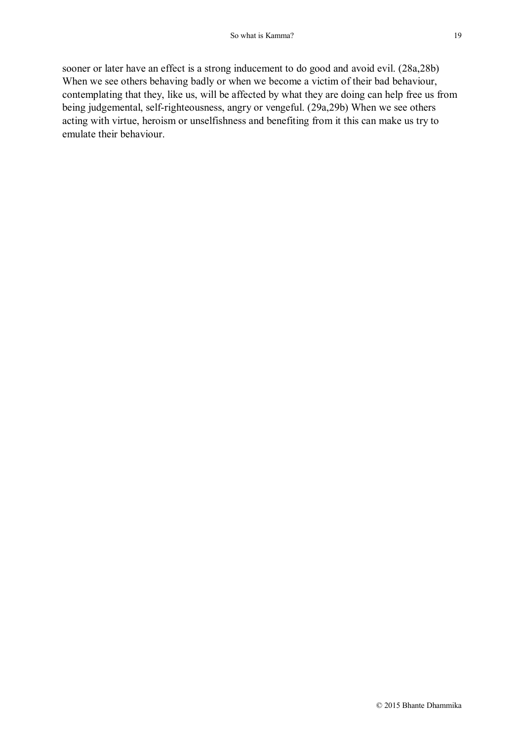sooner or later have an effect is a strong inducement to do good and avoid evil. (28a,28b) When we see others behaving badly or when we become a victim of their bad behaviour, contemplating that they, like us, will be affected by what they are doing can help free us from being judgemental, self-righteousness, angry or vengeful. (29a,29b) When we see others acting with virtue, heroism or unselfishness and benefiting from it this can make us try to emulate their behaviour.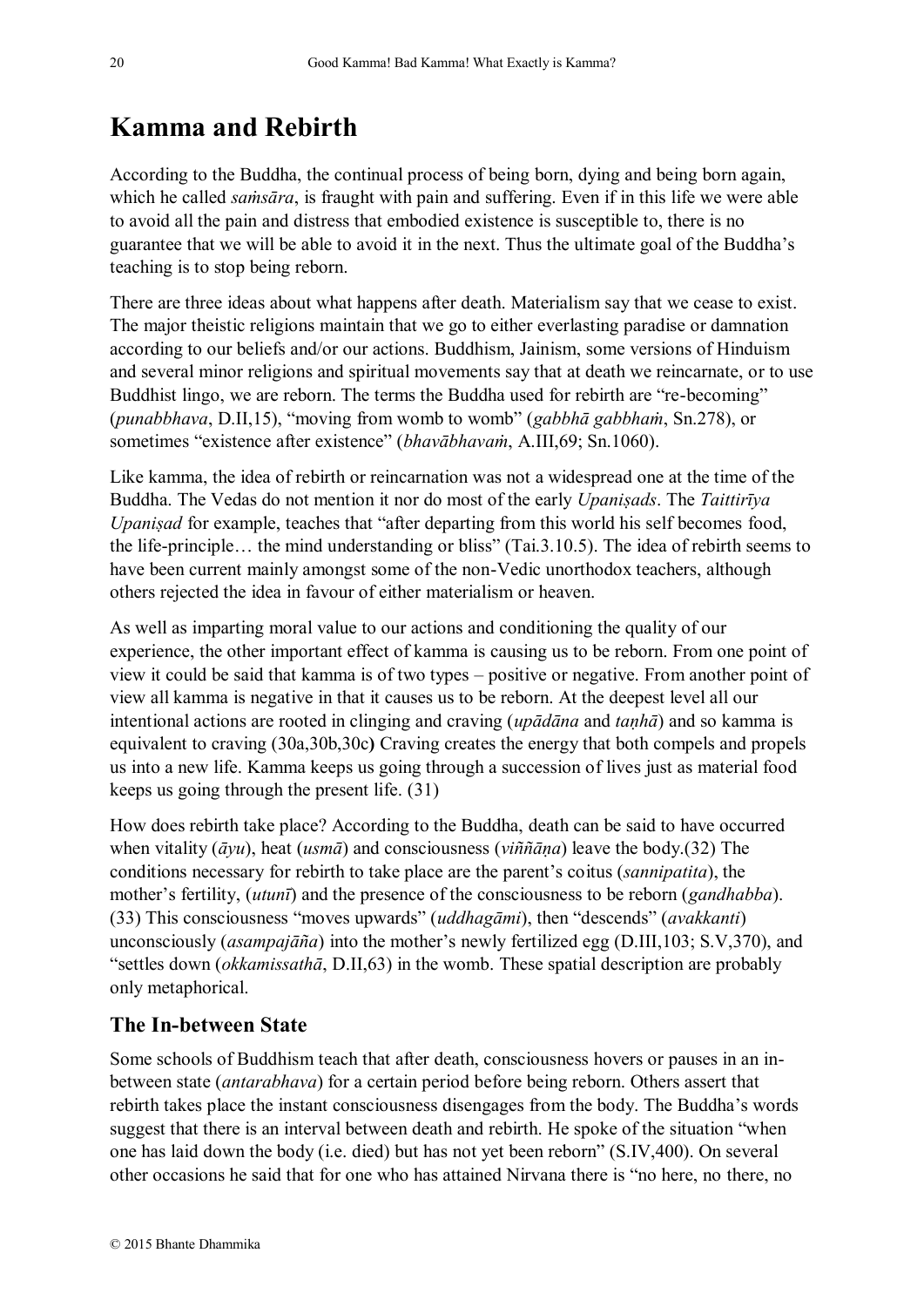# Kamma and Rebirth

According to the Buddha, the continual process of being born, dying and being born again, which he called *saṁsāra*, is fraught with pain and suffering. Even if in this life we were able to avoid all the pain and distress that embodied existence is susceptible to, there is no guarantee that we will be able to avoid it in the next. Thus the ultimate goal of the Buddha's teaching is to stop being reborn.

There are three ideas about what happens after death. Materialism say that we cease to exist. The major theistic religions maintain that we go to either everlasting paradise or damnation according to our beliefs and/or our actions. Buddhism, Jainism, some versions of Hinduism and several minor religions and spiritual movements say that at death we reincarnate, or to use Buddhist lingo, we are reborn. The terms the Buddha used for rebirth are "re-becoming" (*punabbhava*, D.II,15), "moving from womb to womb" (*gabbhā gabbhaṁ*, Sn.278), or sometimes "existence after existence" (*bhavābhavaṁ*, A.III,69; Sn.1060).

Like kamma, the idea of rebirth or reincarnation was not a widespread one at the time of the Buddha. The Vedas do not mention it nor do most of the early *Upaniṣads*. The *Taittirīya Upaniṣad* for example, teaches that "after departing from this world his self becomes food, the life-principle… the mind understanding or bliss" (Tai.3.10.5). The idea of rebirth seems to have been current mainly amongst some of the non-Vedic unorthodox teachers, although others rejected the idea in favour of either materialism or heaven.

As well as imparting moral value to our actions and conditioning the quality of our experience, the other important effect of kamma is causing us to be reborn. From one point of view it could be said that kamma is of two types – positive or negative. From another point of view all kamma is negative in that it causes us to be reborn. At the deepest level all our intentional actions are rooted in clinging and craving (*upādāna* and *taṇhā*) and so kamma is equivalent to craving (30a,30b,30c**)** Craving creates the energy that both compels and propels us into a new life. Kamma keeps us going through a succession of lives just as material food keeps us going through the present life. (31)

How does rebirth take place? According to the Buddha, death can be said to have occurred when vitality (*āyu*), heat (*usmā*) and consciousness (*viññāṇa*) leave the body.(32) The conditions necessary for rebirth to take place are the parent's coitus (*sannipatita*), the mother's fertility, (*utunī*) and the presence of the consciousness to be reborn (*gandhabba*). (33) This consciousness "moves upwards" (*uddhagāmi*), then "descends" (*avakkanti*) unconsciously (*asampajāña*) into the mother's newly fertilized egg (D.III,103; S.V,370), and "settles down (*okkamissathā*, D.II,63) in the womb. These spatial description are probably only metaphorical.

## The In-between State

Some schools of Buddhism teach that after death, consciousness hovers or pauses in an in-between state (*antarabhava*) for a certain period before being reborn. Others assert that rebirth takes place the instant consciousness disengages from the body. The Buddha's words suggest that there is an interval between death and rebirth. He spoke of the situation "when one has laid down the body (i.e. died) but has not yet been reborn" (S.IV,400). On several other occasions he said that for one who has attained Nirvana there is "no here, no there, no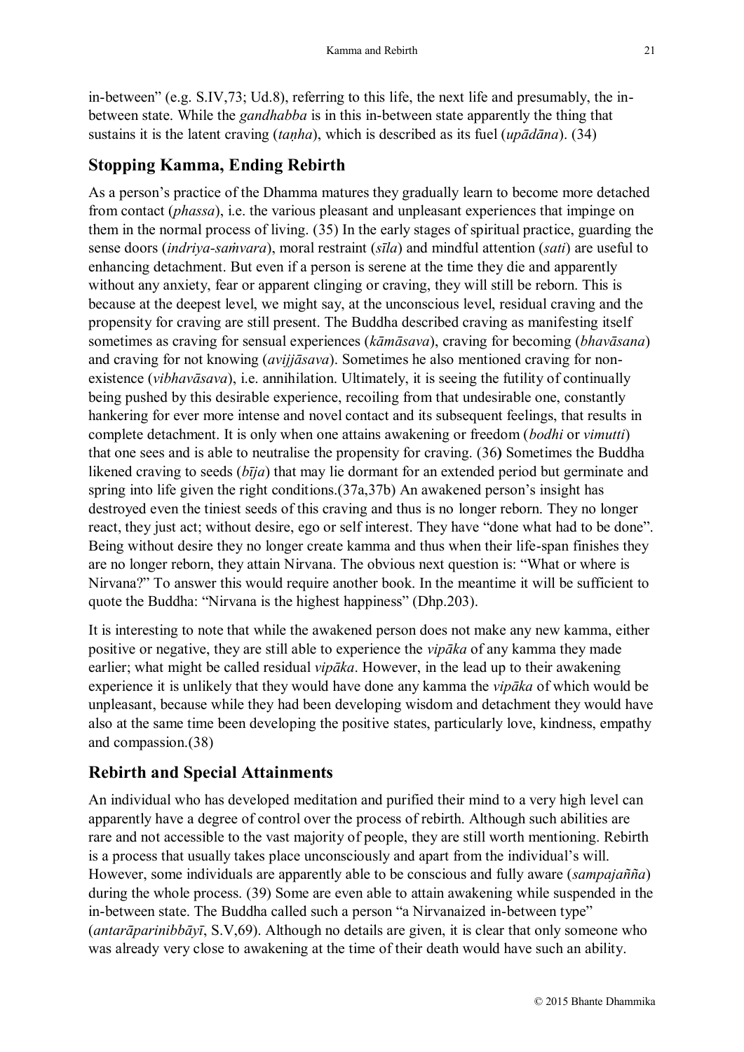in-between" (e.g. S.IV,73; Ud.8), referring to this life, the next life and presumably, the in-between state. While the *gandhabba* is in this in-between state apparently the thing that sustains it is the latent craving (*taṇha*), which is described as its fuel (*upādāna*). (34)

## Stopping Kamma, Ending Rebirth

As a person's practice of the Dhamma matures they gradually learn to become more detached from contact (*phassa*), i.e. the various pleasant and unpleasant experiences that impinge on them in the normal process of living. (35) In the early stages of spiritual practice, guarding the sense doors (*indriya-saṁvara*), moral restraint (*sīla*) and mindful attention (*sati*) are useful to enhancing detachment. But even if a person is serene at the time they die and apparently without any anxiety, fear or apparent clinging or craving, they will still be reborn. This is because at the deepest level, we might say, at the unconscious level, residual craving and the propensity for craving are still present. The Buddha described craving as manifesting itself sometimes as craving for sensual experiences (*kāmāsava*), craving for becoming (*bhavāsana*) and craving for not knowing (*avijjāsava*). Sometimes he also mentioned craving for non-existence (*vibhavāsava*), i.e. annihilation. Ultimately, it is seeing the futility of continually being pushed by this desirable experience, recoiling from that undesirable one, constantly hankering for ever more intense and novel contact and its subsequent feelings, that results in complete detachment. It is only when one attains awakening or freedom (*bodhi* or *vimutti*) that one sees and is able to neutralise the propensity for craving. (36**)** Sometimes the Buddha likened craving to seeds (*bīja*) that may lie dormant for an extended period but germinate and spring into life given the right conditions.(37a,37b) An awakened person's insight has destroyed even the tiniest seeds of this craving and thus is no longer reborn. They no longer react, they just act; without desire, ego or self interest. They have "done what had to be done". Being without desire they no longer create kamma and thus when their life-span finishes they are no longer reborn, they attain Nirvana. The obvious next question is: "What or where is Nirvana?" To answer this would require another book. In the meantime it will be sufficient to quote the Buddha: "Nirvana is the highest happiness" (Dhp.203).

It is interesting to note that while the awakened person does not make any new kamma, either positive or negative, they are still able to experience the *vipāka* of any kamma they made earlier; what might be called residual *vipāka*. However, in the lead up to their awakening experience it is unlikely that they would have done any kamma the *vipāka* of which would be unpleasant, because while they had been developing wisdom and detachment they would have also at the same time been developing the positive states, particularly love, kindness, empathy and compassion.(38)

## Rebirth and Special Attainments

An individual who has developed meditation and purified their mind to a very high level can apparently have a degree of control over the process of rebirth. Although such abilities are rare and not accessible to the vast majority of people, they are still worth mentioning. Rebirth is a process that usually takes place unconsciously and apart from the individual's will. However, some individuals are apparently able to be conscious and fully aware (*sampajañña*) during the whole process. (39) Some are even able to attain awakening while suspended in the in-between state. The Buddha called such a person "a Nirvanaized in-between type" (*antarāparinibbāyī*, S.V,69). Although no details are given, it is clear that only someone who was already very close to awakening at the time of their death would have such an ability.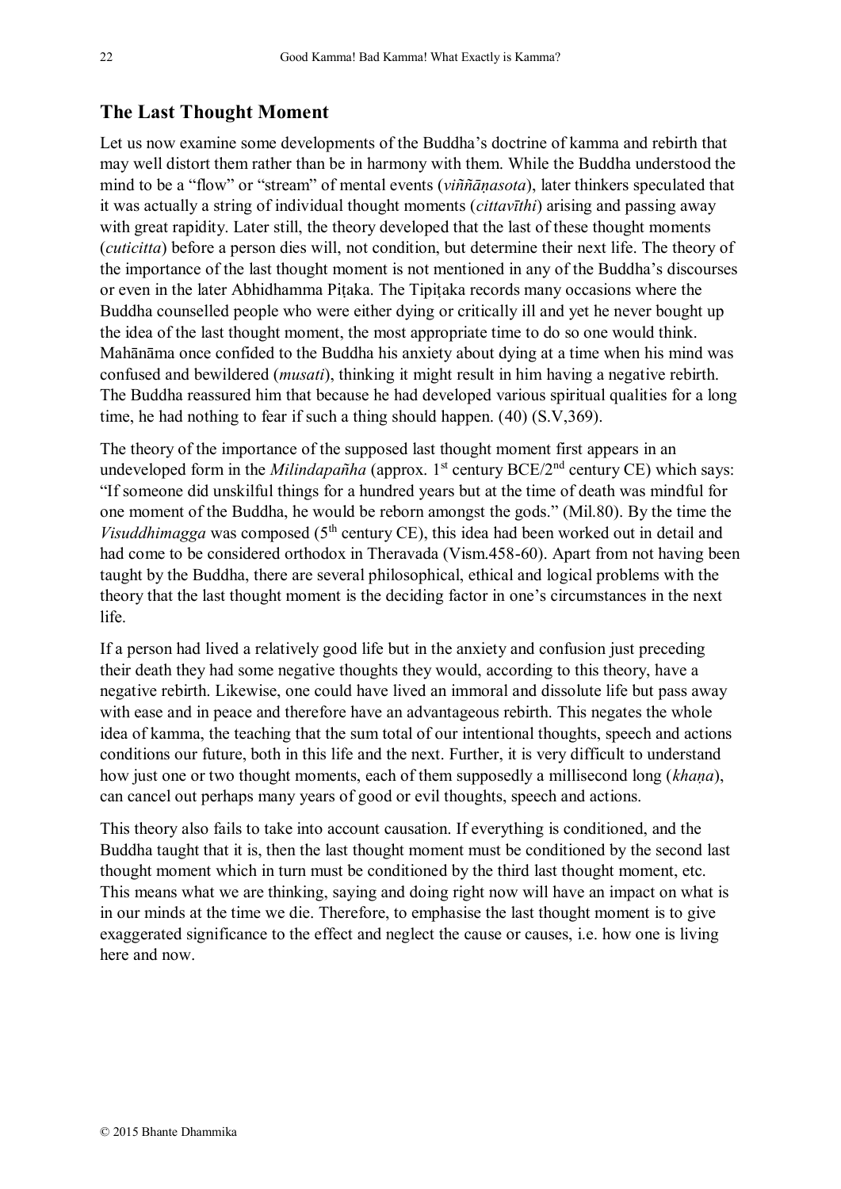## The Last Thought Moment

Let us now examine some developments of the Buddha's doctrine of kamma and rebirth that may well distort them rather than be in harmony with them. While the Buddha understood the mind to be a "flow" or "stream" of mental events (*viññāṇasota*), later thinkers speculated that it was actually a string of individual thought moments (*cittavīthi*) arising and passing away with great rapidity. Later still, the theory developed that the last of these thought moments (*cuticitta*) before a person dies will, not condition, but determine their next life. The theory of the importance of the last thought moment is not mentioned in any of the Buddha's discourses or even in the later Abhidhamma Piṭaka. The Tipiṭaka records many occasions where the Buddha counselled people who were either dying or critically ill and yet he never bought up the idea of the last thought moment, the most appropriate time to do so one would think. Mahānāma once confided to the Buddha his anxiety about dying at a time when his mind was confused and bewildered (*musati*), thinking it might result in him having a negative rebirth. The Buddha reassured him that because he had developed various spiritual qualities for a long time, he had nothing to fear if such a thing should happen. (40) (S.V,369).

The theory of the importance of the supposed last thought moment first appears in an undeveloped form in the *Milindapañha* (approx. 1st century BCE/2nd century CE) which says: "If someone did unskilful things for a hundred years but at the time of death was mindful for one moment of the Buddha, he would be reborn amongst the gods." (Mil.80). By the time the *Visuddhimagga* was composed (5th century CE), this idea had been worked out in detail and had come to be considered orthodox in Theravada (Vism.458-60). Apart from not having been taught by the Buddha, there are several philosophical, ethical and logical problems with the theory that the last thought moment is the deciding factor in one's circumstances in the next life.

If a person had lived a relatively good life but in the anxiety and confusion just preceding their death they had some negative thoughts they would, according to this theory, have a negative rebirth. Likewise, one could have lived an immoral and dissolute life but pass away with ease and in peace and therefore have an advantageous rebirth. This negates the whole idea of kamma, the teaching that the sum total of our intentional thoughts, speech and actions conditions our future, both in this life and the next. Further, it is very difficult to understand how just one or two thought moments, each of them supposedly a millisecond long (*khaṇa*), can cancel out perhaps many years of good or evil thoughts, speech and actions.

This theory also fails to take into account causation. If everything is conditioned, and the Buddha taught that it is, then the last thought moment must be conditioned by the second last thought moment which in turn must be conditioned by the third last thought moment, etc. This means what we are thinking, saying and doing right now will have an impact on what is in our minds at the time we die. Therefore, to emphasise the last thought moment is to give exaggerated significance to the effect and neglect the cause or causes, i.e. how one is living here and now.

© 2015 Bhante Dhammika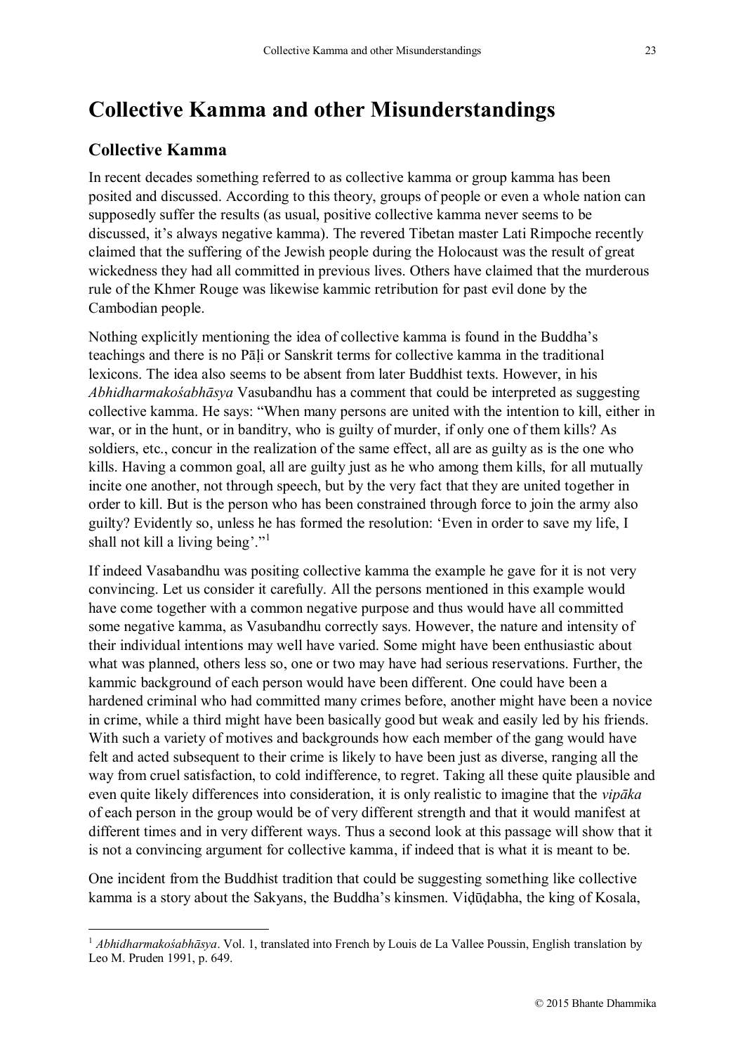# Collective Kamma and other Misunderstandings

## Collective Kamma

In recent decades something referred to as collective kamma or group kamma has been posited and discussed. According to this theory, groups of people or even a whole nation can supposedly suffer the results (as usual, positive collective kamma never seems to be discussed, it's always negative kamma). The revered Tibetan master Lati Rimpoche recently claimed that the suffering of the Jewish people during the Holocaust was the result of great wickedness they had all committed in previous lives. Others have claimed that the murderous rule of the Khmer Rouge was likewise kammic retribution for past evil done by the Cambodian people.

Nothing explicitly mentioning the idea of collective kamma is found in the Buddha's teachings and there is no Pāḷi or Sanskrit terms for collective kamma in the traditional lexicons. The idea also seems to be absent from later Buddhist texts. However, in his *Abhidharmakośabhāsya* Vasubandhu has a comment that could be interpreted as suggesting collective kamma. He says: "When many persons are united with the intention to kill, either in war, or in the hunt, or in banditry, who is guilty of murder, if only one of them kills? As soldiers, etc., concur in the realization of the same effect, all are as guilty as is the one who kills. Having a common goal, all are guilty just as he who among them kills, for all mutually incite one another, not through speech, but by the very fact that they are united together in order to kill. But is the person who has been constrained through force to join the army also guilty? Evidently so, unless he has formed the resolution: 'Even in order to save my life, I shall not kill a living being'."[1]

If indeed Vasabandhu was positing collective kamma the example he gave for it is not very convincing. Let us consider it carefully. All the persons mentioned in this example would have come together with a common negative purpose and thus would have all committed some negative kamma, as Vasubandhu correctly says. However, the nature and intensity of their individual intentions may well have varied. Some might have been enthusiastic about what was planned, others less so, one or two may have had serious reservations. Further, the kammic background of each person would have been different. One could have been a hardened criminal who had committed many crimes before, another might have been a novice in crime, while a third might have been basically good but weak and easily led by his friends. With such a variety of motives and backgrounds how each member of the gang would have felt and acted subsequent to their crime is likely to have been just as diverse, ranging all the way from cruel satisfaction, to cold indifference, to regret. Taking all these quite plausible and even quite likely differences into consideration, it is only realistic to imagine that the *vipāka* of each person in the group would be of very different strength and that it would manifest at different times and in very different ways. Thus a second look at this passage will show that it is not a convincing argument for collective kamma, if indeed that is what it is meant to be.

One incident from the Buddhist tradition that could be suggesting something like collective kamma is a story about the Sakyans, the Buddha's kinsmen. Viḍūḍabha, the king of Kosala,

[1] *Abhidharmakośabhāsya*. Vol. 1, translated into French by Louis de La Vallee Poussin, English translation by Leo M. Pruden 1991, p. 649.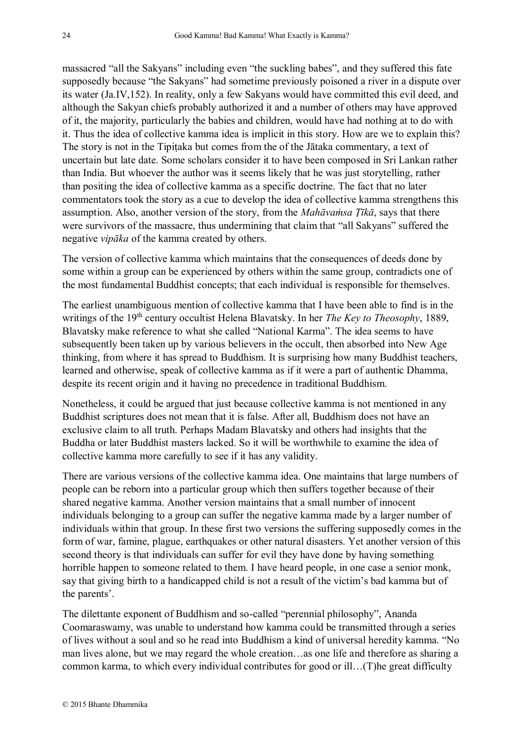massacred "all the Sakyans" including even "the suckling babes", and they suffered this fate supposedly because "the Sakyans" had sometime previously poisoned a river in a dispute over its water (Ja.IV,152). In reality, only a few Sakyans would have committed this evil deed, and although the Sakyan chiefs probably authorized it and a number of others may have approved of it, the majority, particularly the babies and children, would have had nothing at to do with it. Thus the idea of collective kamma idea is implicit in this story. How are we to explain this? The story is not in the Tipiṭaka but comes from the of the Jātaka commentary, a text of uncertain but late date. Some scholars consider it to have been composed in Sri Lankan rather than India. But whoever the author was it seems likely that he was just storytelling, rather than positing the idea of collective kamma as a specific doctrine. The fact that no later commentators took the story as a cue to develop the idea of collective kamma strengthens this assumption. Also, another version of the story, from the *Mahāvaṁsa Ṭīkā*, says that there were survivors of the massacre, thus undermining that claim that "all Sakyans" suffered the negative *vipāka* of the kamma created by others.

The version of collective kamma which maintains that the consequences of deeds done by some within a group can be experienced by others within the same group, contradicts one of the most fundamental Buddhist concepts; that each individual is responsible for themselves.

The earliest unambiguous mention of collective kamma that I have been able to find is in the writings of the 19th century occultist Helena Blavatsky. In her *The Key to Theosophy*, 1889, Blavatsky make reference to what she called "National Karma". The idea seems to have subsequently been taken up by various believers in the occult, then absorbed into New Age thinking, from where it has spread to Buddhism. It is surprising how many Buddhist teachers, learned and otherwise, speak of collective kamma as if it were a part of authentic Dhamma, despite its recent origin and it having no precedence in traditional Buddhism.

Nonetheless, it could be argued that just because collective kamma is not mentioned in any Buddhist scriptures does not mean that it is false. After all, Buddhism does not have an exclusive claim to all truth. Perhaps Madam Blavatsky and others had insights that the Buddha or later Buddhist masters lacked. So it will be worthwhile to examine the idea of collective kamma more carefully to see if it has any validity.

There are various versions of the collective kamma idea. One maintains that large numbers of people can be reborn into a particular group which then suffers together because of their shared negative kamma. Another version maintains that a small number of innocent individuals belonging to a group can suffer the negative kamma made by a larger number of individuals within that group. In these first two versions the suffering supposedly comes in the form of war, famine, plague, earthquakes or other natural disasters. Yet another version of this second theory is that individuals can suffer for evil they have done by having something horrible happen to someone related to them. I have heard people, in one case a senior monk, say that giving birth to a handicapped child is not a result of the victim's bad kamma but of the parents'.

The dilettante exponent of Buddhism and so-called "perennial philosophy", Ananda Coomaraswamy, was unable to understand how kamma could be transmitted through a series of lives without a soul and so he read into Buddhism a kind of universal heredity kamma. "No man lives alone, but we may regard the whole creation…as one life and therefore as sharing a common karma, to which every individual contributes for good or ill…(T)he great difficulty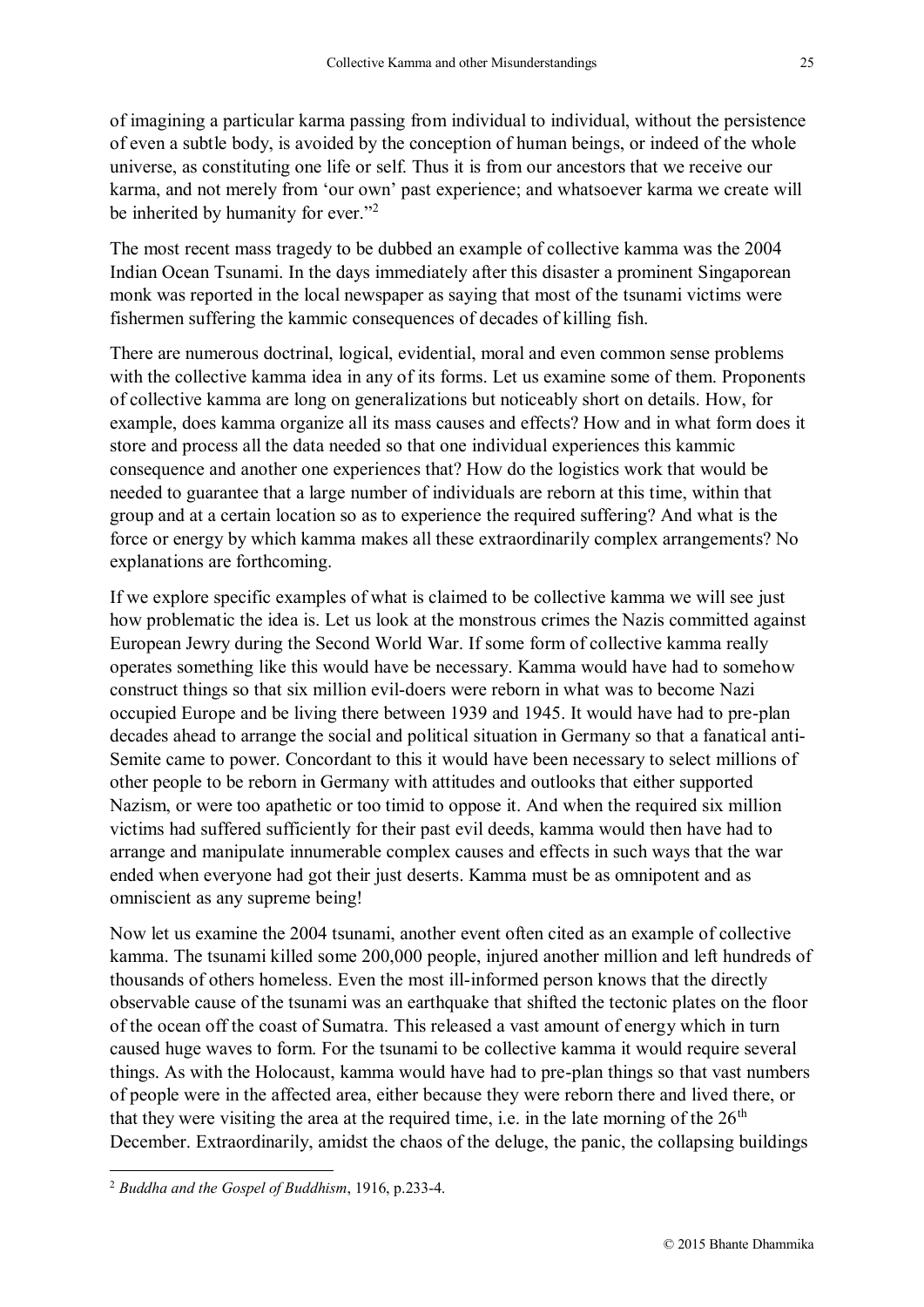of imagining a particular karma passing from individual to individual, without the persistence of even a subtle body, is avoided by the conception of human beings, or indeed of the whole universe, as constituting one life or self. Thus it is from our ancestors that we receive our karma, and not merely from 'our own' past experience; and whatsoever karma we create will be inherited by humanity for ever."[2]

The most recent mass tragedy to be dubbed an example of collective kamma was the 2004 Indian Ocean Tsunami. In the days immediately after this disaster a prominent Singaporean monk was reported in the local newspaper as saying that most of the tsunami victims were fishermen suffering the kammic consequences of decades of killing fish.

There are numerous doctrinal, logical, evidential, moral and even common sense problems with the collective kamma idea in any of its forms. Let us examine some of them. Proponents of collective kamma are long on generalizations but noticeably short on details. How, for example, does kamma organize all its mass causes and effects? How and in what form does it store and process all the data needed so that one individual experiences this kammic consequence and another one experiences that? How do the logistics work that would be needed to guarantee that a large number of individuals are reborn at this time, within that group and at a certain location so as to experience the required suffering? And what is the force or energy by which kamma makes all these extraordinarily complex arrangements? No explanations are forthcoming.

If we explore specific examples of what is claimed to be collective kamma we will see just how problematic the idea is. Let us look at the monstrous crimes the Nazis committed against European Jewry during the Second World War. If some form of collective kamma really operates something like this would have be necessary. Kamma would have had to somehow construct things so that six million evil-doers were reborn in what was to become Nazi occupied Europe and be living there between 1939 and 1945. It would have had to pre-plan decades ahead to arrange the social and political situation in Germany so that a fanatical anti-Semite came to power. Concordant to this it would have been necessary to select millions of other people to be reborn in Germany with attitudes and outlooks that either supported Nazism, or were too apathetic or too timid to oppose it. And when the required six million victims had suffered sufficiently for their past evil deeds, kamma would then have had to arrange and manipulate innumerable complex causes and effects in such ways that the war ended when everyone had got their just deserts. Kamma must be as omnipotent and as omniscient as any supreme being!

Now let us examine the 2004 tsunami, another event often cited as an example of collective kamma. The tsunami killed some 200,000 people, injured another million and left hundreds of thousands of others homeless. Even the most ill-informed person knows that the directly observable cause of the tsunami was an earthquake that shifted the tectonic plates on the floor of the ocean off the coast of Sumatra. This released a vast amount of energy which in turn caused huge waves to form. For the tsunami to be collective kamma it would require several things. As with the Holocaust, kamma would have had to pre-plan things so that vast numbers of people were in the affected area, either because they were reborn there and lived there, or that they were visiting the area at the required time, i.e. in the late morning of the 26th December. Extraordinarily, amidst the chaos of the deluge, the panic, the collapsing buildings

---

[2] *Buddha and the Gospel of Buddhism*, 1916, p.233-4.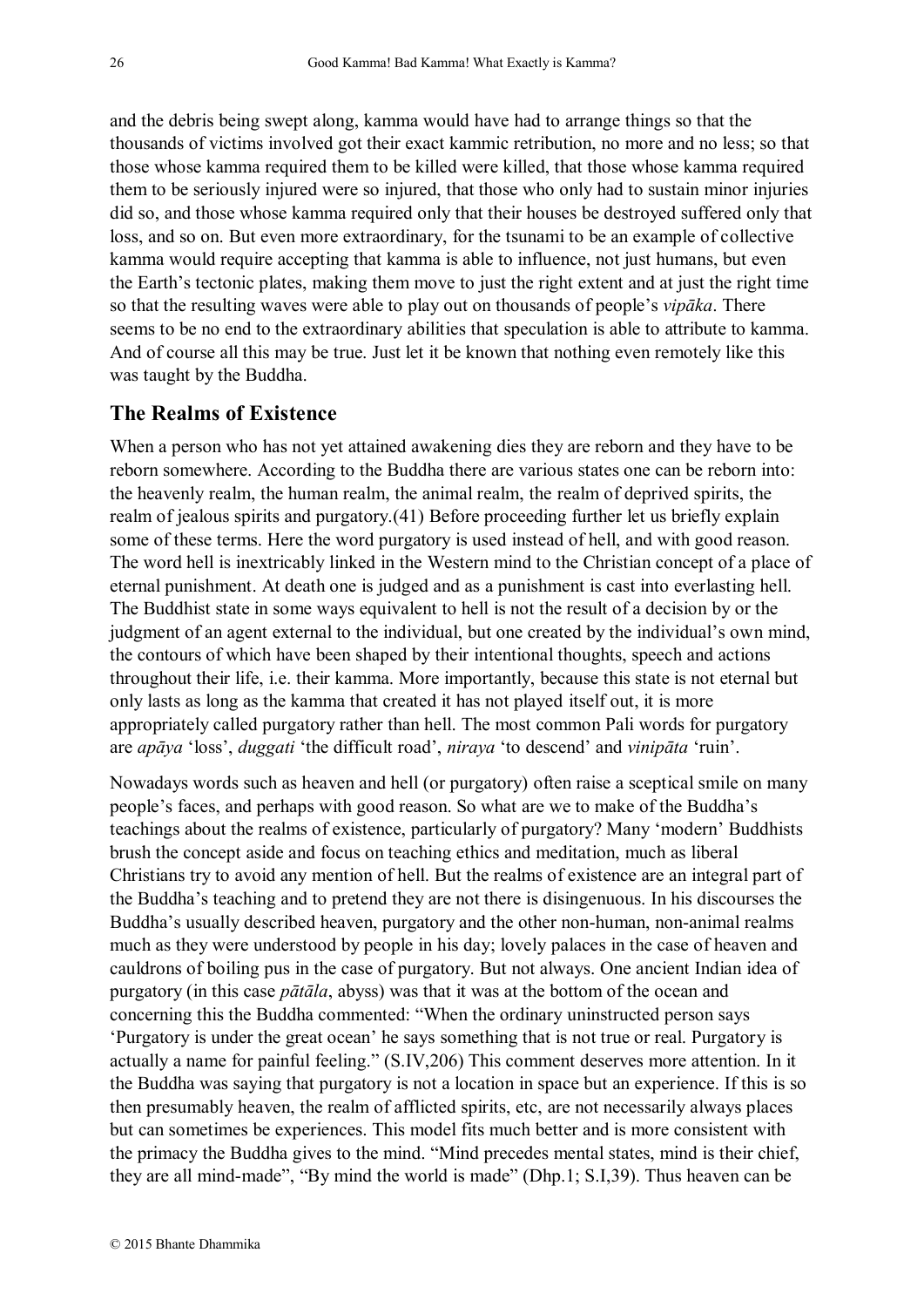and the debris being swept along, kamma would have had to arrange things so that the thousands of victims involved got their exact kammic retribution, no more and no less; so that those whose kamma required them to be killed were killed, that those whose kamma required them to be seriously injured were so injured, that those who only had to sustain minor injuries did so, and those whose kamma required only that their houses be destroyed suffered only that loss, and so on. But even more extraordinary, for the tsunami to be an example of collective kamma would require accepting that kamma is able to influence, not just humans, but even the Earth's tectonic plates, making them move to just the right extent and at just the right time so that the resulting waves were able to play out on thousands of people's *vipāka*. There seems to be no end to the extraordinary abilities that speculation is able to attribute to kamma. And of course all this may be true. Just let it be known that nothing even remotely like this was taught by the Buddha.

## The Realms of Existence

When a person who has not yet attained awakening dies they are reborn and they have to be reborn somewhere. According to the Buddha there are various states one can be reborn into: the heavenly realm, the human realm, the animal realm, the realm of deprived spirits, the realm of jealous spirits and purgatory.(41) Before proceeding further let us briefly explain some of these terms. Here the word purgatory is used instead of hell, and with good reason. The word hell is inextricably linked in the Western mind to the Christian concept of a place of eternal punishment. At death one is judged and as a punishment is cast into everlasting hell. The Buddhist state in some ways equivalent to hell is not the result of a decision by or the judgment of an agent external to the individual, but one created by the individual's own mind, the contours of which have been shaped by their intentional thoughts, speech and actions throughout their life, i.e. their kamma. More importantly, because this state is not eternal but only lasts as long as the kamma that created it has not played itself out, it is more appropriately called purgatory rather than hell. The most common Pali words for purgatory are *apāya* 'loss', *duggati* 'the difficult road', *niraya* 'to descend' and *vinipāta* 'ruin'.

Nowadays words such as heaven and hell (or purgatory) often raise a sceptical smile on many people's faces, and perhaps with good reason. So what are we to make of the Buddha's teachings about the realms of existence, particularly of purgatory? Many 'modern' Buddhists brush the concept aside and focus on teaching ethics and meditation, much as liberal Christians try to avoid any mention of hell. But the realms of existence are an integral part of the Buddha's teaching and to pretend they are not there is disingenuous. In his discourses the Buddha's usually described heaven, purgatory and the other non-human, non-animal realms much as they were understood by people in his day; lovely palaces in the case of heaven and cauldrons of boiling pus in the case of purgatory. But not always. One ancient Indian idea of purgatory (in this case *pātāla*, abyss) was that it was at the bottom of the ocean and concerning this the Buddha commented: "When the ordinary uninstructed person says 'Purgatory is under the great ocean' he says something that is not true or real. Purgatory is actually a name for painful feeling." (S.IV,206) This comment deserves more attention. In it the Buddha was saying that purgatory is not a location in space but an experience. If this is so then presumably heaven, the realm of afflicted spirits, etc, are not necessarily always places but can sometimes be experiences. This model fits much better and is more consistent with the primacy the Buddha gives to the mind. "Mind precedes mental states, mind is their chief, they are all mind-made", "By mind the world is made" (Dhp.1; S.I,39). Thus heaven can be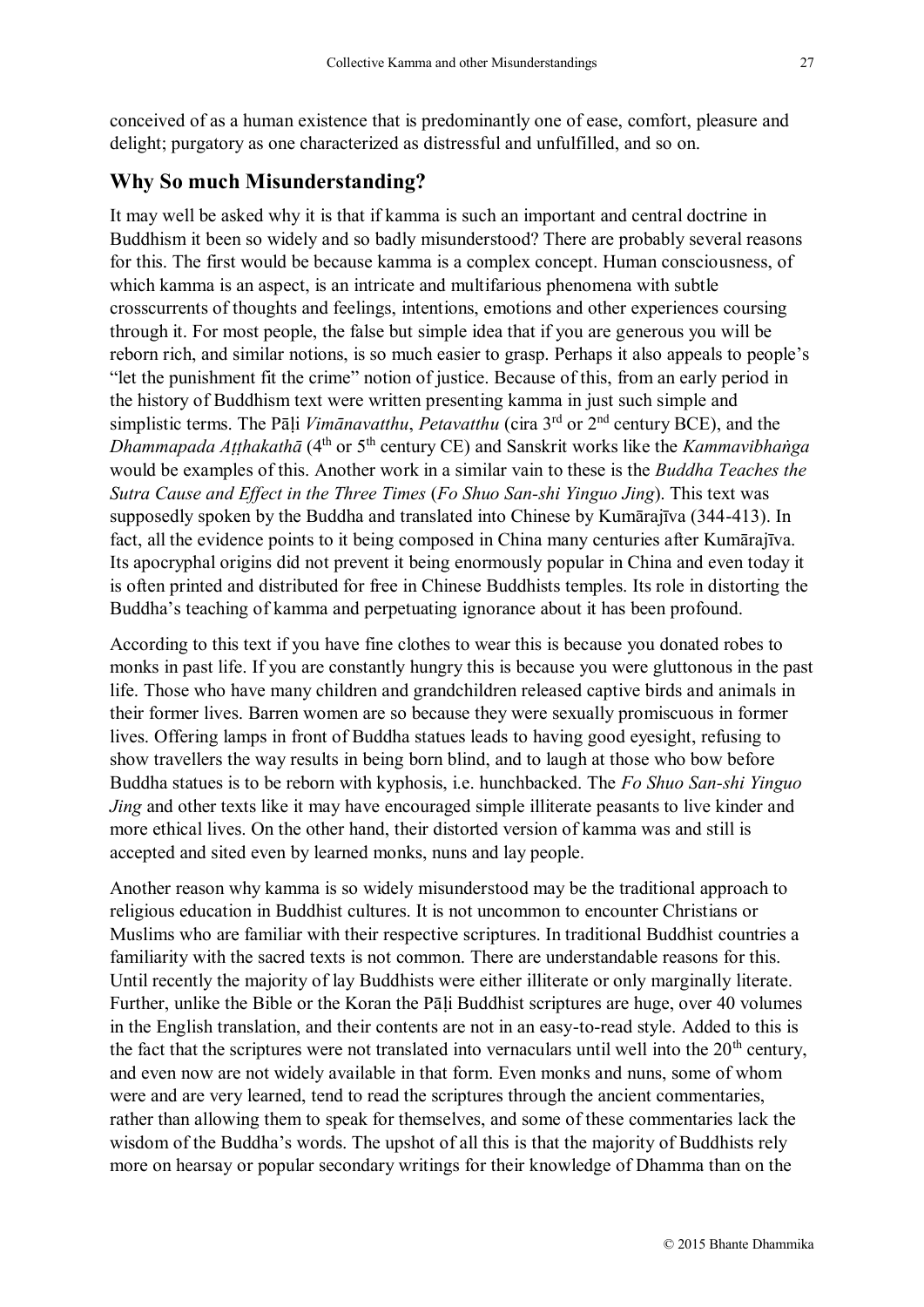conceived of as a human existence that is predominantly one of ease, comfort, pleasure and delight; purgatory as one characterized as distressful and unfulfilled, and so on.

## Why So much Misunderstanding?

It may well be asked why it is that if kamma is such an important and central doctrine in Buddhism it been so widely and so badly misunderstood? There are probably several reasons for this. The first would be because kamma is a complex concept. Human consciousness, of which kamma is an aspect, is an intricate and multifarious phenomena with subtle crosscurrents of thoughts and feelings, intentions, emotions and other experiences coursing through it. For most people, the false but simple idea that if you are generous you will be reborn rich, and similar notions, is so much easier to grasp. Perhaps it also appeals to people's "let the punishment fit the crime" notion of justice. Because of this, from an early period in the history of Buddhism text were written presenting kamma in just such simple and simplistic terms. The Pāḷi *Vimānavatthu*, *Petavatthu* (cira 3rd or 2nd century BCE), and the *Dhammapada Aṭṭhakathā* (4th or 5th century CE) and Sanskrit works like the *Kammavibhaṅga* would be examples of this. Another work in a similar vain to these is the *Buddha Teaches the Sutra Cause and Effect in the Three Times* (*Fo Shuo San-shi Yinguo Jing*). This text was supposedly spoken by the Buddha and translated into Chinese by Kumārajīva (344-413). In fact, all the evidence points to it being composed in China many centuries after Kumārajīva. Its apocryphal origins did not prevent it being enormously popular in China and even today it is often printed and distributed for free in Chinese Buddhists temples. Its role in distorting the Buddha's teaching of kamma and perpetuating ignorance about it has been profound.

According to this text if you have fine clothes to wear this is because you donated robes to monks in past life. If you are constantly hungry this is because you were gluttonous in the past life. Those who have many children and grandchildren released captive birds and animals in their former lives. Barren women are so because they were sexually promiscuous in former lives. Offering lamps in front of Buddha statues leads to having good eyesight, refusing to show travellers the way results in being born blind, and to laugh at those who bow before Buddha statues is to be reborn with kyphosis, i.e. hunchbacked. The *Fo Shuo San-shi Yinguo Jing* and other texts like it may have encouraged simple illiterate peasants to live kinder and more ethical lives. On the other hand, their distorted version of kamma was and still is accepted and sited even by learned monks, nuns and lay people.

Another reason why kamma is so widely misunderstood may be the traditional approach to religious education in Buddhist cultures. It is not uncommon to encounter Christians or Muslims who are familiar with their respective scriptures. In traditional Buddhist countries a familiarity with the sacred texts is not common. There are understandable reasons for this. Until recently the majority of lay Buddhists were either illiterate or only marginally literate. Further, unlike the Bible or the Koran the Pāḷi Buddhist scriptures are huge, over 40 volumes in the English translation, and their contents are not in an easy-to-read style. Added to this is the fact that the scriptures were not translated into vernaculars until well into the 20th century, and even now are not widely available in that form. Even monks and nuns, some of whom were and are very learned, tend to read the scriptures through the ancient commentaries, rather than allowing them to speak for themselves, and some of these commentaries lack the wisdom of the Buddha's words. The upshot of all this is that the majority of Buddhists rely more on hearsay or popular secondary writings for their knowledge of Dhamma than on the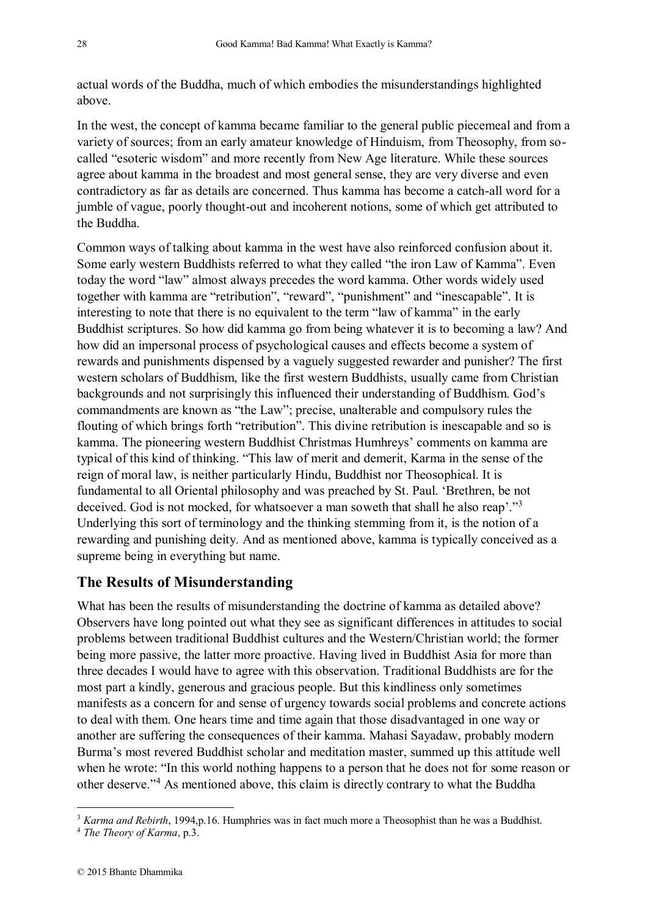actual words of the Buddha, much of which embodies the misunderstandings highlighted above.

In the west, the concept of kamma became familiar to the general public piecemeal and from a variety of sources; from an early amateur knowledge of Hinduism, from Theosophy, from so-called "esoteric wisdom" and more recently from New Age literature. While these sources agree about kamma in the broadest and most general sense, they are very diverse and even contradictory as far as details are concerned. Thus kamma has become a catch-all word for a jumble of vague, poorly thought-out and incoherent notions, some of which get attributed to the Buddha.

Common ways of talking about kamma in the west have also reinforced confusion about it. Some early western Buddhists referred to what they called "the iron Law of Kamma". Even today the word "law" almost always precedes the word kamma. Other words widely used together with kamma are "retribution", "reward", "punishment" and "inescapable". It is interesting to note that there is no equivalent to the term "law of kamma" in the early Buddhist scriptures. So how did kamma go from being whatever it is to becoming a law? And how did an impersonal process of psychological causes and effects become a system of rewards and punishments dispensed by a vaguely suggested rewarder and punisher? The first western scholars of Buddhism, like the first western Buddhists, usually came from Christian backgrounds and not surprisingly this influenced their understanding of Buddhism. God's commandments are known as "the Law"; precise, unalterable and compulsory rules the flouting of which brings forth "retribution". This divine retribution is inescapable and so is kamma. The pioneering western Buddhist Christmas Humhreys' comments on kamma are typical of this kind of thinking. "This law of merit and demerit, Karma in the sense of the reign of moral law, is neither particularly Hindu, Buddhist nor Theosophical. It is fundamental to all Oriental philosophy and was preached by St. Paul. 'Brethren, be not deceived. God is not mocked, for whatsoever a man soweth that shall he also reap'."[3] Underlying this sort of terminology and the thinking stemming from it, is the notion of a rewarding and punishing deity. And as mentioned above, kamma is typically conceived as a supreme being in everything but name.

## The Results of Misunderstanding

What has been the results of misunderstanding the doctrine of kamma as detailed above? Observers have long pointed out what they see as significant differences in attitudes to social problems between traditional Buddhist cultures and the Western/Christian world; the former being more passive, the latter more proactive. Having lived in Buddhist Asia for more than three decades I would have to agree with this observation. Traditional Buddhists are for the most part a kindly, generous and gracious people. But this kindliness only sometimes manifests as a concern for and sense of urgency towards social problems and concrete actions to deal with them. One hears time and time again that those disadvantaged in one way or another are suffering the consequences of their kamma. Mahasi Sayadaw, probably modern Burma's most revered Buddhist scholar and meditation master, summed up this attitude well when he wrote: "In this world nothing happens to a person that he does not for some reason or other deserve."[4] As mentioned above, this claim is directly contrary to what the Buddha

---

[3] *Karma and Rebirth*, 1994,p.16. Humphries was in fact much more a Theosophist than he was a Buddhist.

[4] *The Theory of Karma*, p.3.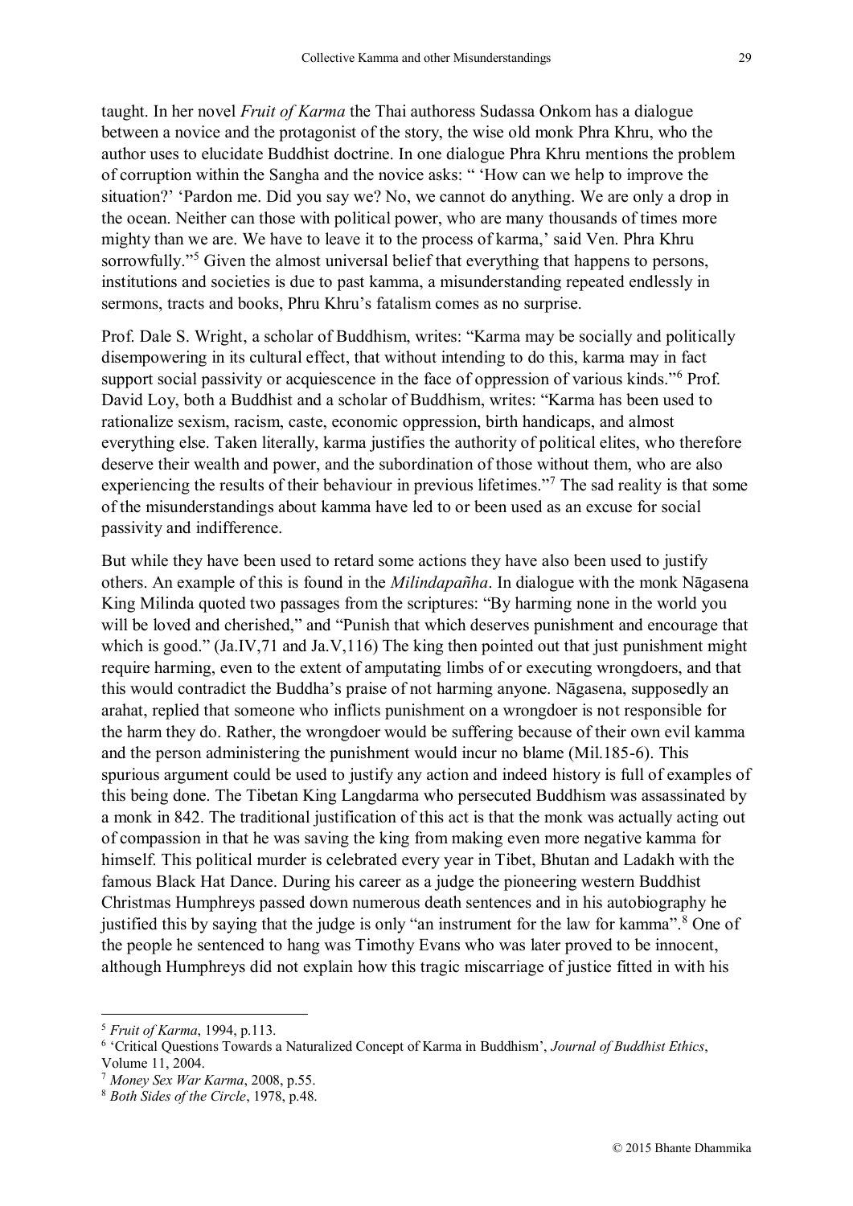taught. In her novel *Fruit of Karma* the Thai authoress Sudassa Onkom has a dialogue between a novice and the protagonist of the story, the wise old monk Phra Khru, who the author uses to elucidate Buddhist doctrine. In one dialogue Phra Khru mentions the problem of corruption within the Sangha and the novice asks: " 'How can we help to improve the situation?' 'Pardon me. Did you say we? No, we cannot do anything. We are only a drop in the ocean. Neither can those with political power, who are many thousands of times more mighty than we are. We have to leave it to the process of karma,' said Ven. Phra Khru sorrowfully."[5] Given the almost universal belief that everything that happens to persons, institutions and societies is due to past kamma, a misunderstanding repeated endlessly in sermons, tracts and books, Phru Khru's fatalism comes as no surprise.

Prof. Dale S. Wright, a scholar of Buddhism, writes: "Karma may be socially and politically disempowering in its cultural effect, that without intending to do this, karma may in fact support social passivity or acquiescence in the face of oppression of various kinds."[6] Prof. David Loy, both a Buddhist and a scholar of Buddhism, writes: "Karma has been used to rationalize sexism, racism, caste, economic oppression, birth handicaps, and almost everything else. Taken literally, karma justifies the authority of political elites, who therefore deserve their wealth and power, and the subordination of those without them, who are also experiencing the results of their behaviour in previous lifetimes."[7] The sad reality is that some of the misunderstandings about kamma have led to or been used as an excuse for social passivity and indifference.

But while they have been used to retard some actions they have also been used to justify others. An example of this is found in the *Milindapañha*. In dialogue with the monk Nāgasena King Milinda quoted two passages from the scriptures: "By harming none in the world you will be loved and cherished," and "Punish that which deserves punishment and encourage that which is good." (Ja.IV,71 and Ja.V,116) The king then pointed out that just punishment might require harming, even to the extent of amputating limbs of or executing wrongdoers, and that this would contradict the Buddha's praise of not harming anyone. Nāgasena, supposedly an arahat, replied that someone who inflicts punishment on a wrongdoer is not responsible for the harm they do. Rather, the wrongdoer would be suffering because of their own evil kamma and the person administering the punishment would incur no blame (Mil.185-6). This spurious argument could be used to justify any action and indeed history is full of examples of this being done. The Tibetan King Langdarma who persecuted Buddhism was assassinated by a monk in 842. The traditional justification of this act is that the monk was actually acting out of compassion in that he was saving the king from making even more negative kamma for himself. This political murder is celebrated every year in Tibet, Bhutan and Ladakh with the famous Black Hat Dance. During his career as a judge the pioneering western Buddhist Christmas Humphreys passed down numerous death sentences and in his autobiography he justified this by saying that the judge is only "an instrument for the law for kamma".[8] One of the people he sentenced to hang was Timothy Evans who was later proved to be innocent, although Humphreys did not explain how this tragic miscarriage of justice fitted in with his

---

[5] *Fruit of Karma*, 1994, p.113.

[6] 'Critical Questions Towards a Naturalized Concept of Karma in Buddhism', *Journal of Buddhist Ethics*, Volume 11, 2004.

[7] *Money Sex War Karma*, 2008, p.55.

[8] *Both Sides of the Circle*, 1978, p.48.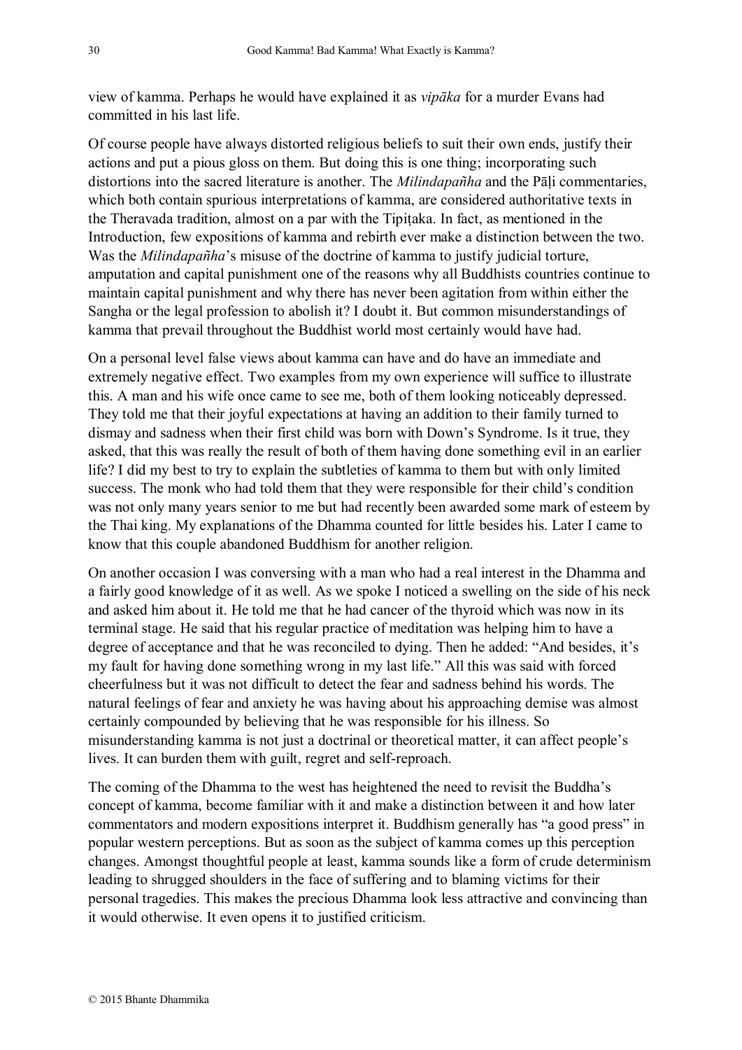view of kamma. Perhaps he would have explained it as *vipāka* for a murder Evans had committed in his last life.

Of course people have always distorted religious beliefs to suit their own ends, justify their actions and put a pious gloss on them. But doing this is one thing; incorporating such distortions into the sacred literature is another. The *Milindapañha* and the Pāḷi commentaries, which both contain spurious interpretations of kamma, are considered authoritative texts in the Theravada tradition, almost on a par with the Tipiṭaka. In fact, as mentioned in the Introduction, few expositions of kamma and rebirth ever make a distinction between the two. Was the *Milindapañha*'s misuse of the doctrine of kamma to justify judicial torture, amputation and capital punishment one of the reasons why all Buddhists countries continue to maintain capital punishment and why there has never been agitation from within either the Sangha or the legal profession to abolish it? I doubt it. But common misunderstandings of kamma that prevail throughout the Buddhist world most certainly would have had.

On a personal level false views about kamma can have and do have an immediate and extremely negative effect. Two examples from my own experience will suffice to illustrate this. A man and his wife once came to see me, both of them looking noticeably depressed. They told me that their joyful expectations at having an addition to their family turned to dismay and sadness when their first child was born with Down's Syndrome. Is it true, they asked, that this was really the result of both of them having done something evil in an earlier life? I did my best to try to explain the subtleties of kamma to them but with only limited success. The monk who had told them that they were responsible for their child's condition was not only many years senior to me but had recently been awarded some mark of esteem by the Thai king. My explanations of the Dhamma counted for little besides his. Later I came to know that this couple abandoned Buddhism for another religion.

On another occasion I was conversing with a man who had a real interest in the Dhamma and a fairly good knowledge of it as well. As we spoke I noticed a swelling on the side of his neck and asked him about it. He told me that he had cancer of the thyroid which was now in its terminal stage. He said that his regular practice of meditation was helping him to have a degree of acceptance and that he was reconciled to dying. Then he added: "And besides, it's my fault for having done something wrong in my last life." All this was said with forced cheerfulness but it was not difficult to detect the fear and sadness behind his words. The natural feelings of fear and anxiety he was having about his approaching demise was almost certainly compounded by believing that he was responsible for his illness. So misunderstanding kamma is not just a doctrinal or theoretical matter, it can affect people's lives. It can burden them with guilt, regret and self-reproach.

The coming of the Dhamma to the west has heightened the need to revisit the Buddha's concept of kamma, become familiar with it and make a distinction between it and how later commentators and modern expositions interpret it. Buddhism generally has "a good press" in popular western perceptions. But as soon as the subject of kamma comes up this perception changes. Amongst thoughtful people at least, kamma sounds like a form of crude determinism leading to shrugged shoulders in the face of suffering and to blaming victims for their personal tragedies. This makes the precious Dhamma look less attractive and convincing than it would otherwise. It even opens it to justified criticism.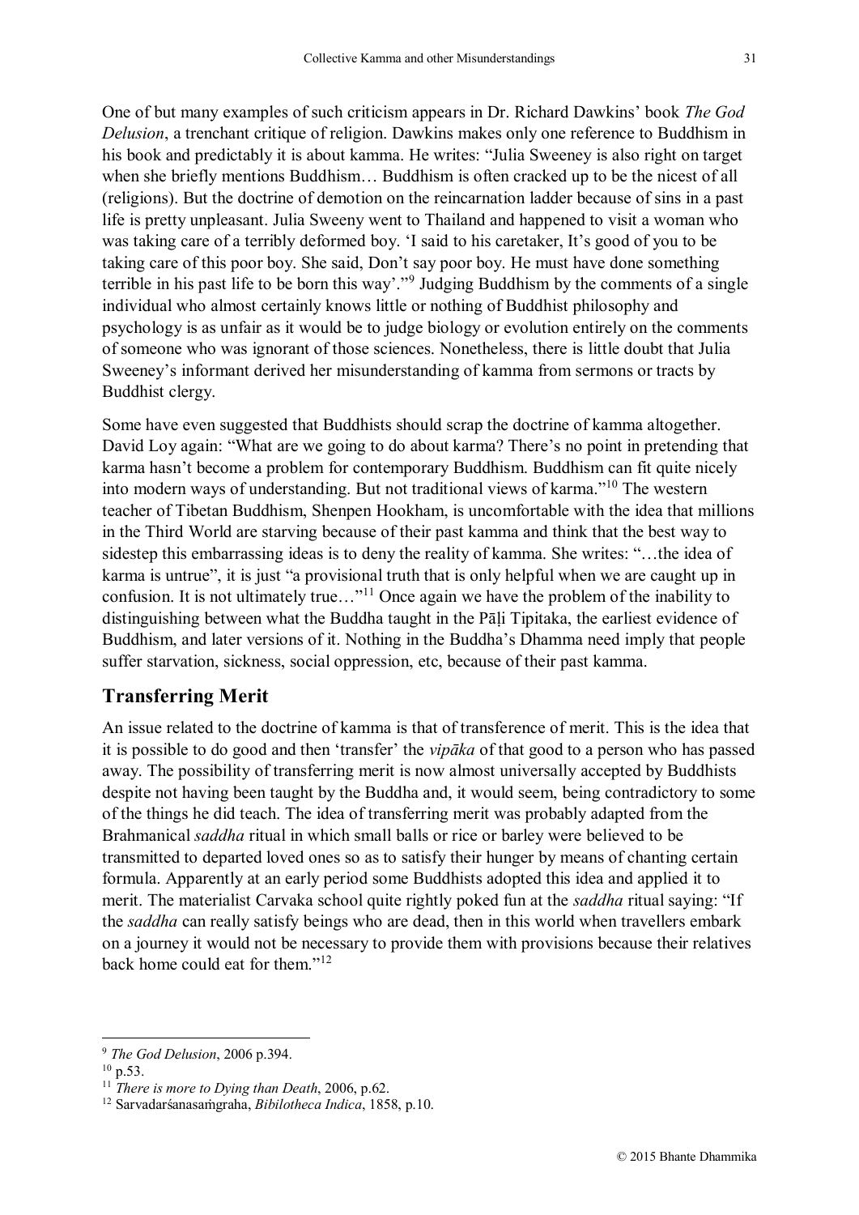One of but many examples of such criticism appears in Dr. Richard Dawkins' book *The God Delusion*, a trenchant critique of religion. Dawkins makes only one reference to Buddhism in his book and predictably it is about kamma. He writes: "Julia Sweeney is also right on target when she briefly mentions Buddhism… Buddhism is often cracked up to be the nicest of all (religions). But the doctrine of demotion on the reincarnation ladder because of sins in a past life is pretty unpleasant. Julia Sweeny went to Thailand and happened to visit a woman who was taking care of a terribly deformed boy. 'I said to his caretaker, It's good of you to be taking care of this poor boy. She said, Don't say poor boy. He must have done something terrible in his past life to be born this way'."[9] Judging Buddhism by the comments of a single individual who almost certainly knows little or nothing of Buddhist philosophy and psychology is as unfair as it would be to judge biology or evolution entirely on the comments of someone who was ignorant of those sciences. Nonetheless, there is little doubt that Julia Sweeney's informant derived her misunderstanding of kamma from sermons or tracts by Buddhist clergy.

Some have even suggested that Buddhists should scrap the doctrine of kamma altogether. David Loy again: "What are we going to do about karma? There's no point in pretending that karma hasn't become a problem for contemporary Buddhism. Buddhism can fit quite nicely into modern ways of understanding. But not traditional views of karma."[10] The western teacher of Tibetan Buddhism, Shenpen Hookham, is uncomfortable with the idea that millions in the Third World are starving because of their past kamma and think that the best way to sidestep this embarrassing ideas is to deny the reality of kamma. She writes: "…the idea of karma is untrue", it is just "a provisional truth that is only helpful when we are caught up in confusion. It is not ultimately true…"[11] Once again we have the problem of the inability to distinguishing between what the Buddha taught in the Pāḷi Tipitaka, the earliest evidence of Buddhism, and later versions of it. Nothing in the Buddha's Dhamma need imply that people suffer starvation, sickness, social oppression, etc, because of their past kamma.

## Transferring Merit

An issue related to the doctrine of kamma is that of transference of merit. This is the idea that it is possible to do good and then 'transfer' the *vipāka* of that good to a person who has passed away. The possibility of transferring merit is now almost universally accepted by Buddhists despite not having been taught by the Buddha and, it would seem, being contradictory to some of the things he did teach. The idea of transferring merit was probably adapted from the Brahmanical *saddha* ritual in which small balls or rice or barley were believed to be transmitted to departed loved ones so as to satisfy their hunger by means of chanting certain formula. Apparently at an early period some Buddhists adopted this idea and applied it to merit. The materialist Carvaka school quite rightly poked fun at the *saddha* ritual saying: "If the *saddha* can really satisfy beings who are dead, then in this world when travellers embark on a journey it would not be necessary to provide them with provisions because their relatives back home could eat for them."[12]

---

[9] *The God Delusion*, 2006 p.394.

[10] p.53.

[11] *There is more to Dying than Death*, 2006, p.62.

[12] Sarvadarśanasaṁgraha, *Bibilotheca Indica*, 1858, p.10.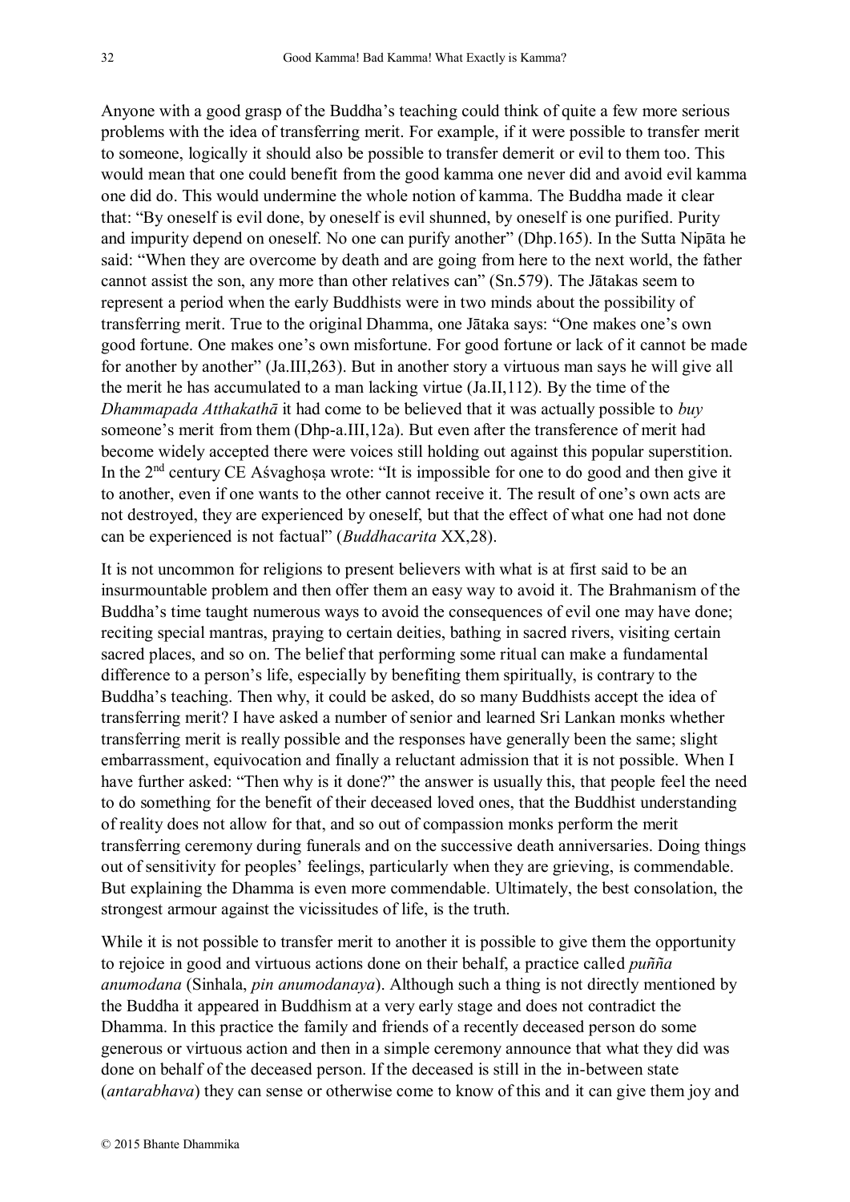Anyone with a good grasp of the Buddha's teaching could think of quite a few more serious problems with the idea of transferring merit. For example, if it were possible to transfer merit to someone, logically it should also be possible to transfer demerit or evil to them too. This would mean that one could benefit from the good kamma one never did and avoid evil kamma one did do. This would undermine the whole notion of kamma. The Buddha made it clear that: "By oneself is evil done, by oneself is evil shunned, by oneself is one purified. Purity and impurity depend on oneself. No one can purify another" (Dhp.165). In the Sutta Nipāta he said: "When they are overcome by death and are going from here to the next world, the father cannot assist the son, any more than other relatives can" (Sn.579). The Jātakas seem to represent a period when the early Buddhists were in two minds about the possibility of transferring merit. True to the original Dhamma, one Jātaka says: "One makes one's own good fortune. One makes one's own misfortune. For good fortune or lack of it cannot be made for another by another" (Ja.III,263). But in another story a virtuous man says he will give all the merit he has accumulated to a man lacking virtue (Ja.II,112). By the time of the *Dhammapada Atthakathā* it had come to be believed that it was actually possible to *buy* someone's merit from them (Dhp-a.III,12a). But even after the transference of merit had become widely accepted there were voices still holding out against this popular superstition. In the 2nd century CE Aśvaghoṣa wrote: "It is impossible for one to do good and then give it to another, even if one wants to the other cannot receive it. The result of one's own acts are not destroyed, they are experienced by oneself, but that the effect of what one had not done can be experienced is not factual" (*Buddhacarita* XX,28).

It is not uncommon for religions to present believers with what is at first said to be an insurmountable problem and then offer them an easy way to avoid it. The Brahmanism of the Buddha's time taught numerous ways to avoid the consequences of evil one may have done; reciting special mantras, praying to certain deities, bathing in sacred rivers, visiting certain sacred places, and so on. The belief that performing some ritual can make a fundamental difference to a person's life, especially by benefiting them spiritually, is contrary to the Buddha's teaching. Then why, it could be asked, do so many Buddhists accept the idea of transferring merit? I have asked a number of senior and learned Sri Lankan monks whether transferring merit is really possible and the responses have generally been the same; slight embarrassment, equivocation and finally a reluctant admission that it is not possible. When I have further asked: "Then why is it done?" the answer is usually this, that people feel the need to do something for the benefit of their deceased loved ones, that the Buddhist understanding of reality does not allow for that, and so out of compassion monks perform the merit transferring ceremony during funerals and on the successive death anniversaries. Doing things out of sensitivity for peoples' feelings, particularly when they are grieving, is commendable. But explaining the Dhamma is even more commendable. Ultimately, the best consolation, the strongest armour against the vicissitudes of life, is the truth.

While it is not possible to transfer merit to another it is possible to give them the opportunity to rejoice in good and virtuous actions done on their behalf, a practice called *puñña anumodana* (Sinhala, *pin anumodanaya*). Although such a thing is not directly mentioned by the Buddha it appeared in Buddhism at a very early stage and does not contradict the Dhamma. In this practice the family and friends of a recently deceased person do some generous or virtuous action and then in a simple ceremony announce that what they did was done on behalf of the deceased person. If the deceased is still in the in-between state (*antarabhava*) they can sense or otherwise come to know of this and it can give them joy and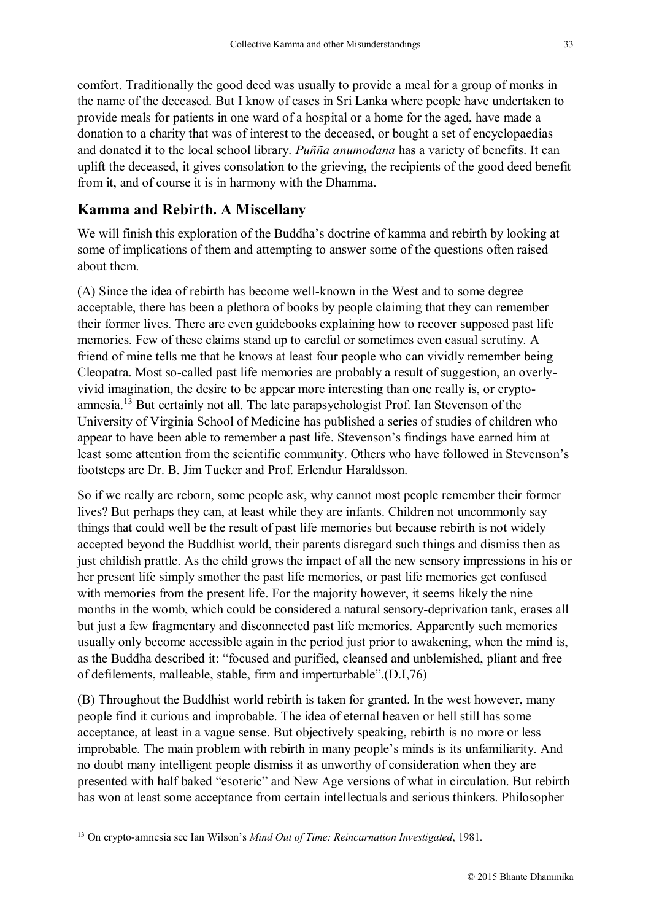comfort. Traditionally the good deed was usually to provide a meal for a group of monks in the name of the deceased. But I know of cases in Sri Lanka where people have undertaken to provide meals for patients in one ward of a hospital or a home for the aged, have made a donation to a charity that was of interest to the deceased, or bought a set of encyclopaedias and donated it to the local school library. *Puñña anumodana* has a variety of benefits. It can uplift the deceased, it gives consolation to the grieving, the recipients of the good deed benefit from it, and of course it is in harmony with the Dhamma.

## Kamma and Rebirth. A Miscellany

We will finish this exploration of the Buddha's doctrine of kamma and rebirth by looking at some of implications of them and attempting to answer some of the questions often raised about them.

(A) Since the idea of rebirth has become well-known in the West and to some degree acceptable, there has been a plethora of books by people claiming that they can remember their former lives. There are even guidebooks explaining how to recover supposed past life memories. Few of these claims stand up to careful or sometimes even casual scrutiny. A friend of mine tells me that he knows at least four people who can vividly remember being Cleopatra. Most so-called past life memories are probably a result of suggestion, an overly-vivid imagination, the desire to be appear more interesting than one really is, or crypto-amnesia.[13] But certainly not all. The late parapsychologist Prof. Ian Stevenson of the University of Virginia School of Medicine has published a series of studies of children who appear to have been able to remember a past life. Stevenson's findings have earned him at least some attention from the scientific community. Others who have followed in Stevenson's footsteps are Dr. B. Jim Tucker and Prof. Erlendur Haraldsson.

So if we really are reborn, some people ask, why cannot most people remember their former lives? But perhaps they can, at least while they are infants. Children not uncommonly say things that could well be the result of past life memories but because rebirth is not widely accepted beyond the Buddhist world, their parents disregard such things and dismiss then as just childish prattle. As the child grows the impact of all the new sensory impressions in his or her present life simply smother the past life memories, or past life memories get confused with memories from the present life. For the majority however, it seems likely the nine months in the womb, which could be considered a natural sensory-deprivation tank, erases all but just a few fragmentary and disconnected past life memories. Apparently such memories usually only become accessible again in the period just prior to awakening, when the mind is, as the Buddha described it: "focused and purified, cleansed and unblemished, pliant and free of defilements, malleable, stable, firm and imperturbable".(D.I,76)

(B) Throughout the Buddhist world rebirth is taken for granted. In the west however, many people find it curious and improbable. The idea of eternal heaven or hell still has some acceptance, at least in a vague sense. But objectively speaking, rebirth is no more or less improbable. The main problem with rebirth in many people's minds is its unfamiliarity. And no doubt many intelligent people dismiss it as unworthy of consideration when they are presented with half baked "esoteric" and New Age versions of what in circulation. But rebirth has won at least some acceptance from certain intellectuals and serious thinkers. Philosopher

---

[13] On crypto-amnesia see Ian Wilson's *Mind Out of Time: Reincarnation Investigated*, 1981.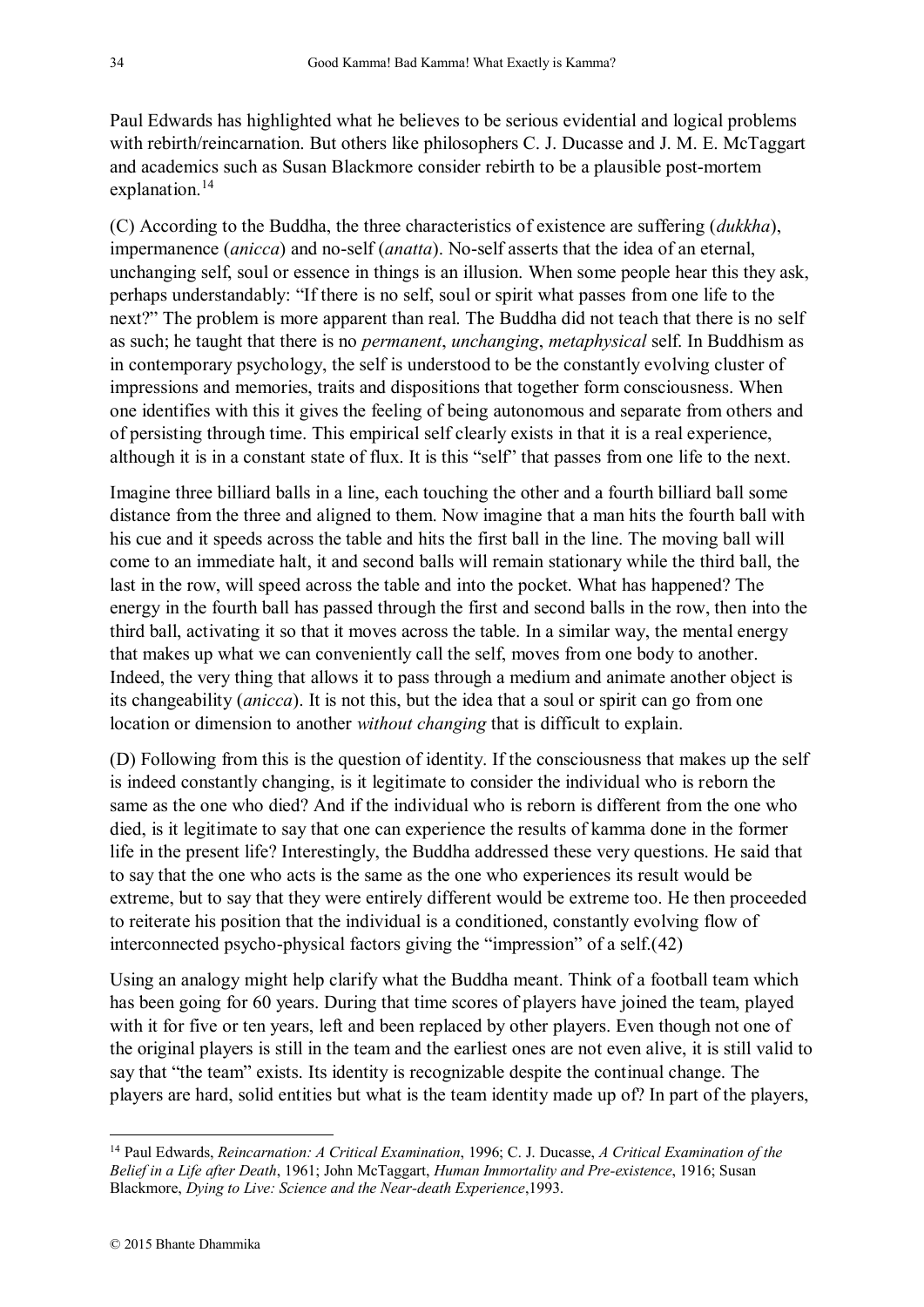Paul Edwards has highlighted what he believes to be serious evidential and logical problems with rebirth/reincarnation. But others like philosophers C. J. Ducasse and J. M. E. McTaggart and academics such as Susan Blackmore consider rebirth to be a plausible post-mortem explanation.[14]

(C) According to the Buddha, the three characteristics of existence are suffering (*dukkha*), impermanence (*anicca*) and no-self (*anatta*). No-self asserts that the idea of an eternal, unchanging self, soul or essence in things is an illusion. When some people hear this they ask, perhaps understandably: "If there is no self, soul or spirit what passes from one life to the next?" The problem is more apparent than real. The Buddha did not teach that there is no self as such; he taught that there is no *permanent*, *unchanging*, *metaphysical* self. In Buddhism as in contemporary psychology, the self is understood to be the constantly evolving cluster of impressions and memories, traits and dispositions that together form consciousness. When one identifies with this it gives the feeling of being autonomous and separate from others and of persisting through time. This empirical self clearly exists in that it is a real experience, although it is in a constant state of flux. It is this "self" that passes from one life to the next.

Imagine three billiard balls in a line, each touching the other and a fourth billiard ball some distance from the three and aligned to them. Now imagine that a man hits the fourth ball with his cue and it speeds across the table and hits the first ball in the line. The moving ball will come to an immediate halt, it and second balls will remain stationary while the third ball, the last in the row, will speed across the table and into the pocket. What has happened? The energy in the fourth ball has passed through the first and second balls in the row, then into the third ball, activating it so that it moves across the table. In a similar way, the mental energy that makes up what we can conveniently call the self, moves from one body to another. Indeed, the very thing that allows it to pass through a medium and animate another object is its changeability (*anicca*). It is not this, but the idea that a soul or spirit can go from one location or dimension to another *without changing* that is difficult to explain.

(D) Following from this is the question of identity. If the consciousness that makes up the self is indeed constantly changing, is it legitimate to consider the individual who is reborn the same as the one who died? And if the individual who is reborn is different from the one who died, is it legitimate to say that one can experience the results of kamma done in the former life in the present life? Interestingly, the Buddha addressed these very questions. He said that to say that the one who acts is the same as the one who experiences its result would be extreme, but to say that they were entirely different would be extreme too. He then proceeded to reiterate his position that the individual is a conditioned, constantly evolving flow of interconnected psycho-physical factors giving the "impression" of a self.(42)

Using an analogy might help clarify what the Buddha meant. Think of a football team which has been going for 60 years. During that time scores of players have joined the team, played with it for five or ten years, left and been replaced by other players. Even though not one of the original players is still in the team and the earliest ones are not even alive, it is still valid to say that "the team" exists. Its identity is recognizable despite the continual change. The players are hard, solid entities but what is the team identity made up of? In part of the players,

---

[14] Paul Edwards, *Reincarnation: A Critical Examination*, 1996; C. J. Ducasse, *A Critical Examination of the Belief in a Life after Death*, 1961; John McTaggart, *Human Immortality and Pre-existence*, 1916; Susan Blackmore, *Dying to Live: Science and the Near-death Experience*,1993.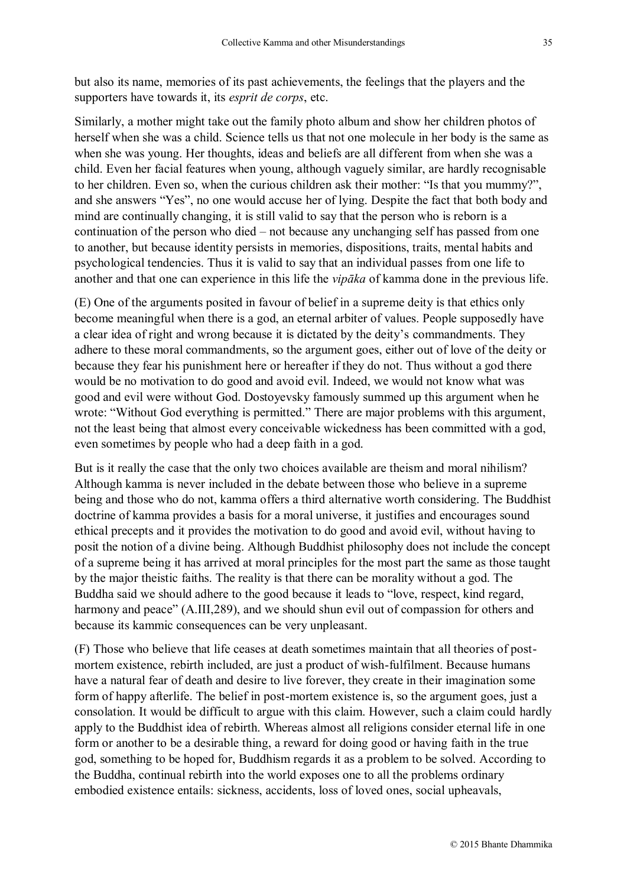but also its name, memories of its past achievements, the feelings that the players and the supporters have towards it, its *esprit de corps*, etc.

Similarly, a mother might take out the family photo album and show her children photos of herself when she was a child. Science tells us that not one molecule in her body is the same as when she was young. Her thoughts, ideas and beliefs are all different from when she was a child. Even her facial features when young, although vaguely similar, are hardly recognisable to her children. Even so, when the curious children ask their mother: "Is that you mummy?", and she answers "Yes", no one would accuse her of lying. Despite the fact that both body and mind are continually changing, it is still valid to say that the person who is reborn is a continuation of the person who died – not because any unchanging self has passed from one to another, but because identity persists in memories, dispositions, traits, mental habits and psychological tendencies. Thus it is valid to say that an individual passes from one life to another and that one can experience in this life the *vipāka* of kamma done in the previous life.

(E) One of the arguments posited in favour of belief in a supreme deity is that ethics only become meaningful when there is a god, an eternal arbiter of values. People supposedly have a clear idea of right and wrong because it is dictated by the deity's commandments. They adhere to these moral commandments, so the argument goes, either out of love of the deity or because they fear his punishment here or hereafter if they do not. Thus without a god there would be no motivation to do good and avoid evil. Indeed, we would not know what was good and evil were without God. Dostoyevsky famously summed up this argument when he wrote: "Without God everything is permitted." There are major problems with this argument, not the least being that almost every conceivable wickedness has been committed with a god, even sometimes by people who had a deep faith in a god.

But is it really the case that the only two choices available are theism and moral nihilism? Although kamma is never included in the debate between those who believe in a supreme being and those who do not, kamma offers a third alternative worth considering. The Buddhist doctrine of kamma provides a basis for a moral universe, it justifies and encourages sound ethical precepts and it provides the motivation to do good and avoid evil, without having to posit the notion of a divine being. Although Buddhist philosophy does not include the concept of a supreme being it has arrived at moral principles for the most part the same as those taught by the major theistic faiths. The reality is that there can be morality without a god. The Buddha said we should adhere to the good because it leads to "love, respect, kind regard, harmony and peace" (A.III,289), and we should shun evil out of compassion for others and because its kammic consequences can be very unpleasant.

(F) Those who believe that life ceases at death sometimes maintain that all theories of post-mortem existence, rebirth included, are just a product of wish-fulfilment. Because humans have a natural fear of death and desire to live forever, they create in their imagination some form of happy afterlife. The belief in post-mortem existence is, so the argument goes, just a consolation. It would be difficult to argue with this claim. However, such a claim could hardly apply to the Buddhist idea of rebirth. Whereas almost all religions consider eternal life in one form or another to be a desirable thing, a reward for doing good or having faith in the true god, something to be hoped for, Buddhism regards it as a problem to be solved. According to the Buddha, continual rebirth into the world exposes one to all the problems ordinary embodied existence entails: sickness, accidents, loss of loved ones, social upheavals,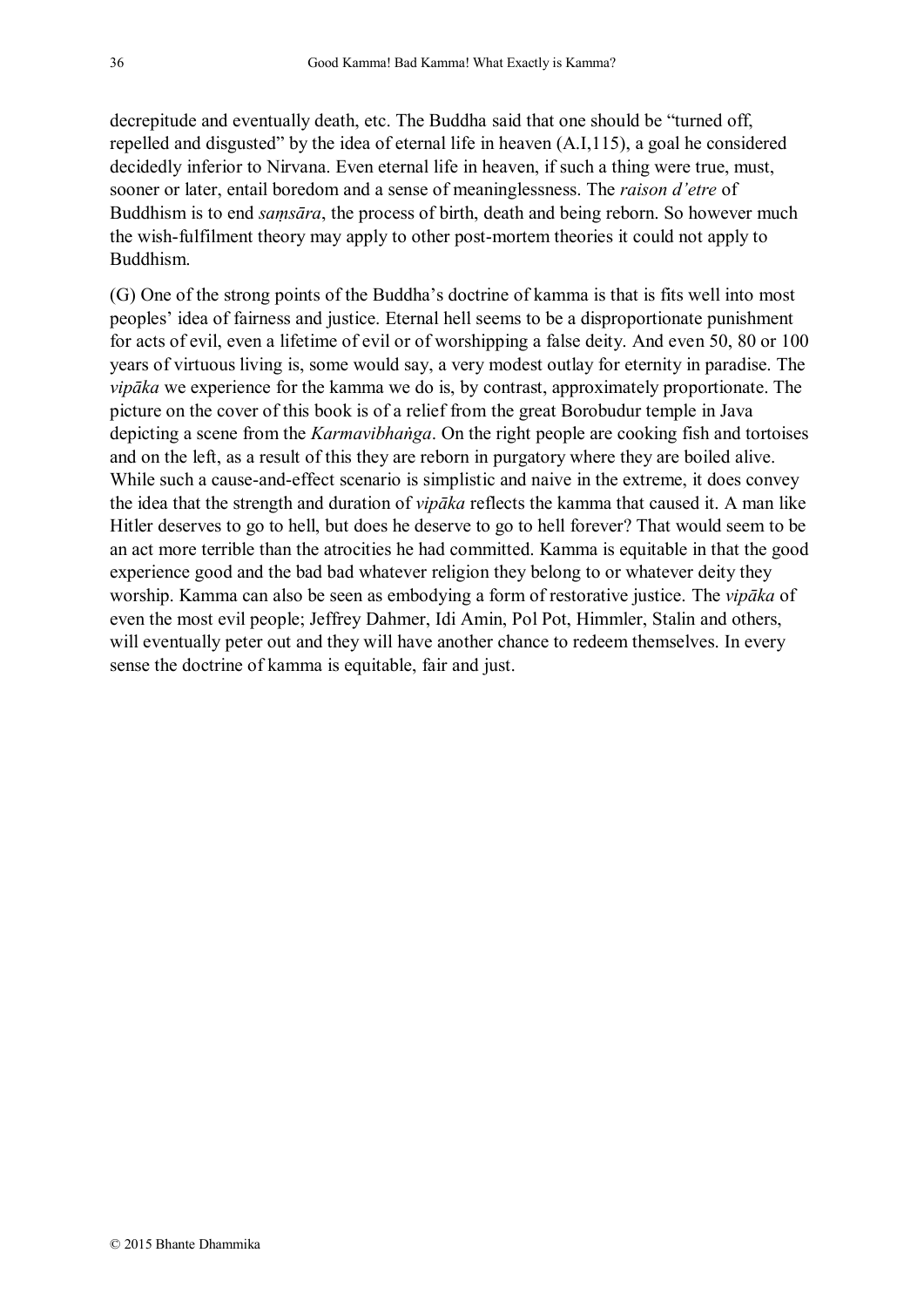decrepitude and eventually death, etc. The Buddha said that one should be "turned off, repelled and disgusted" by the idea of eternal life in heaven (A.I,115), a goal he considered decidedly inferior to Nirvana. Even eternal life in heaven, if such a thing were true, must, sooner or later, entail boredom and a sense of meaninglessness. The *raison d'etre* of Buddhism is to end *saṃsāra*, the process of birth, death and being reborn. So however much the wish-fulfilment theory may apply to other post-mortem theories it could not apply to Buddhism.

(G) One of the strong points of the Buddha's doctrine of kamma is that is fits well into most peoples' idea of fairness and justice. Eternal hell seems to be a disproportionate punishment for acts of evil, even a lifetime of evil or of worshipping a false deity. And even 50, 80 or 100 years of virtuous living is, some would say, a very modest outlay for eternity in paradise. The *vipāka* we experience for the kamma we do is, by contrast, approximately proportionate. The picture on the cover of this book is of a relief from the great Borobudur temple in Java depicting a scene from the *Karmavibhaṅga*. On the right people are cooking fish and tortoises and on the left, as a result of this they are reborn in purgatory where they are boiled alive. While such a cause-and-effect scenario is simplistic and naive in the extreme, it does convey the idea that the strength and duration of *vipāka* reflects the kamma that caused it. A man like Hitler deserves to go to hell, but does he deserve to go to hell forever? That would seem to be an act more terrible than the atrocities he had committed. Kamma is equitable in that the good experience good and the bad bad whatever religion they belong to or whatever deity they worship. Kamma can also be seen as embodying a form of restorative justice. The *vipāka* of even the most evil people; Jeffrey Dahmer, Idi Amin, Pol Pot, Himmler, Stalin and others, will eventually peter out and they will have another chance to redeem themselves. In every sense the doctrine of kamma is equitable, fair and just.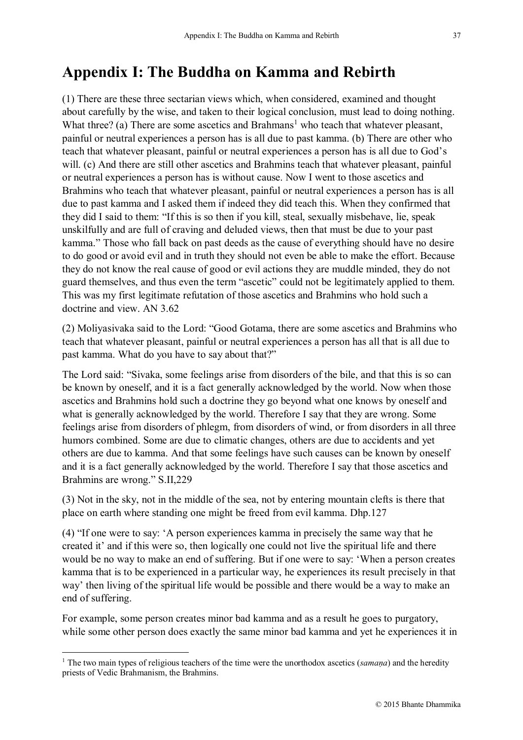# Appendix I: The Buddha on Kamma and Rebirth

(1) There are these three sectarian views which, when considered, examined and thought about carefully by the wise, and taken to their logical conclusion, must lead to doing nothing. What three? (a) There are some ascetics and Brahmans[1] who teach that whatever pleasant, painful or neutral experiences a person has is all due to past kamma. (b) There are other who teach that whatever pleasant, painful or neutral experiences a person has is all due to God's will. (c) And there are still other ascetics and Brahmins teach that whatever pleasant, painful or neutral experiences a person has is without cause. Now I went to those ascetics and Brahmins who teach that whatever pleasant, painful or neutral experiences a person has is all due to past kamma and I asked them if indeed they did teach this. When they confirmed that they did I said to them: "If this is so then if you kill, steal, sexually misbehave, lie, speak unskilfully and are full of craving and deluded views, then that must be due to your past kamma." Those who fall back on past deeds as the cause of everything should have no desire to do good or avoid evil and in truth they should not even be able to make the effort. Because they do not know the real cause of good or evil actions they are muddle minded, they do not guard themselves, and thus even the term "ascetic" could not be legitimately applied to them. This was my first legitimate refutation of those ascetics and Brahmins who hold such a doctrine and view. AN 3.62

(2) Moliyasivaka said to the Lord: "Good Gotama, there are some ascetics and Brahmins who teach that whatever pleasant, painful or neutral experiences a person has all that is all due to past kamma. What do you have to say about that?"

The Lord said: "Sivaka, some feelings arise from disorders of the bile, and that this is so can be known by oneself, and it is a fact generally acknowledged by the world. Now when those ascetics and Brahmins hold such a doctrine they go beyond what one knows by oneself and what is generally acknowledged by the world. Therefore I say that they are wrong. Some feelings arise from disorders of phlegm, from disorders of wind, or from disorders in all three humors combined. Some are due to climatic changes, others are due to accidents and yet others are due to kamma. And that some feelings have such causes can be known by oneself and it is a fact generally acknowledged by the world. Therefore I say that those ascetics and Brahmins are wrong." S.II,229

(3) Not in the sky, not in the middle of the sea, not by entering mountain clefts is there that place on earth where standing one might be freed from evil kamma. Dhp.127

(4) "If one were to say: 'A person experiences kamma in precisely the same way that he created it' and if this were so, then logically one could not live the spiritual life and there would be no way to make an end of suffering. But if one were to say: 'When a person creates kamma that is to be experienced in a particular way, he experiences its result precisely in that way' then living of the spiritual life would be possible and there would be a way to make an end of suffering.

For example, some person creates minor bad kamma and as a result he goes to purgatory, while some other person does exactly the same minor bad kamma and yet he experiences it in

---

[1] The two main types of religious teachers of the time were the unorthodox ascetics (*samaṇa*) and the heredity priests of Vedic Brahmanism, the Brahmins.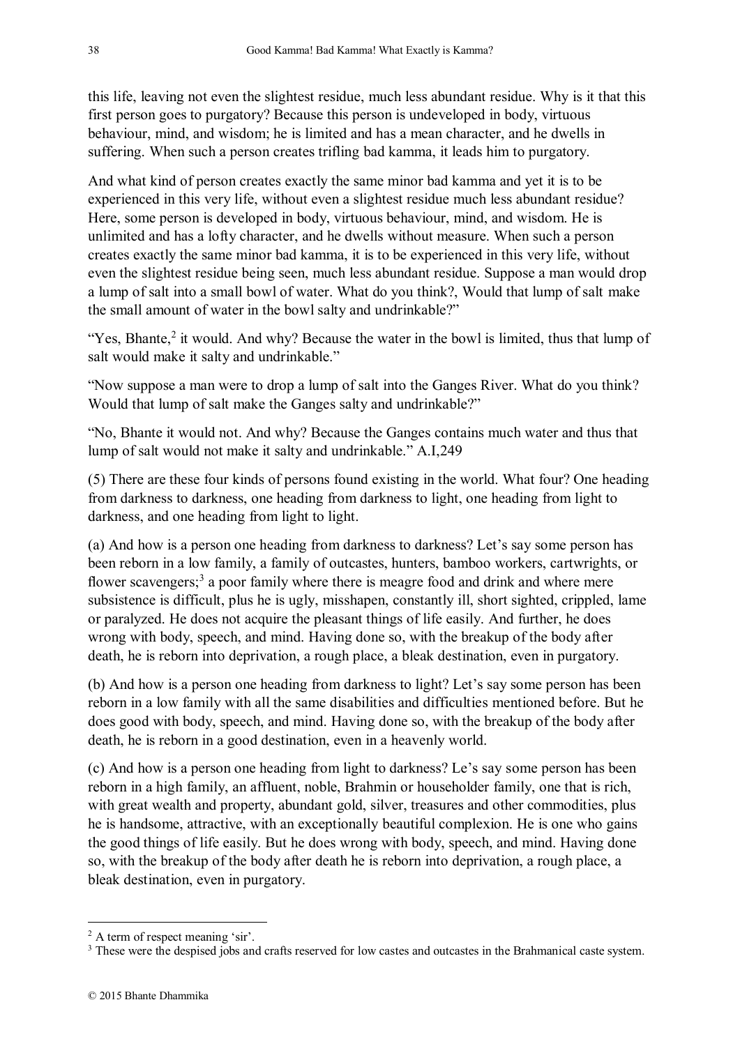this life, leaving not even the slightest residue, much less abundant residue. Why is it that this first person goes to purgatory? Because this person is undeveloped in body, virtuous behaviour, mind, and wisdom; he is limited and has a mean character, and he dwells in suffering. When such a person creates trifling bad kamma, it leads him to purgatory.

And what kind of person creates exactly the same minor bad kamma and yet it is to be experienced in this very life, without even a slightest residue much less abundant residue? Here, some person is developed in body, virtuous behaviour, mind, and wisdom. He is unlimited and has a lofty character, and he dwells without measure. When such a person creates exactly the same minor bad kamma, it is to be experienced in this very life, without even the slightest residue being seen, much less abundant residue. Suppose a man would drop a lump of salt into a small bowl of water. What do you think?, Would that lump of salt make the small amount of water in the bowl salty and undrinkable?"

"Yes, Bhante,[2] it would. And why? Because the water in the bowl is limited, thus that lump of salt would make it salty and undrinkable."

"Now suppose a man were to drop a lump of salt into the Ganges River. What do you think? Would that lump of salt make the Ganges salty and undrinkable?"

"No, Bhante it would not. And why? Because the Ganges contains much water and thus that lump of salt would not make it salty and undrinkable." A.I,249

(5) There are these four kinds of persons found existing in the world. What four? One heading from darkness to darkness, one heading from darkness to light, one heading from light to darkness, and one heading from light to light.

(a) And how is a person one heading from darkness to darkness? Let's say some person has been reborn in a low family, a family of outcastes, hunters, bamboo workers, cartwrights, or flower scavengers;[3] a poor family where there is meagre food and drink and where mere subsistence is difficult, plus he is ugly, misshapen, constantly ill, short sighted, crippled, lame or paralyzed. He does not acquire the pleasant things of life easily. And further, he does wrong with body, speech, and mind. Having done so, with the breakup of the body after death, he is reborn into deprivation, a rough place, a bleak destination, even in purgatory.

(b) And how is a person one heading from darkness to light? Let's say some person has been reborn in a low family with all the same disabilities and difficulties mentioned before. But he does good with body, speech, and mind. Having done so, with the breakup of the body after death, he is reborn in a good destination, even in a heavenly world.

(c) And how is a person one heading from light to darkness? Le's say some person has been reborn in a high family, an affluent, noble, Brahmin or householder family, one that is rich, with great wealth and property, abundant gold, silver, treasures and other commodities, plus he is handsome, attractive, with an exceptionally beautiful complexion. He is one who gains the good things of life easily. But he does wrong with body, speech, and mind. Having done so, with the breakup of the body after death he is reborn into deprivation, a rough place, a bleak destination, even in purgatory.

---

[2] A term of respect meaning 'sir'.

[3] These were the despised jobs and crafts reserved for low castes and outcastes in the Brahmanical caste system.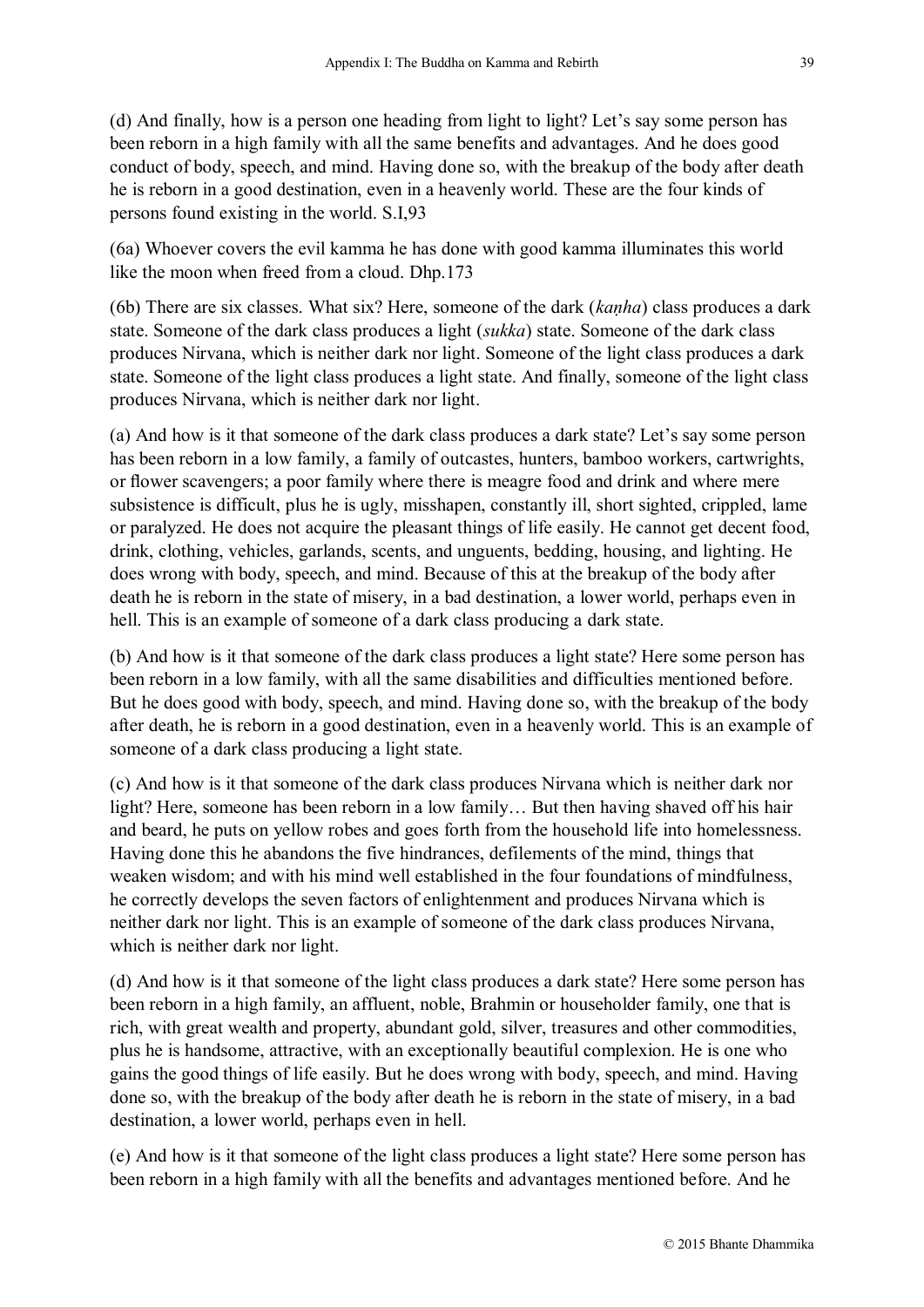(d) And finally, how is a person one heading from light to light? Let's say some person has been reborn in a high family with all the same benefits and advantages. And he does good conduct of body, speech, and mind. Having done so, with the breakup of the body after death he is reborn in a good destination, even in a heavenly world. These are the four kinds of persons found existing in the world. S.I,93

(6a) Whoever covers the evil kamma he has done with good kamma illuminates this world like the moon when freed from a cloud. Dhp.173

(6b) There are six classes. What six? Here, someone of the dark (*kaṇha*) class produces a dark state. Someone of the dark class produces a light (*sukka*) state. Someone of the dark class produces Nirvana, which is neither dark nor light. Someone of the light class produces a dark state. Someone of the light class produces a light state. And finally, someone of the light class produces Nirvana, which is neither dark nor light.

(a) And how is it that someone of the dark class produces a dark state? Let's say some person has been reborn in a low family, a family of outcastes, hunters, bamboo workers, cartwrights, or flower scavengers; a poor family where there is meagre food and drink and where mere subsistence is difficult, plus he is ugly, misshapen, constantly ill, short sighted, crippled, lame or paralyzed. He does not acquire the pleasant things of life easily. He cannot get decent food, drink, clothing, vehicles, garlands, scents, and unguents, bedding, housing, and lighting. He does wrong with body, speech, and mind. Because of this at the breakup of the body after death he is reborn in the state of misery, in a bad destination, a lower world, perhaps even in hell. This is an example of someone of a dark class producing a dark state.

(b) And how is it that someone of the dark class produces a light state? Here some person has been reborn in a low family, with all the same disabilities and difficulties mentioned before. But he does good with body, speech, and mind. Having done so, with the breakup of the body after death, he is reborn in a good destination, even in a heavenly world. This is an example of someone of a dark class producing a light state.

(c) And how is it that someone of the dark class produces Nirvana which is neither dark nor light? Here, someone has been reborn in a low family… But then having shaved off his hair and beard, he puts on yellow robes and goes forth from the household life into homelessness. Having done this he abandons the five hindrances, defilements of the mind, things that weaken wisdom; and with his mind well established in the four foundations of mindfulness, he correctly develops the seven factors of enlightenment and produces Nirvana which is neither dark nor light. This is an example of someone of the dark class produces Nirvana, which is neither dark nor light.

(d) And how is it that someone of the light class produces a dark state? Here some person has been reborn in a high family, an affluent, noble, Brahmin or householder family, one that is rich, with great wealth and property, abundant gold, silver, treasures and other commodities, plus he is handsome, attractive, with an exceptionally beautiful complexion. He is one who gains the good things of life easily. But he does wrong with body, speech, and mind. Having done so, with the breakup of the body after death he is reborn in the state of misery, in a bad destination, a lower world, perhaps even in hell.

(e) And how is it that someone of the light class produces a light state? Here some person has been reborn in a high family with all the benefits and advantages mentioned before. And he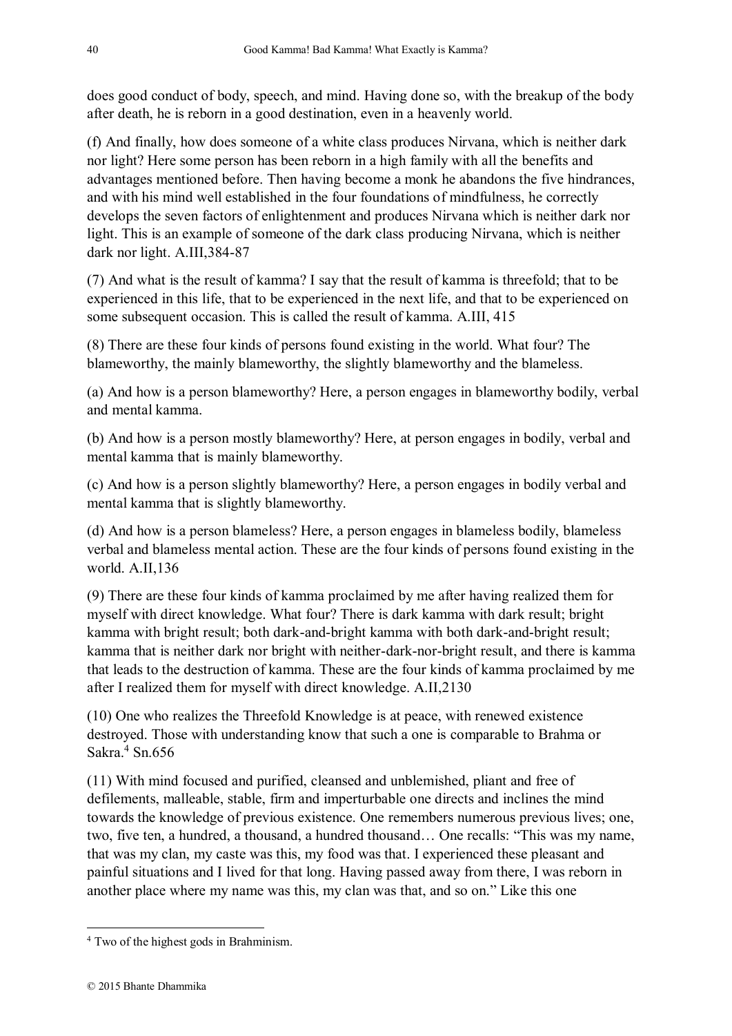does good conduct of body, speech, and mind. Having done so, with the breakup of the body after death, he is reborn in a good destination, even in a heavenly world.

(f) And finally, how does someone of a white class produces Nirvana, which is neither dark nor light? Here some person has been reborn in a high family with all the benefits and advantages mentioned before. Then having become a monk he abandons the five hindrances, and with his mind well established in the four foundations of mindfulness, he correctly develops the seven factors of enlightenment and produces Nirvana which is neither dark nor light. This is an example of someone of the dark class producing Nirvana, which is neither dark nor light. A.III,384-87

(7) And what is the result of kamma? I say that the result of kamma is threefold; that to be experienced in this life, that to be experienced in the next life, and that to be experienced on some subsequent occasion. This is called the result of kamma. A.III, 415

(8) There are these four kinds of persons found existing in the world. What four? The blameworthy, the mainly blameworthy, the slightly blameworthy and the blameless.

(a) And how is a person blameworthy? Here, a person engages in blameworthy bodily, verbal and mental kamma.

(b) And how is a person mostly blameworthy? Here, at person engages in bodily, verbal and mental kamma that is mainly blameworthy.

(c) And how is a person slightly blameworthy? Here, a person engages in bodily verbal and mental kamma that is slightly blameworthy.

(d) And how is a person blameless? Here, a person engages in blameless bodily, blameless verbal and blameless mental action. These are the four kinds of persons found existing in the world. A.II,136

(9) There are these four kinds of kamma proclaimed by me after having realized them for myself with direct knowledge. What four? There is dark kamma with dark result; bright kamma with bright result; both dark-and-bright kamma with both dark-and-bright result; kamma that is neither dark nor bright with neither-dark-nor-bright result, and there is kamma that leads to the destruction of kamma. These are the four kinds of kamma proclaimed by me after I realized them for myself with direct knowledge. A.II,2130

(10) One who realizes the Threefold Knowledge is at peace, with renewed existence destroyed. Those with understanding know that such a one is comparable to Brahma or Sakra.[4] Sn.656

(11) With mind focused and purified, cleansed and unblemished, pliant and free of defilements, malleable, stable, firm and imperturbable one directs and inclines the mind towards the knowledge of previous existence. One remembers numerous previous lives; one, two, five ten, a hundred, a thousand, a hundred thousand… One recalls: "This was my name, that was my clan, my caste was this, my food was that. I experienced these pleasant and painful situations and I lived for that long. Having passed away from there, I was reborn in another place where my name was this, my clan was that, and so on." Like this one

[4] Two of the highest gods in Brahminism.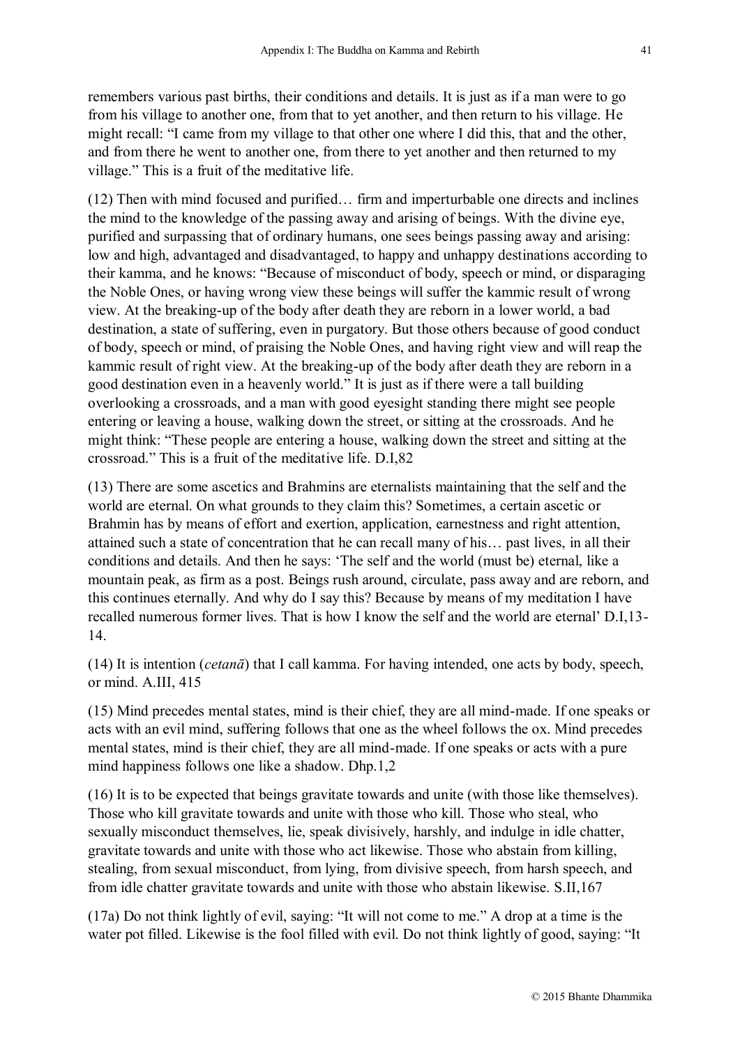remembers various past births, their conditions and details. It is just as if a man were to go from his village to another one, from that to yet another, and then return to his village. He might recall: "I came from my village to that other one where I did this, that and the other, and from there he went to another one, from there to yet another and then returned to my village." This is a fruit of the meditative life.

(12) Then with mind focused and purified… firm and imperturbable one directs and inclines the mind to the knowledge of the passing away and arising of beings. With the divine eye, purified and surpassing that of ordinary humans, one sees beings passing away and arising: low and high, advantaged and disadvantaged, to happy and unhappy destinations according to their kamma, and he knows: "Because of misconduct of body, speech or mind, or disparaging the Noble Ones, or having wrong view these beings will suffer the kammic result of wrong view. At the breaking-up of the body after death they are reborn in a lower world, a bad destination, a state of suffering, even in purgatory. But those others because of good conduct of body, speech or mind, of praising the Noble Ones, and having right view and will reap the kammic result of right view. At the breaking-up of the body after death they are reborn in a good destination even in a heavenly world." It is just as if there were a tall building overlooking a crossroads, and a man with good eyesight standing there might see people entering or leaving a house, walking down the street, or sitting at the crossroads. And he might think: "These people are entering a house, walking down the street and sitting at the crossroad." This is a fruit of the meditative life. D.I,82

(13) There are some ascetics and Brahmins are eternalists maintaining that the self and the world are eternal. On what grounds to they claim this? Sometimes, a certain ascetic or Brahmin has by means of effort and exertion, application, earnestness and right attention, attained such a state of concentration that he can recall many of his… past lives, in all their conditions and details. And then he says: 'The self and the world (must be) eternal, like a mountain peak, as firm as a post. Beings rush around, circulate, pass away and are reborn, and this continues eternally. And why do I say this? Because by means of my meditation I have recalled numerous former lives. That is how I know the self and the world are eternal' D.I,13-14.

(14) It is intention (*cetanā*) that I call kamma. For having intended, one acts by body, speech, or mind. A.III, 415

(15) Mind precedes mental states, mind is their chief, they are all mind-made. If one speaks or acts with an evil mind, suffering follows that one as the wheel follows the ox. Mind precedes mental states, mind is their chief, they are all mind-made. If one speaks or acts with a pure mind happiness follows one like a shadow. Dhp.1,2

(16) It is to be expected that beings gravitate towards and unite (with those like themselves). Those who kill gravitate towards and unite with those who kill. Those who steal, who sexually misconduct themselves, lie, speak divisively, harshly, and indulge in idle chatter, gravitate towards and unite with those who act likewise. Those who abstain from killing, stealing, from sexual misconduct, from lying, from divisive speech, from harsh speech, and from idle chatter gravitate towards and unite with those who abstain likewise. S.II,167

(17a) Do not think lightly of evil, saying: "It will not come to me." A drop at a time is the water pot filled. Likewise is the fool filled with evil. Do not think lightly of good, saying: "It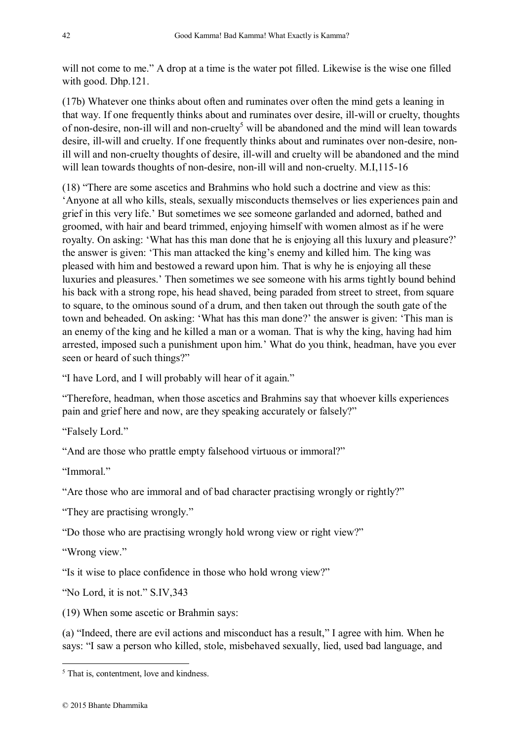will not come to me." A drop at a time is the water pot filled. Likewise is the wise one filled with good. Dhp.121.

(17b) Whatever one thinks about often and ruminates over often the mind gets a leaning in that way. If one frequently thinks about and ruminates over desire, ill-will or cruelty, thoughts of non-desire, non-ill will and non-cruelty[5] will be abandoned and the mind will lean towards desire, ill-will and cruelty. If one frequently thinks about and ruminates over non-desire, non-ill will and non-cruelty thoughts of desire, ill-will and cruelty will be abandoned and the mind will lean towards thoughts of non-desire, non-ill will and non-cruelty. M.I,115-16

(18) "There are some ascetics and Brahmins who hold such a doctrine and view as this: 'Anyone at all who kills, steals, sexually misconducts themselves or lies experiences pain and grief in this very life.' But sometimes we see someone garlanded and adorned, bathed and groomed, with hair and beard trimmed, enjoying himself with women almost as if he were royalty. On asking: 'What has this man done that he is enjoying all this luxury and pleasure?' the answer is given: 'This man attacked the king's enemy and killed him. The king was pleased with him and bestowed a reward upon him. That is why he is enjoying all these luxuries and pleasures.' Then sometimes we see someone with his arms tightly bound behind his back with a strong rope, his head shaved, being paraded from street to street, from square to square, to the ominous sound of a drum, and then taken out through the south gate of the town and beheaded. On asking: 'What has this man done?' the answer is given: 'This man is an enemy of the king and he killed a man or a woman. That is why the king, having had him arrested, imposed such a punishment upon him.' What do you think, headman, have you ever seen or heard of such things?"

"I have Lord, and I will probably will hear of it again."

"Therefore, headman, when those ascetics and Brahmins say that whoever kills experiences pain and grief here and now, are they speaking accurately or falsely?"

"Falsely Lord."

"And are those who prattle empty falsehood virtuous or immoral?"

"Immoral."

"Are those who are immoral and of bad character practising wrongly or rightly?"

"They are practising wrongly."

"Do those who are practising wrongly hold wrong view or right view?"

"Wrong view."

"Is it wise to place confidence in those who hold wrong view?"

"No Lord, it is not." S.IV,343

(19) When some ascetic or Brahmin says:

(a) "Indeed, there are evil actions and misconduct has a result," I agree with him. When he says: "I saw a person who killed, stole, misbehaved sexually, lied, used bad language, and

---

[5] That is, contentment, love and kindness.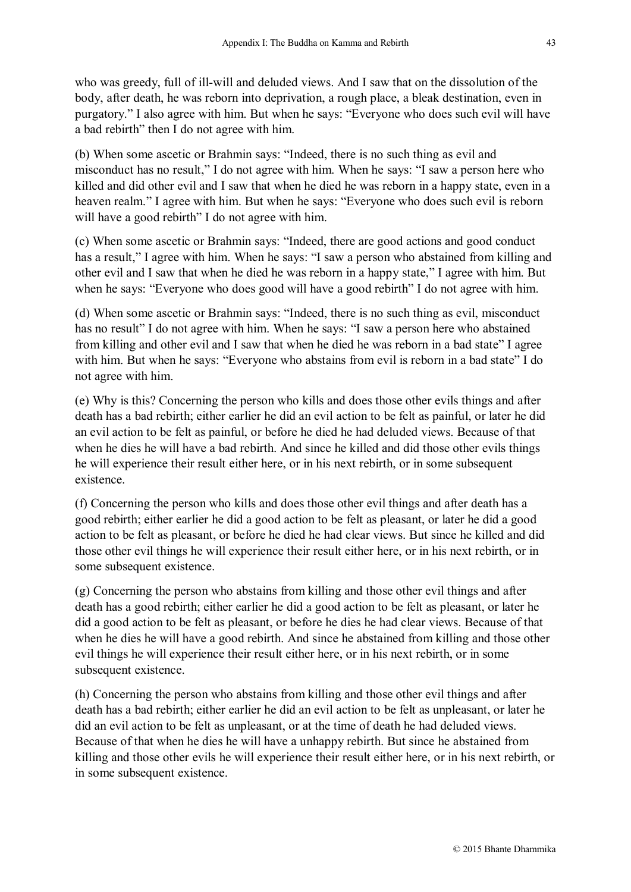who was greedy, full of ill-will and deluded views. And I saw that on the dissolution of the body, after death, he was reborn into deprivation, a rough place, a bleak destination, even in purgatory." I also agree with him. But when he says: "Everyone who does such evil will have a bad rebirth" then I do not agree with him.

(b) When some ascetic or Brahmin says: "Indeed, there is no such thing as evil and misconduct has no result," I do not agree with him. When he says: "I saw a person here who killed and did other evil and I saw that when he died he was reborn in a happy state, even in a heaven realm." I agree with him. But when he says: "Everyone who does such evil is reborn will have a good rebirth" I do not agree with him.

(c) When some ascetic or Brahmin says: "Indeed, there are good actions and good conduct has a result," I agree with him. When he says: "I saw a person who abstained from killing and other evil and I saw that when he died he was reborn in a happy state," I agree with him. But when he says: "Everyone who does good will have a good rebirth" I do not agree with him.

(d) When some ascetic or Brahmin says: "Indeed, there is no such thing as evil, misconduct has no result" I do not agree with him. When he says: "I saw a person here who abstained from killing and other evil and I saw that when he died he was reborn in a bad state" I agree with him. But when he says: "Everyone who abstains from evil is reborn in a bad state" I do not agree with him.

(e) Why is this? Concerning the person who kills and does those other evils things and after death has a bad rebirth; either earlier he did an evil action to be felt as painful, or later he did an evil action to be felt as painful, or before he died he had deluded views. Because of that when he dies he will have a bad rebirth. And since he killed and did those other evils things he will experience their result either here, or in his next rebirth, or in some subsequent existence.

(f) Concerning the person who kills and does those other evil things and after death has a good rebirth; either earlier he did a good action to be felt as pleasant, or later he did a good action to be felt as pleasant, or before he died he had clear views. But since he killed and did those other evil things he will experience their result either here, or in his next rebirth, or in some subsequent existence.

(g) Concerning the person who abstains from killing and those other evil things and after death has a good rebirth; either earlier he did a good action to be felt as pleasant, or later he did a good action to be felt as pleasant, or before he dies he had clear views. Because of that when he dies he will have a good rebirth. And since he abstained from killing and those other evil things he will experience their result either here, or in his next rebirth, or in some subsequent existence.

(h) Concerning the person who abstains from killing and those other evil things and after death has a bad rebirth; either earlier he did an evil action to be felt as unpleasant, or later he did an evil action to be felt as unpleasant, or at the time of death he had deluded views. Because of that when he dies he will have a unhappy rebirth. But since he abstained from killing and those other evils he will experience their result either here, or in his next rebirth, or in some subsequent existence.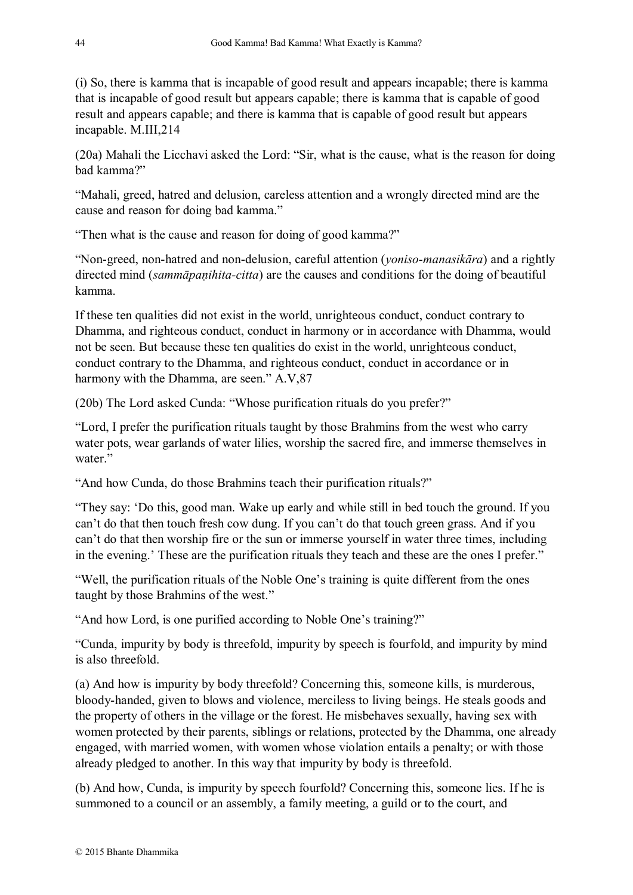(i) So, there is kamma that is incapable of good result and appears incapable; there is kamma that is incapable of good result but appears capable; there is kamma that is capable of good result and appears capable; and there is kamma that is capable of good result but appears incapable. M.III,214

(20a) Mahali the Licchavi asked the Lord: "Sir, what is the cause, what is the reason for doing bad kamma?"

"Mahali, greed, hatred and delusion, careless attention and a wrongly directed mind are the cause and reason for doing bad kamma."

"Then what is the cause and reason for doing of good kamma?"

"Non-greed, non-hatred and non-delusion, careful attention (*yoniso-manasikāra*) and a rightly directed mind (*sammāpaṇihita-citta*) are the causes and conditions for the doing of beautiful kamma.

If these ten qualities did not exist in the world, unrighteous conduct, conduct contrary to Dhamma, and righteous conduct, conduct in harmony or in accordance with Dhamma, would not be seen. But because these ten qualities do exist in the world, unrighteous conduct, conduct contrary to the Dhamma, and righteous conduct, conduct in accordance or in harmony with the Dhamma, are seen." A.V,87

(20b) The Lord asked Cunda: "Whose purification rituals do you prefer?"

"Lord, I prefer the purification rituals taught by those Brahmins from the west who carry water pots, wear garlands of water lilies, worship the sacred fire, and immerse themselves in water."

"And how Cunda, do those Brahmins teach their purification rituals?"

"They say: 'Do this, good man. Wake up early and while still in bed touch the ground. If you can't do that then touch fresh cow dung. If you can't do that touch green grass. And if you can't do that then worship fire or the sun or immerse yourself in water three times, including in the evening.' These are the purification rituals they teach and these are the ones I prefer."

"Well, the purification rituals of the Noble One's training is quite different from the ones taught by those Brahmins of the west."

"And how Lord, is one purified according to Noble One's training?"

"Cunda, impurity by body is threefold, impurity by speech is fourfold, and impurity by mind is also threefold.

(a) And how is impurity by body threefold? Concerning this, someone kills, is murderous, bloody-handed, given to blows and violence, merciless to living beings. He steals goods and the property of others in the village or the forest. He misbehaves sexually, having sex with women protected by their parents, siblings or relations, protected by the Dhamma, one already engaged, with married women, with women whose violation entails a penalty; or with those already pledged to another. In this way that impurity by body is threefold.

(b) And how, Cunda, is impurity by speech fourfold? Concerning this, someone lies. If he is summoned to a council or an assembly, a family meeting, a guild or to the court, and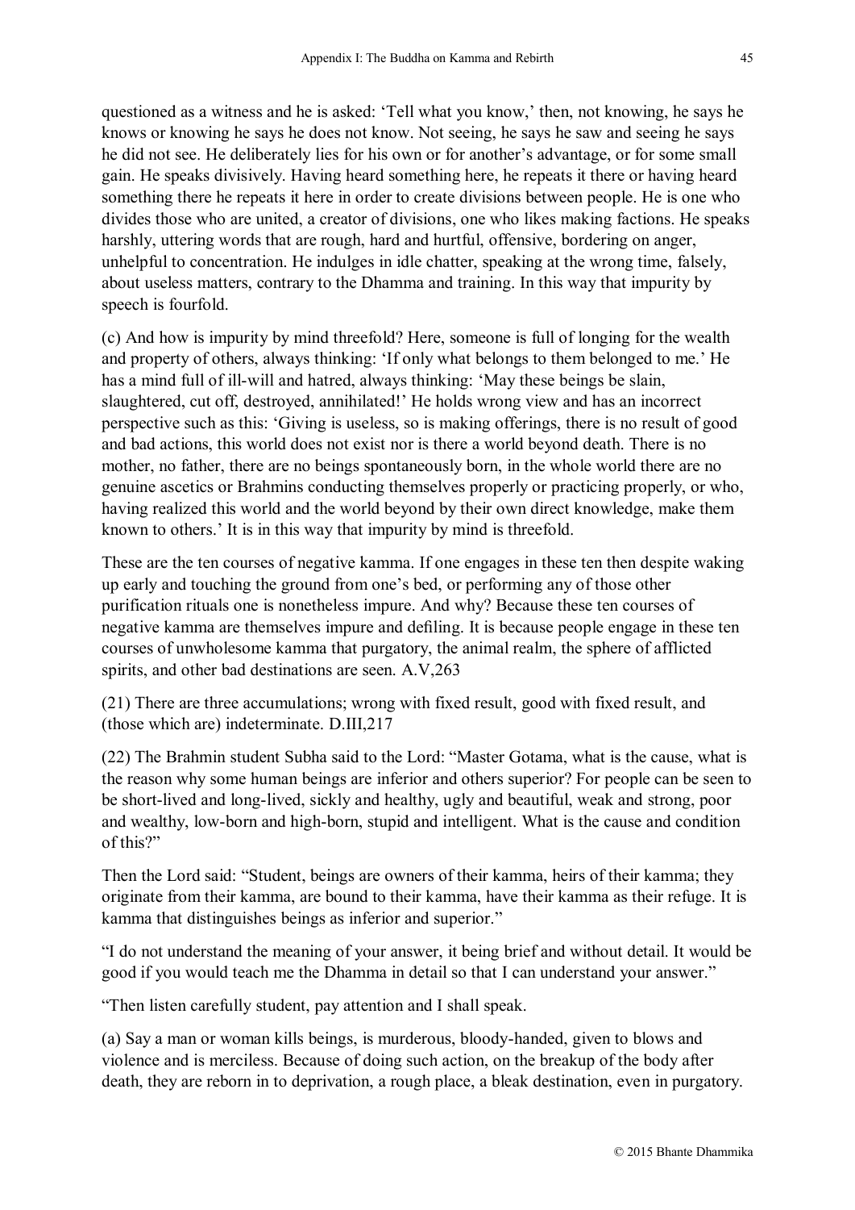questioned as a witness and he is asked: 'Tell what you know,' then, not knowing, he says he knows or knowing he says he does not know. Not seeing, he says he saw and seeing he says he did not see. He deliberately lies for his own or for another's advantage, or for some small gain. He speaks divisively. Having heard something here, he repeats it there or having heard something there he repeats it here in order to create divisions between people. He is one who divides those who are united, a creator of divisions, one who likes making factions. He speaks harshly, uttering words that are rough, hard and hurtful, offensive, bordering on anger, unhelpful to concentration. He indulges in idle chatter, speaking at the wrong time, falsely, about useless matters, contrary to the Dhamma and training. In this way that impurity by speech is fourfold.

(c) And how is impurity by mind threefold? Here, someone is full of longing for the wealth and property of others, always thinking: 'If only what belongs to them belonged to me.' He has a mind full of ill-will and hatred, always thinking: 'May these beings be slain, slaughtered, cut off, destroyed, annihilated!' He holds wrong view and has an incorrect perspective such as this: 'Giving is useless, so is making offerings, there is no result of good and bad actions, this world does not exist nor is there a world beyond death. There is no mother, no father, there are no beings spontaneously born, in the whole world there are no genuine ascetics or Brahmins conducting themselves properly or practicing properly, or who, having realized this world and the world beyond by their own direct knowledge, make them known to others.' It is in this way that impurity by mind is threefold.

These are the ten courses of negative kamma. If one engages in these ten then despite waking up early and touching the ground from one's bed, or performing any of those other purification rituals one is nonetheless impure. And why? Because these ten courses of negative kamma are themselves impure and defiling. It is because people engage in these ten courses of unwholesome kamma that purgatory, the animal realm, the sphere of afflicted spirits, and other bad destinations are seen. A.V,263

(21) There are three accumulations; wrong with fixed result, good with fixed result, and (those which are) indeterminate. D.III,217

(22) The Brahmin student Subha said to the Lord: "Master Gotama, what is the cause, what is the reason why some human beings are inferior and others superior? For people can be seen to be short-lived and long-lived, sickly and healthy, ugly and beautiful, weak and strong, poor and wealthy, low-born and high-born, stupid and intelligent. What is the cause and condition of this?"

Then the Lord said: "Student, beings are owners of their kamma, heirs of their kamma; they originate from their kamma, are bound to their kamma, have their kamma as their refuge. It is kamma that distinguishes beings as inferior and superior."

"I do not understand the meaning of your answer, it being brief and without detail. It would be good if you would teach me the Dhamma in detail so that I can understand your answer."

"Then listen carefully student, pay attention and I shall speak.

(a) Say a man or woman kills beings, is murderous, bloody-handed, given to blows and violence and is merciless. Because of doing such action, on the breakup of the body after death, they are reborn in to deprivation, a rough place, a bleak destination, even in purgatory.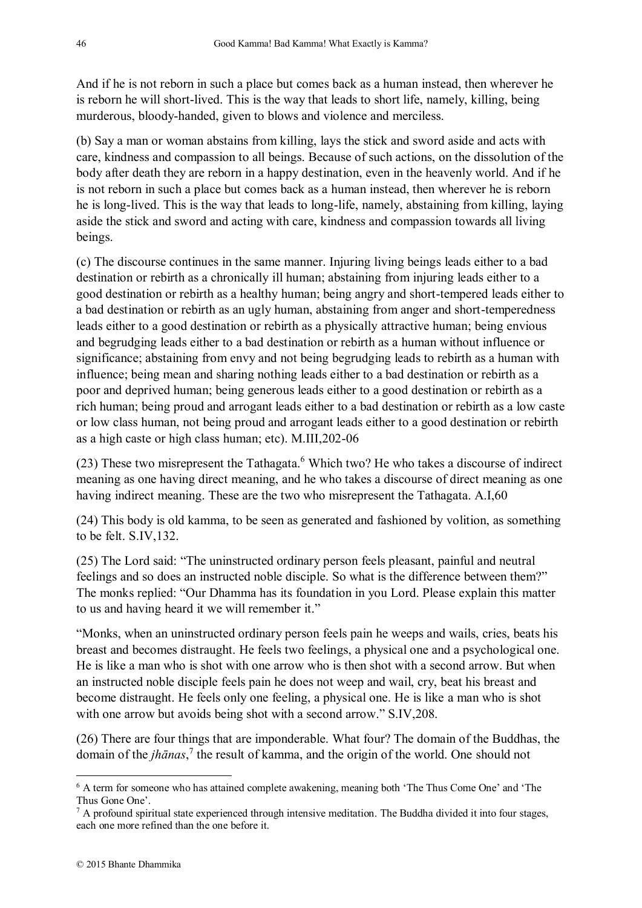And if he is not reborn in such a place but comes back as a human instead, then wherever he is reborn he will short-lived. This is the way that leads to short life, namely, killing, being murderous, bloody-handed, given to blows and violence and merciless.

(b) Say a man or woman abstains from killing, lays the stick and sword aside and acts with care, kindness and compassion to all beings. Because of such actions, on the dissolution of the body after death they are reborn in a happy destination, even in the heavenly world. And if he is not reborn in such a place but comes back as a human instead, then wherever he is reborn he is long-lived. This is the way that leads to long-life, namely, abstaining from killing, laying aside the stick and sword and acting with care, kindness and compassion towards all living beings.

(c) The discourse continues in the same manner. Injuring living beings leads either to a bad destination or rebirth as a chronically ill human; abstaining from injuring leads either to a good destination or rebirth as a healthy human; being angry and short-tempered leads either to a bad destination or rebirth as an ugly human, abstaining from anger and short-temperedness leads either to a good destination or rebirth as a physically attractive human; being envious and begrudging leads either to a bad destination or rebirth as a human without influence or significance; abstaining from envy and not being begrudging leads to rebirth as a human with influence; being mean and sharing nothing leads either to a bad destination or rebirth as a poor and deprived human; being generous leads either to a good destination or rebirth as a rich human; being proud and arrogant leads either to a bad destination or rebirth as a low caste or low class human, not being proud and arrogant leads either to a good destination or rebirth as a high caste or high class human; etc). M.III,202-06

(23) These two misrepresent the Tathagata.[6] Which two? He who takes a discourse of indirect meaning as one having direct meaning, and he who takes a discourse of direct meaning as one having indirect meaning. These are the two who misrepresent the Tathagata. A.I,60

(24) This body is old kamma, to be seen as generated and fashioned by volition, as something to be felt. S.IV,132.

(25) The Lord said: "The uninstructed ordinary person feels pleasant, painful and neutral feelings and so does an instructed noble disciple. So what is the difference between them?" The monks replied: "Our Dhamma has its foundation in you Lord. Please explain this matter to us and having heard it we will remember it."

"Monks, when an uninstructed ordinary person feels pain he weeps and wails, cries, beats his breast and becomes distraught. He feels two feelings, a physical one and a psychological one. He is like a man who is shot with one arrow who is then shot with a second arrow. But when an instructed noble disciple feels pain he does not weep and wail, cry, beat his breast and become distraught. He feels only one feeling, a physical one. He is like a man who is shot with one arrow but avoids being shot with a second arrow." S.IV,208.

(26) There are four things that are imponderable. What four? The domain of the Buddhas, the domain of the *jhānas*,[7] the result of kamma, and the origin of the world. One should not

---

[6] A term for someone who has attained complete awakening, meaning both 'The Thus Come One' and 'The Thus Gone One'.

[7] A profound spiritual state experienced through intensive meditation. The Buddha divided it into four stages, each one more refined than the one before it.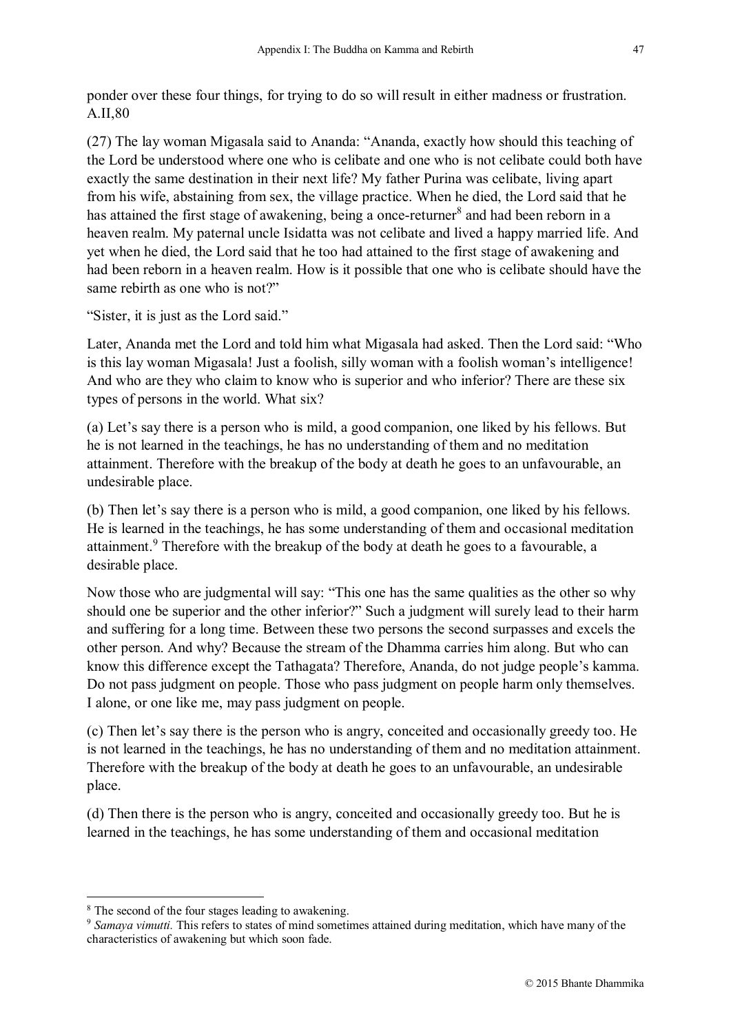ponder over these four things, for trying to do so will result in either madness or frustration. A.II,80

(27) The lay woman Migasala said to Ananda: “Ananda, exactly how should this teaching of the Lord be understood where one who is celibate and one who is not celibate could both have exactly the same destination in their next life? My father Purina was celibate, living apart from his wife, abstaining from sex, the village practice. When he died, the Lord said that he has attained the first stage of awakening, being a once-returner[8] and had been reborn in a heaven realm. My paternal uncle Isidatta was not celibate and lived a happy married life. And yet when he died, the Lord said that he too had attained to the first stage of awakening and had been reborn in a heaven realm. How is it possible that one who is celibate should have the same rebirth as one who is not?”

“Sister, it is just as the Lord said.”

Later, Ananda met the Lord and told him what Migasala had asked. Then the Lord said: “Who is this lay woman Migasala! Just a foolish, silly woman with a foolish woman’s intelligence! And who are they who claim to know who is superior and who inferior? There are these six types of persons in the world. What six?

(a) Let’s say there is a person who is mild, a good companion, one liked by his fellows. But he is not learned in the teachings, he has no understanding of them and no meditation attainment. Therefore with the breakup of the body at death he goes to an unfavourable, an undesirable place.

(b) Then let’s say there is a person who is mild, a good companion, one liked by his fellows. He is learned in the teachings, he has some understanding of them and occasional meditation attainment.[9] Therefore with the breakup of the body at death he goes to a favourable, a desirable place.

Now those who are judgmental will say: “This one has the same qualities as the other so why should one be superior and the other inferior?” Such a judgment will surely lead to their harm and suffering for a long time. Between these two persons the second surpasses and excels the other person. And why? Because the stream of the Dhamma carries him along. But who can know this difference except the Tathagata? Therefore, Ananda, do not judge people’s kamma. Do not pass judgment on people. Those who pass judgment on people harm only themselves. I alone, or one like me, may pass judgment on people.

(c) Then let’s say there is the person who is angry, conceited and occasionally greedy too. He is not learned in the teachings, he has no understanding of them and no meditation attainment. Therefore with the breakup of the body at death he goes to an unfavourable, an undesirable place.

(d) Then there is the person who is angry, conceited and occasionally greedy too. But he is learned in the teachings, he has some understanding of them and occasional meditation

---

[8] The second of the four stages leading to awakening.

[9] *Samaya vimutti.* This refers to states of mind sometimes attained during meditation, which have many of the characteristics of awakening but which soon fade.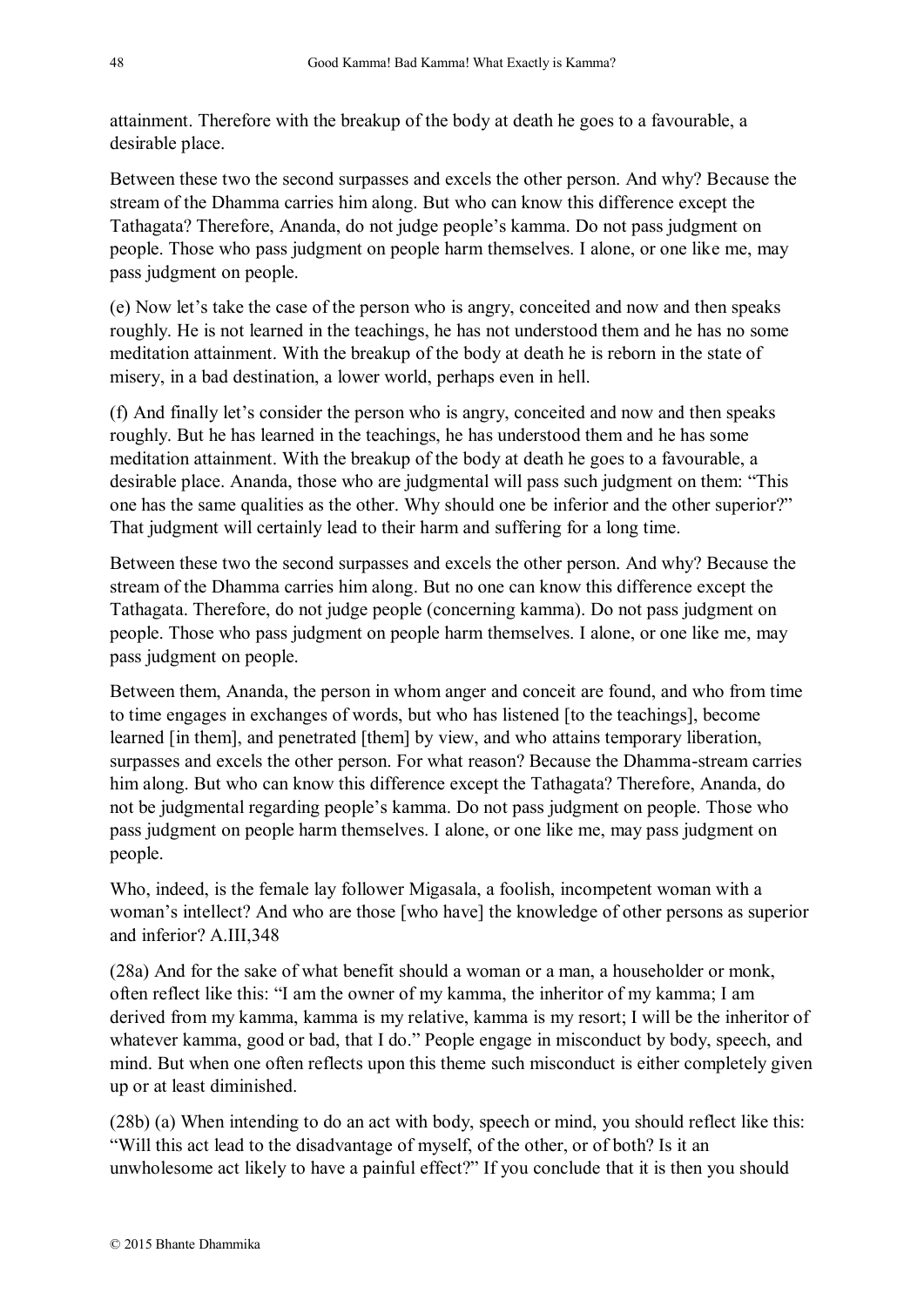attainment. Therefore with the breakup of the body at death he goes to a favourable, a desirable place.

Between these two the second surpasses and excels the other person. And why? Because the stream of the Dhamma carries him along. But who can know this difference except the Tathagata? Therefore, Ananda, do not judge people's kamma. Do not pass judgment on people. Those who pass judgment on people harm themselves. I alone, or one like me, may pass judgment on people.

(e) Now let's take the case of the person who is angry, conceited and now and then speaks roughly. He is not learned in the teachings, he has not understood them and he has no some meditation attainment. With the breakup of the body at death he is reborn in the state of misery, in a bad destination, a lower world, perhaps even in hell.

(f) And finally let's consider the person who is angry, conceited and now and then speaks roughly. But he has learned in the teachings, he has understood them and he has some meditation attainment. With the breakup of the body at death he goes to a favourable, a desirable place. Ananda, those who are judgmental will pass such judgment on them: "This one has the same qualities as the other. Why should one be inferior and the other superior?" That judgment will certainly lead to their harm and suffering for a long time.

Between these two the second surpasses and excels the other person. And why? Because the stream of the Dhamma carries him along. But no one can know this difference except the Tathagata. Therefore, do not judge people (concerning kamma). Do not pass judgment on people. Those who pass judgment on people harm themselves. I alone, or one like me, may pass judgment on people.

Between them, Ananda, the person in whom anger and conceit are found, and who from time to time engages in exchanges of words, but who has listened [to the teachings], become learned [in them], and penetrated [them] by view, and who attains temporary liberation, surpasses and excels the other person. For what reason? Because the Dhamma-stream carries him along. But who can know this difference except the Tathagata? Therefore, Ananda, do not be judgmental regarding people's kamma. Do not pass judgment on people. Those who pass judgment on people harm themselves. I alone, or one like me, may pass judgment on people.

Who, indeed, is the female lay follower Migasala, a foolish, incompetent woman with a woman's intellect? And who are those [who have] the knowledge of other persons as superior and inferior? A.III,348

(28a) And for the sake of what benefit should a woman or a man, a householder or monk, often reflect like this: "I am the owner of my kamma, the inheritor of my kamma; I am derived from my kamma, kamma is my relative, kamma is my resort; I will be the inheritor of whatever kamma, good or bad, that I do." People engage in misconduct by body, speech, and mind. But when one often reflects upon this theme such misconduct is either completely given up or at least diminished.

(28b) (a) When intending to do an act with body, speech or mind, you should reflect like this: "Will this act lead to the disadvantage of myself, of the other, or of both? Is it an unwholesome act likely to have a painful effect?" If you conclude that it is then you should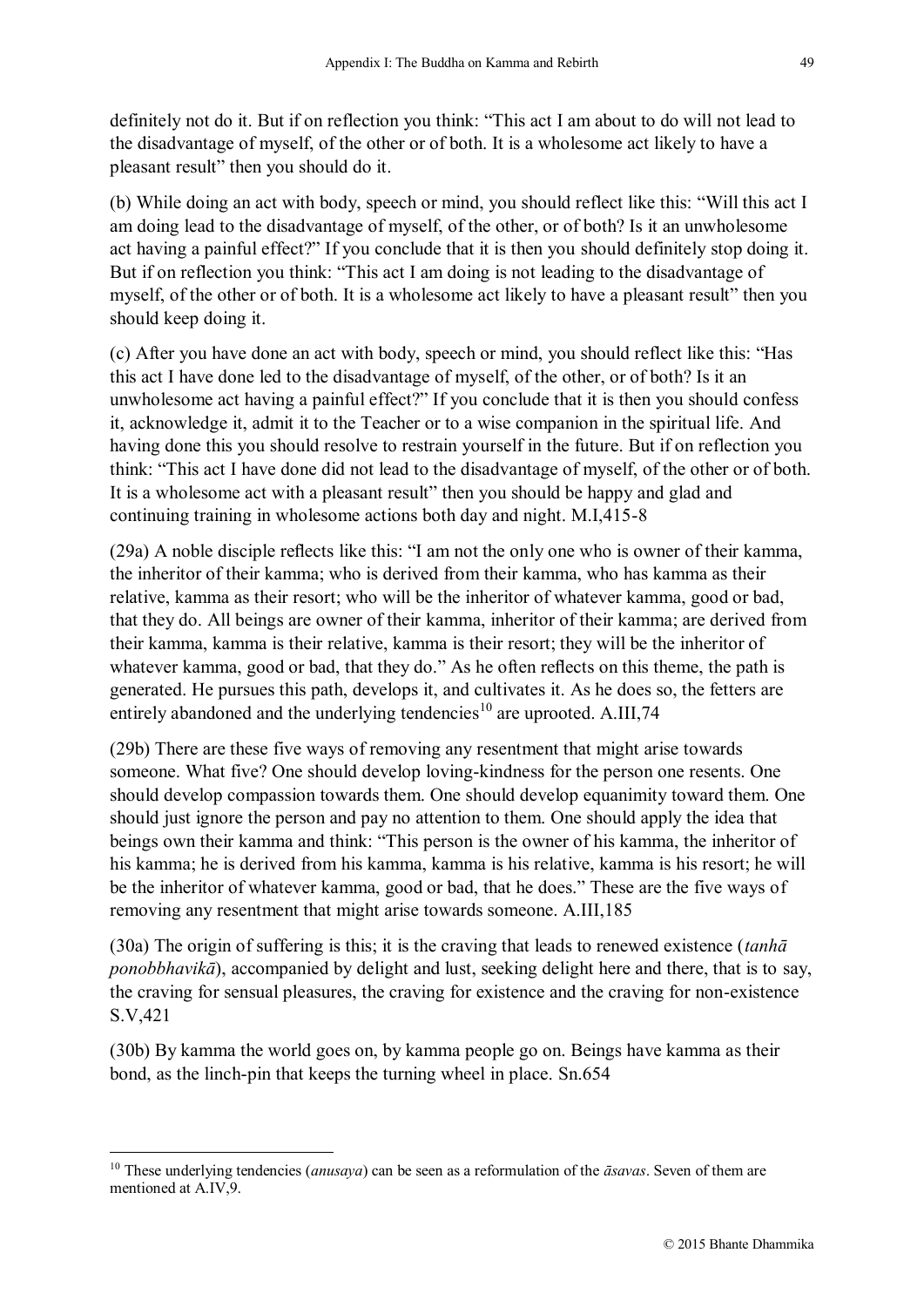definitely not do it. But if on reflection you think: “This act I am about to do will not lead to the disadvantage of myself, of the other or of both. It is a wholesome act likely to have a pleasant result” then you should do it.

(b) While doing an act with body, speech or mind, you should reflect like this: “Will this act I am doing lead to the disadvantage of myself, of the other, or of both? Is it an unwholesome act having a painful effect?” If you conclude that it is then you should definitely stop doing it. But if on reflection you think: “This act I am doing is not leading to the disadvantage of myself, of the other or of both. It is a wholesome act likely to have a pleasant result” then you should keep doing it.

(c) After you have done an act with body, speech or mind, you should reflect like this: “Has this act I have done led to the disadvantage of myself, of the other, or of both? Is it an unwholesome act having a painful effect?” If you conclude that it is then you should confess it, acknowledge it, admit it to the Teacher or to a wise companion in the spiritual life. And having done this you should resolve to restrain yourself in the future. But if on reflection you think: “This act I have done did not lead to the disadvantage of myself, of the other or of both. It is a wholesome act with a pleasant result” then you should be happy and glad and continuing training in wholesome actions both day and night. M.I,415-8

(29a) A noble disciple reflects like this: “I am not the only one who is owner of their kamma, the inheritor of their kamma; who is derived from their kamma, who has kamma as their relative, kamma as their resort; who will be the inheritor of whatever kamma, good or bad, that they do. All beings are owner of their kamma, inheritor of their kamma; are derived from their kamma, kamma is their relative, kamma is their resort; they will be the inheritor of whatever kamma, good or bad, that they do.” As he often reflects on this theme, the path is generated. He pursues this path, develops it, and cultivates it. As he does so, the fetters are entirely abandoned and the underlying tendencies[10] are uprooted. A.III,74

(29b) There are these five ways of removing any resentment that might arise towards someone. What five? One should develop loving-kindness for the person one resents. One should develop compassion towards them. One should develop equanimity toward them. One should just ignore the person and pay no attention to them. One should apply the idea that beings own their kamma and think: “This person is the owner of his kamma, the inheritor of his kamma; he is derived from his kamma, kamma is his relative, kamma is his resort; he will be the inheritor of whatever kamma, good or bad, that he does.” These are the five ways of removing any resentment that might arise towards someone. A.III,185

(30a) The origin of suffering is this; it is the craving that leads to renewed existence (*tanhā ponobbhavikā*), accompanied by delight and lust, seeking delight here and there, that is to say, the craving for sensual pleasures, the craving for existence and the craving for non-existence S.V,421

(30b) By kamma the world goes on, by kamma people go on. Beings have kamma as their bond, as the linch-pin that keeps the turning wheel in place. Sn.654

---

[10] These underlying tendencies (*anusaya*) can be seen as a reformulation of the *āsavas*. Seven of them are mentioned at A.IV,9.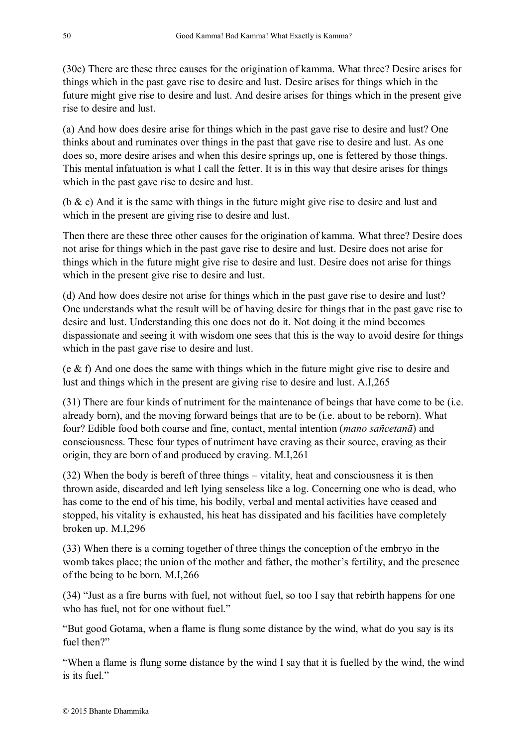(30c) There are these three causes for the origination of kamma. What three? Desire arises for things which in the past gave rise to desire and lust. Desire arises for things which in the future might give rise to desire and lust. And desire arises for things which in the present give rise to desire and lust.

(a) And how does desire arise for things which in the past gave rise to desire and lust? One thinks about and ruminates over things in the past that gave rise to desire and lust. As one does so, more desire arises and when this desire springs up, one is fettered by those things. This mental infatuation is what I call the fetter. It is in this way that desire arises for things which in the past gave rise to desire and lust.

(b & c) And it is the same with things in the future might give rise to desire and lust and which in the present are giving rise to desire and lust.

Then there are these three other causes for the origination of kamma. What three? Desire does not arise for things which in the past gave rise to desire and lust. Desire does not arise for things which in the future might give rise to desire and lust. Desire does not arise for things which in the present give rise to desire and lust.

(d) And how does desire not arise for things which in the past gave rise to desire and lust? One understands what the result will be of having desire for things that in the past gave rise to desire and lust. Understanding this one does not do it. Not doing it the mind becomes dispassionate and seeing it with wisdom one sees that this is the way to avoid desire for things which in the past gave rise to desire and lust.

(e & f) And one does the same with things which in the future might give rise to desire and lust and things which in the present are giving rise to desire and lust. A.I,265

(31) There are four kinds of nutriment for the maintenance of beings that have come to be (i.e. already born), and the moving forward beings that are to be (i.e. about to be reborn). What four? Edible food both coarse and fine, contact, mental intention (*mano sañcetanā*) and consciousness. These four types of nutriment have craving as their source, craving as their origin, they are born of and produced by craving. M.I,261

(32) When the body is bereft of three things – vitality, heat and consciousness it is then thrown aside, discarded and left lying senseless like a log. Concerning one who is dead, who has come to the end of his time, his bodily, verbal and mental activities have ceased and stopped, his vitality is exhausted, his heat has dissipated and his facilities have completely broken up. M.I,296

(33) When there is a coming together of three things the conception of the embryo in the womb takes place; the union of the mother and father, the mother's fertility, and the presence of the being to be born. M.I,266

(34) "Just as a fire burns with fuel, not without fuel, so too I say that rebirth happens for one who has fuel, not for one without fuel."

"But good Gotama, when a flame is flung some distance by the wind, what do you say is its fuel then?"

"When a flame is flung some distance by the wind I say that it is fuelled by the wind, the wind is its fuel."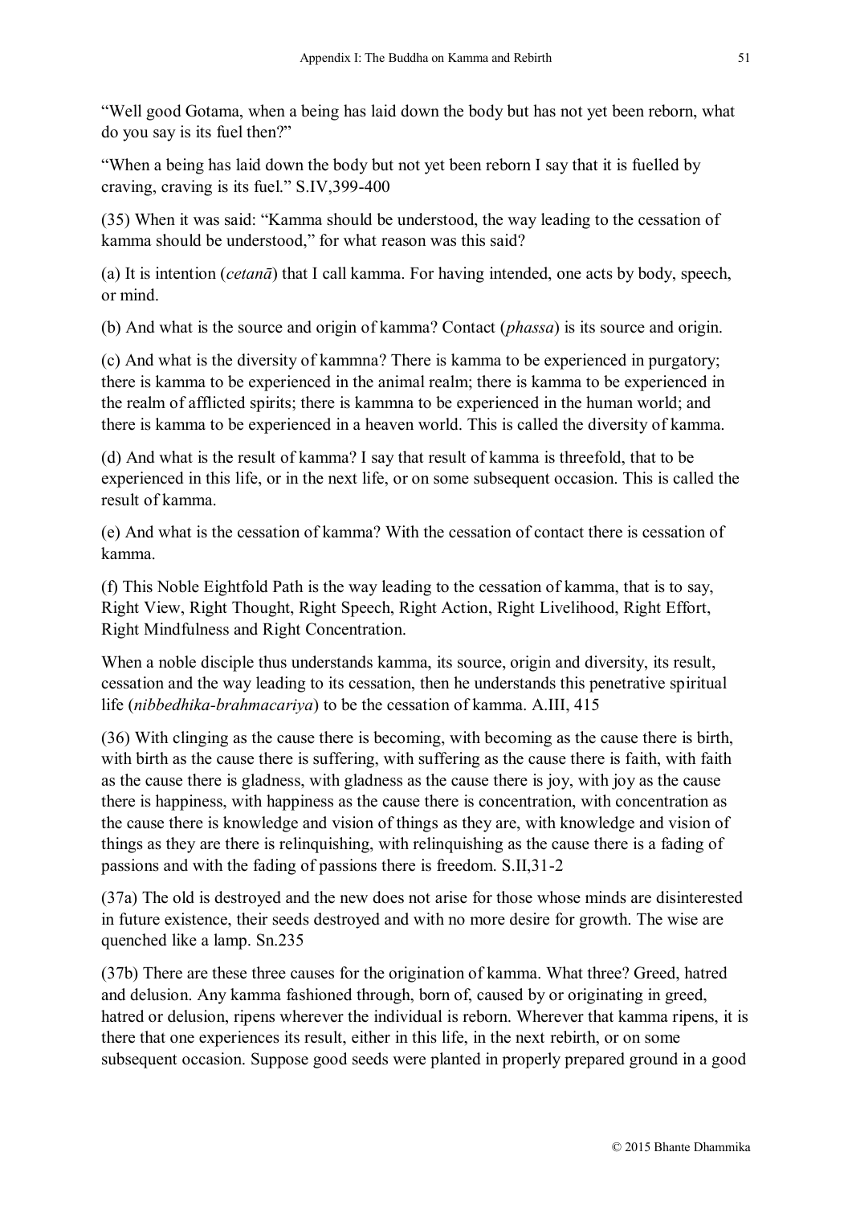"Well good Gotama, when a being has laid down the body but has not yet been reborn, what do you say is its fuel then?"

"When a being has laid down the body but not yet been reborn I say that it is fuelled by craving, craving is its fuel." S.IV,399-400

(35) When it was said: "Kamma should be understood, the way leading to the cessation of kamma should be understood," for what reason was this said?

(a) It is intention (*cetanā*) that I call kamma. For having intended, one acts by body, speech, or mind.

(b) And what is the source and origin of kamma? Contact (*phassa*) is its source and origin.

(c) And what is the diversity of kammna? There is kamma to be experienced in purgatory; there is kamma to be experienced in the animal realm; there is kamma to be experienced in the realm of afflicted spirits; there is kammna to be experienced in the human world; and there is kamma to be experienced in a heaven world. This is called the diversity of kamma.

(d) And what is the result of kamma? I say that result of kamma is threefold, that to be experienced in this life, or in the next life, or on some subsequent occasion. This is called the result of kamma.

(e) And what is the cessation of kamma? With the cessation of contact there is cessation of kamma.

(f) This Noble Eightfold Path is the way leading to the cessation of kamma, that is to say, Right View, Right Thought, Right Speech, Right Action, Right Livelihood, Right Effort, Right Mindfulness and Right Concentration.

When a noble disciple thus understands kamma, its source, origin and diversity, its result, cessation and the way leading to its cessation, then he understands this penetrative spiritual life (*nibbedhika-brahmacariya*) to be the cessation of kamma. A.III, 415

(36) With clinging as the cause there is becoming, with becoming as the cause there is birth, with birth as the cause there is suffering, with suffering as the cause there is faith, with faith as the cause there is gladness, with gladness as the cause there is joy, with joy as the cause there is happiness, with happiness as the cause there is concentration, with concentration as the cause there is knowledge and vision of things as they are, with knowledge and vision of things as they are there is relinquishing, with relinquishing as the cause there is a fading of passions and with the fading of passions there is freedom. S.II,31-2

(37a) The old is destroyed and the new does not arise for those whose minds are disinterested in future existence, their seeds destroyed and with no more desire for growth. The wise are quenched like a lamp. Sn.235

(37b) There are these three causes for the origination of kamma. What three? Greed, hatred and delusion. Any kamma fashioned through, born of, caused by or originating in greed, hatred or delusion, ripens wherever the individual is reborn. Wherever that kamma ripens, it is there that one experiences its result, either in this life, in the next rebirth, or on some subsequent occasion. Suppose good seeds were planted in properly prepared ground in a good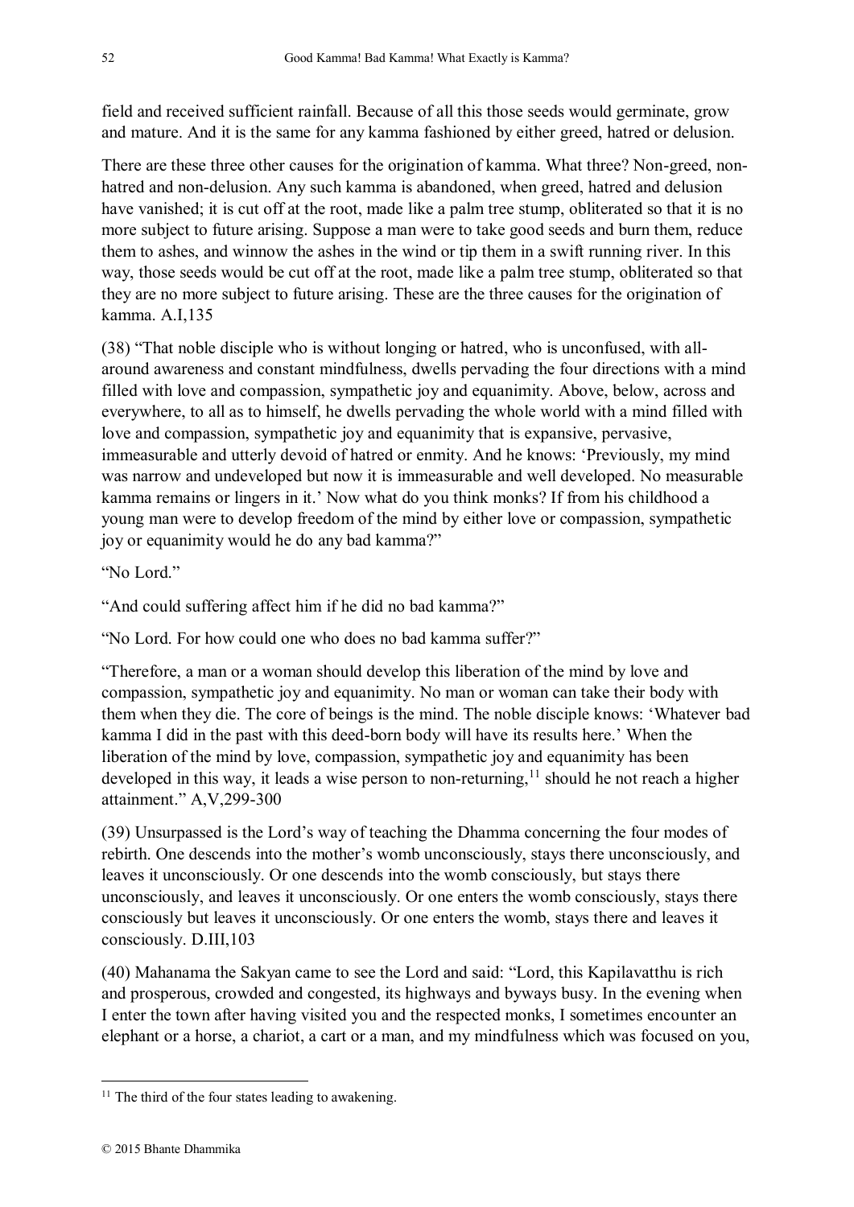field and received sufficient rainfall. Because of all this those seeds would germinate, grow and mature. And it is the same for any kamma fashioned by either greed, hatred or delusion.

There are these three other causes for the origination of kamma. What three? Non-greed, non-hatred and non-delusion. Any such kamma is abandoned, when greed, hatred and delusion have vanished; it is cut off at the root, made like a palm tree stump, obliterated so that it is no more subject to future arising. Suppose a man were to take good seeds and burn them, reduce them to ashes, and winnow the ashes in the wind or tip them in a swift running river. In this way, those seeds would be cut off at the root, made like a palm tree stump, obliterated so that they are no more subject to future arising. These are the three causes for the origination of kamma. A.I,135

(38) "That noble disciple who is without longing or hatred, who is unconfused, with all-around awareness and constant mindfulness, dwells pervading the four directions with a mind filled with love and compassion, sympathetic joy and equanimity. Above, below, across and everywhere, to all as to himself, he dwells pervading the whole world with a mind filled with love and compassion, sympathetic joy and equanimity that is expansive, pervasive, immeasurable and utterly devoid of hatred or enmity. And he knows: 'Previously, my mind was narrow and undeveloped but now it is immeasurable and well developed. No measurable kamma remains or lingers in it.' Now what do you think monks? If from his childhood a young man were to develop freedom of the mind by either love or compassion, sympathetic joy or equanimity would he do any bad kamma?"

"No Lord."

"And could suffering affect him if he did no bad kamma?"

"No Lord. For how could one who does no bad kamma suffer?"

"Therefore, a man or a woman should develop this liberation of the mind by love and compassion, sympathetic joy and equanimity. No man or woman can take their body with them when they die. The core of beings is the mind. The noble disciple knows: 'Whatever bad kamma I did in the past with this deed-born body will have its results here.' When the liberation of the mind by love, compassion, sympathetic joy and equanimity has been developed in this way, it leads a wise person to non-returning,[11] should he not reach a higher attainment." A,V,299-300

(39) Unsurpassed is the Lord's way of teaching the Dhamma concerning the four modes of rebirth. One descends into the mother's womb unconsciously, stays there unconsciously, and leaves it unconsciously. Or one descends into the womb consciously, but stays there unconsciously, and leaves it unconsciously. Or one enters the womb consciously, stays there consciously but leaves it unconsciously. Or one enters the womb, stays there and leaves it consciously. D.III,103

(40) Mahanama the Sakyan came to see the Lord and said: "Lord, this Kapilavatthu is rich and prosperous, crowded and congested, its highways and byways busy. In the evening when I enter the town after having visited you and the respected monks, I sometimes encounter an elephant or a horse, a chariot, a cart or a man, and my mindfulness which was focused on you,

---

[11] The third of the four states leading to awakening.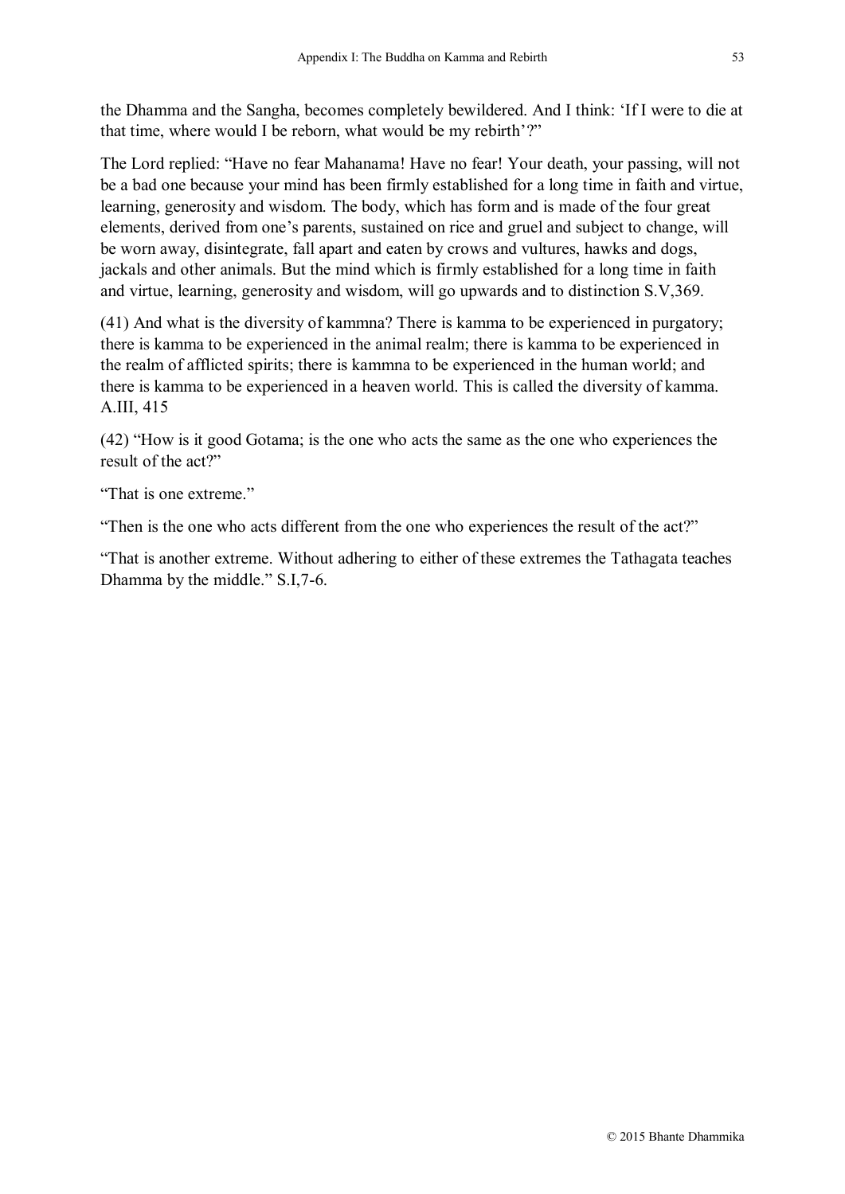the Dhamma and the Sangha, becomes completely bewildered. And I think: 'If I were to die at that time, where would I be reborn, what would be my rebirth'?"

The Lord replied: "Have no fear Mahanama! Have no fear! Your death, your passing, will not be a bad one because your mind has been firmly established for a long time in faith and virtue, learning, generosity and wisdom. The body, which has form and is made of the four great elements, derived from one's parents, sustained on rice and gruel and subject to change, will be worn away, disintegrate, fall apart and eaten by crows and vultures, hawks and dogs, jackals and other animals. But the mind which is firmly established for a long time in faith and virtue, learning, generosity and wisdom, will go upwards and to distinction S.V,369.

(41) And what is the diversity of kammna? There is kamma to be experienced in purgatory; there is kamma to be experienced in the animal realm; there is kamma to be experienced in the realm of afflicted spirits; there is kammna to be experienced in the human world; and there is kamma to be experienced in a heaven world. This is called the diversity of kamma. A.III, 415

(42) "How is it good Gotama; is the one who acts the same as the one who experiences the result of the act?"

"That is one extreme."

"Then is the one who acts different from the one who experiences the result of the act?"

"That is another extreme. Without adhering to either of these extremes the Tathagata teaches Dhamma by the middle." S.I,7-6.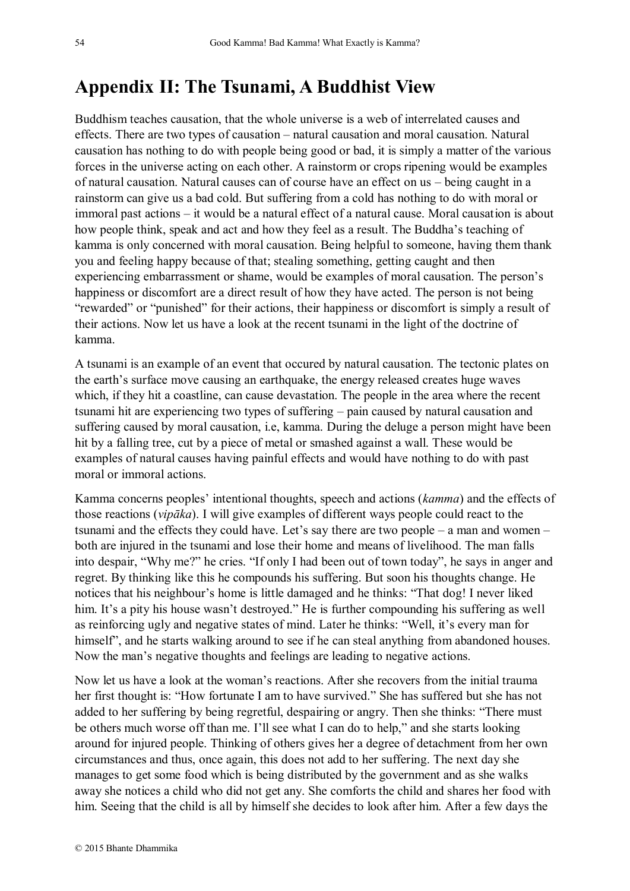# Appendix II: The Tsunami, A Buddhist View

Buddhism teaches causation, that the whole universe is a web of interrelated causes and effects. There are two types of causation – natural causation and moral causation. Natural causation has nothing to do with people being good or bad, it is simply a matter of the various forces in the universe acting on each other. A rainstorm or crops ripening would be examples of natural causation. Natural causes can of course have an effect on us – being caught in a rainstorm can give us a bad cold. But suffering from a cold has nothing to do with moral or immoral past actions – it would be a natural effect of a natural cause. Moral causation is about how people think, speak and act and how they feel as a result. The Buddha's teaching of kamma is only concerned with moral causation. Being helpful to someone, having them thank you and feeling happy because of that; stealing something, getting caught and then experiencing embarrassment or shame, would be examples of moral causation. The person's happiness or discomfort are a direct result of how they have acted. The person is not being "rewarded" or "punished" for their actions, their happiness or discomfort is simply a result of their actions. Now let us have a look at the recent tsunami in the light of the doctrine of kamma.

A tsunami is an example of an event that occured by natural causation. The tectonic plates on the earth's surface move causing an earthquake, the energy released creates huge waves which, if they hit a coastline, can cause devastation. The people in the area where the recent tsunami hit are experiencing two types of suffering – pain caused by natural causation and suffering caused by moral causation, i.e, kamma. During the deluge a person might have been hit by a falling tree, cut by a piece of metal or smashed against a wall. These would be examples of natural causes having painful effects and would have nothing to do with past moral or immoral actions.

Kamma concerns peoples' intentional thoughts, speech and actions (*kamma*) and the effects of those reactions (*vipāka*). I will give examples of different ways people could react to the tsunami and the effects they could have. Let's say there are two people – a man and women – both are injured in the tsunami and lose their home and means of livelihood. The man falls into despair, "Why me?" he cries. "If only I had been out of town today", he says in anger and regret. By thinking like this he compounds his suffering. But soon his thoughts change. He notices that his neighbour's home is little damaged and he thinks: "That dog! I never liked him. It's a pity his house wasn't destroyed." He is further compounding his suffering as well as reinforcing ugly and negative states of mind. Later he thinks: "Well, it's every man for himself", and he starts walking around to see if he can steal anything from abandoned houses. Now the man's negative thoughts and feelings are leading to negative actions.

Now let us have a look at the woman's reactions. After she recovers from the initial trauma her first thought is: "How fortunate I am to have survived." She has suffered but she has not added to her suffering by being regretful, despairing or angry. Then she thinks: "There must be others much worse off than me. I'll see what I can do to help," and she starts looking around for injured people. Thinking of others gives her a degree of detachment from her own circumstances and thus, once again, this does not add to her suffering. The next day she manages to get some food which is being distributed by the government and as she walks away she notices a child who did not get any. She comforts the child and shares her food with him. Seeing that the child is all by himself she decides to look after him. After a few days the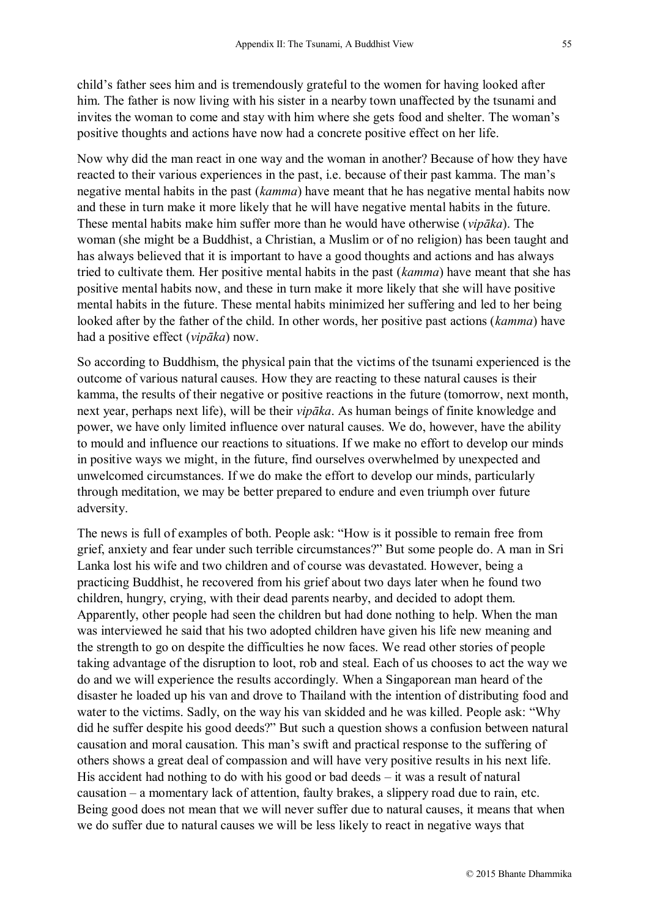child's father sees him and is tremendously grateful to the women for having looked after him. The father is now living with his sister in a nearby town unaffected by the tsunami and invites the woman to come and stay with him where she gets food and shelter. The woman's positive thoughts and actions have now had a concrete positive effect on her life.

Now why did the man react in one way and the woman in another? Because of how they have reacted to their various experiences in the past, i.e. because of their past kamma. The man's negative mental habits in the past (*kamma*) have meant that he has negative mental habits now and these in turn make it more likely that he will have negative mental habits in the future. These mental habits make him suffer more than he would have otherwise (*vipāka*). The woman (she might be a Buddhist, a Christian, a Muslim or of no religion) has been taught and has always believed that it is important to have a good thoughts and actions and has always tried to cultivate them. Her positive mental habits in the past (*kamma*) have meant that she has positive mental habits now, and these in turn make it more likely that she will have positive mental habits in the future. These mental habits minimized her suffering and led to her being looked after by the father of the child. In other words, her positive past actions (*kamma*) have had a positive effect (*vipāka*) now.

So according to Buddhism, the physical pain that the victims of the tsunami experienced is the outcome of various natural causes. How they are reacting to these natural causes is their kamma, the results of their negative or positive reactions in the future (tomorrow, next month, next year, perhaps next life), will be their *vipāka*. As human beings of finite knowledge and power, we have only limited influence over natural causes. We do, however, have the ability to mould and influence our reactions to situations. If we make no effort to develop our minds in positive ways we might, in the future, find ourselves overwhelmed by unexpected and unwelcomed circumstances. If we do make the effort to develop our minds, particularly through meditation, we may be better prepared to endure and even triumph over future adversity.

The news is full of examples of both. People ask: "How is it possible to remain free from grief, anxiety and fear under such terrible circumstances?" But some people do. A man in Sri Lanka lost his wife and two children and of course was devastated. However, being a practicing Buddhist, he recovered from his grief about two days later when he found two children, hungry, crying, with their dead parents nearby, and decided to adopt them. Apparently, other people had seen the children but had done nothing to help. When the man was interviewed he said that his two adopted children have given his life new meaning and the strength to go on despite the difficulties he now faces. We read other stories of people taking advantage of the disruption to loot, rob and steal. Each of us chooses to act the way we do and we will experience the results accordingly. When a Singaporean man heard of the disaster he loaded up his van and drove to Thailand with the intention of distributing food and water to the victims. Sadly, on the way his van skidded and he was killed. People ask: "Why did he suffer despite his good deeds?" But such a question shows a confusion between natural causation and moral causation. This man's swift and practical response to the suffering of others shows a great deal of compassion and will have very positive results in his next life. His accident had nothing to do with his good or bad deeds – it was a result of natural causation – a momentary lack of attention, faulty brakes, a slippery road due to rain, etc. Being good does not mean that we will never suffer due to natural causes, it means that when we do suffer due to natural causes we will be less likely to react in negative ways that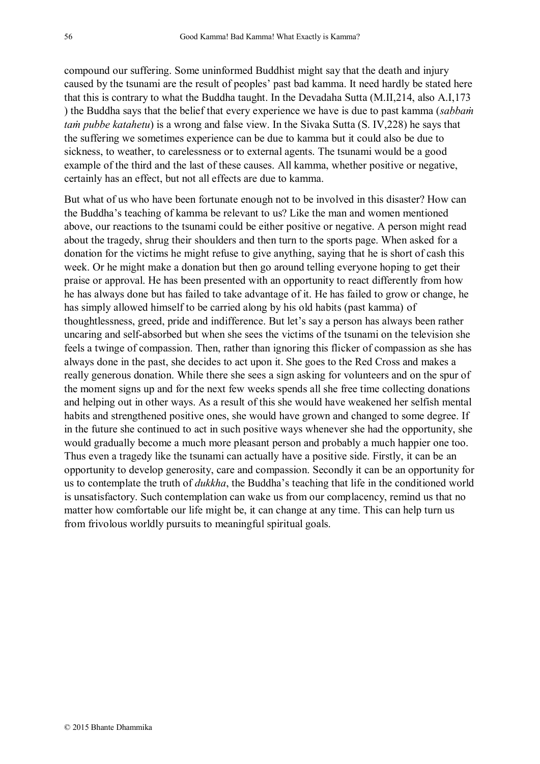compound our suffering. Some uninformed Buddhist might say that the death and injury caused by the tsunami are the result of peoples' past bad kamma. It need hardly be stated here that this is contrary to what the Buddha taught. In the Devadaha Sutta (M.II,214, also A.I,173 ) the Buddha says that the belief that every experience we have is due to past kamma (*sabbaṁ taṁ pubbe katahetu*) is a wrong and false view. In the Sivaka Sutta (S. IV,228) he says that the suffering we sometimes experience can be due to kamma but it could also be due to sickness, to weather, to carelessness or to external agents. The tsunami would be a good example of the third and the last of these causes. All kamma, whether positive or negative, certainly has an effect, but not all effects are due to kamma.

But what of us who have been fortunate enough not to be involved in this disaster? How can the Buddha's teaching of kamma be relevant to us? Like the man and women mentioned above, our reactions to the tsunami could be either positive or negative. A person might read about the tragedy, shrug their shoulders and then turn to the sports page. When asked for a donation for the victims he might refuse to give anything, saying that he is short of cash this week. Or he might make a donation but then go around telling everyone hoping to get their praise or approval. He has been presented with an opportunity to react differently from how he has always done but has failed to take advantage of it. He has failed to grow or change, he has simply allowed himself to be carried along by his old habits (past kamma) of thoughtlessness, greed, pride and indifference. But let's say a person has always been rather uncaring and self-absorbed but when she sees the victims of the tsunami on the television she feels a twinge of compassion. Then, rather than ignoring this flicker of compassion as she has always done in the past, she decides to act upon it. She goes to the Red Cross and makes a really generous donation. While there she sees a sign asking for volunteers and on the spur of the moment signs up and for the next few weeks spends all she free time collecting donations and helping out in other ways. As a result of this she would have weakened her selfish mental habits and strengthened positive ones, she would have grown and changed to some degree. If in the future she continued to act in such positive ways whenever she had the opportunity, she would gradually become a much more pleasant person and probably a much happier one too. Thus even a tragedy like the tsunami can actually have a positive side. Firstly, it can be an opportunity to develop generosity, care and compassion. Secondly it can be an opportunity for us to contemplate the truth of *dukkha*, the Buddha's teaching that life in the conditioned world is unsatisfactory. Such contemplation can wake us from our complacency, remind us that no matter how comfortable our life might be, it can change at any time. This can help turn us from frivolous worldly pursuits to meaningful spiritual goals.